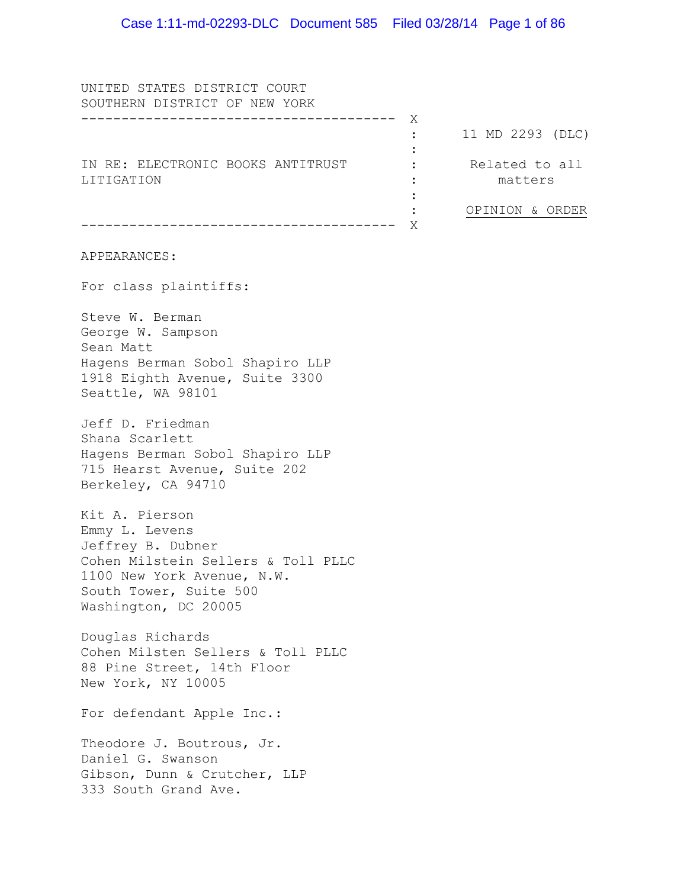UNITED STATES DISTRICT COURT
SOUTHERN DISTRICT OF NEW YORK

| | | |
|---|---|---|
| IN RE: ELECTRONIC BOOKS ANTITRUST LITIGATION | : | 11 MD 2293 (DLC) |
| | : | Related to all matters |
| | : | OPINION & ORDER |

APPEARANCES:

For class plaintiffs:

Steve W. Berman
George W. Sampson
Sean Matt
Hagens Berman Sobol Shapiro LLP
1918 Eighth Avenue, Suite 3300
Seattle, WA 98101

Jeff D. Friedman
Shana Scarlett
Hagens Berman Sobol Shapiro LLP
715 Hearst Avenue, Suite 202
Berkeley, CA 94710

Kit A. Pierson
Emmy L. Levens
Jeffrey B. Dubner
Cohen Milstein Sellers & Toll PLLC
1100 New York Avenue, N.W.
South Tower, Suite 500
Washington, DC 20005

Douglas Richards
Cohen Milsten Sellers & Toll PLLC
88 Pine Street, 14th Floor
New York, NY 10005

For defendant Apple Inc.:

Theodore J. Boutrous, Jr.
Daniel G. Swanson
Gibson, Dunn & Crutcher, LLP
333 South Grand Ave.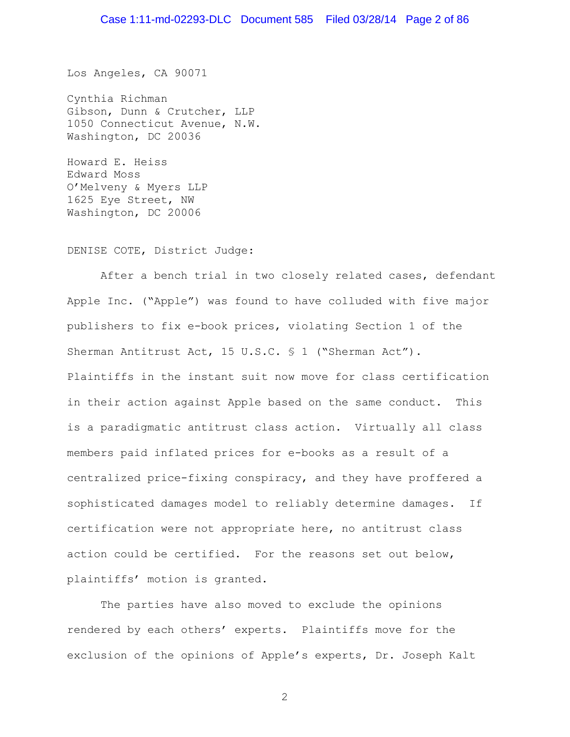Los Angeles, CA 90071

Cynthia Richman
Gibson, Dunn & Crutcher, LLP
1050 Connecticut Avenue, N.W.
Washington, DC 20036

Howard E. Heiss
Edward Moss
O'Melveny & Myers LLP
1625 Eye Street, NW
Washington, DC 20006

DENISE COTE, District Judge:

After a bench trial in two closely related cases, defendant Apple Inc. ("Apple") was found to have colluded with five major publishers to fix e-book prices, violating Section 1 of the Sherman Antitrust Act, 15 U.S.C. § 1 ("Sherman Act"). Plaintiffs in the instant suit now move for class certification in their action against Apple based on the same conduct. This is a paradigmatic antitrust class action. Virtually all class members paid inflated prices for e-books as a result of a centralized price-fixing conspiracy, and they have proffered a sophisticated damages model to reliably determine damages. If certification were not appropriate here, no antitrust class action could be certified. For the reasons set out below, plaintiffs' motion is granted.

The parties have also moved to exclude the opinions rendered by each others' experts. Plaintiffs move for the exclusion of the opinions of Apple's experts, Dr. Joseph Kalt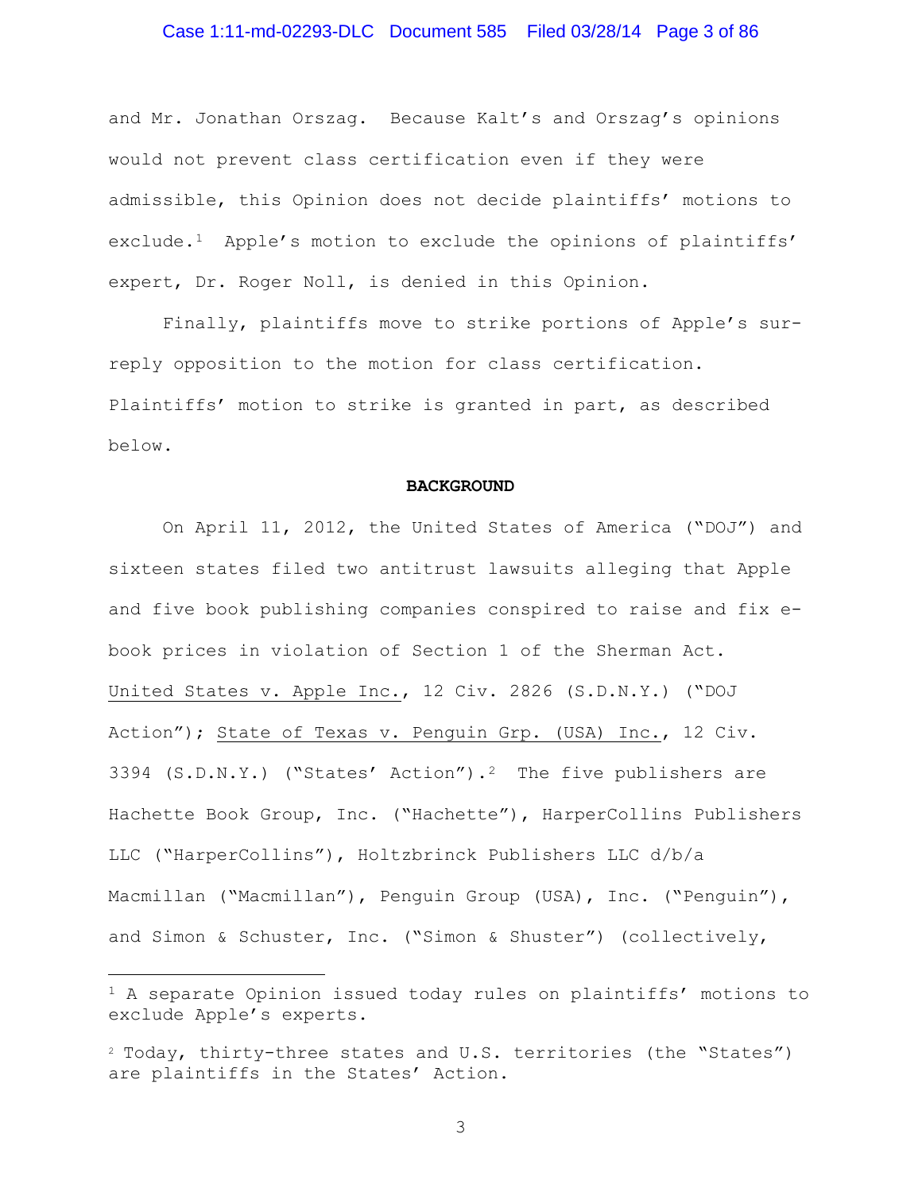and Mr. Jonathan Orszag. Because Kalt's and Orszag's opinions would not prevent class certification even if they were admissible, this Opinion does not decide plaintiffs' motions to exclude.[1] Apple's motion to exclude the opinions of plaintiffs' expert, Dr. Roger Noll, is denied in this Opinion.

Finally, plaintiffs move to strike portions of Apple's sur-reply opposition to the motion for class certification. Plaintiffs' motion to strike is granted in part, as described below.

**BACKGROUND**

On April 11, 2012, the United States of America ("DOJ") and sixteen states filed two antitrust lawsuits alleging that Apple and five book publishing companies conspired to raise and fix e-book prices in violation of Section 1 of the Sherman Act. United States v. Apple Inc., 12 Civ. 2826 (S.D.N.Y.) ("DOJ Action"); State of Texas v. Penguin Grp. (USA) Inc., 12 Civ. 3394 (S.D.N.Y.) ("States' Action").[2] The five publishers are Hachette Book Group, Inc. ("Hachette"), HarperCollins Publishers LLC ("HarperCollins"), Holtzbrinck Publishers LLC d/b/a Macmillan ("Macmillan"), Penguin Group (USA), Inc. ("Penguin"), and Simon & Schuster, Inc. ("Simon & Shuster") (collectively,

[1] A separate Opinion issued today rules on plaintiffs' motions to exclude Apple's experts.

[2] Today, thirty-three states and U.S. territories (the "States") are plaintiffs in the States' Action.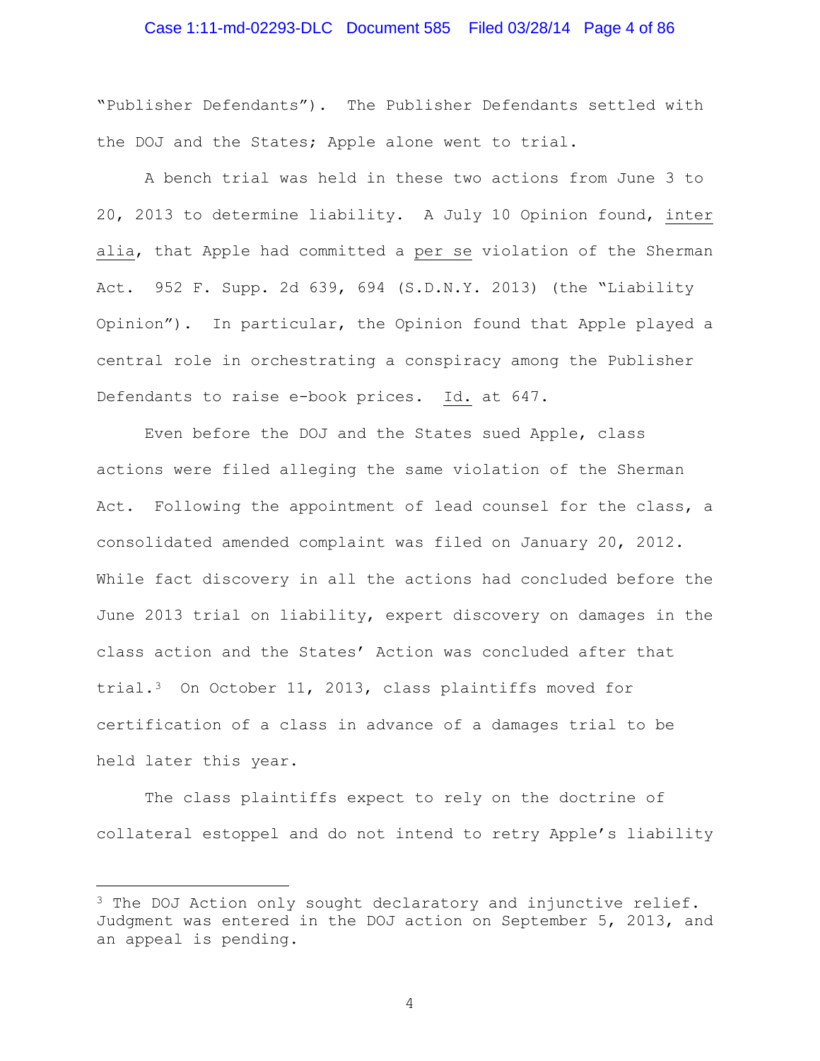"Publisher Defendants"). The Publisher Defendants settled with the DOJ and the States; Apple alone went to trial.

A bench trial was held in these two actions from June 3 to 20, 2013 to determine liability. A July 10 Opinion found, *inter alia*, that Apple had committed a *per se* violation of the Sherman Act. 952 F. Supp. 2d 639, 694 (S.D.N.Y. 2013) (the "Liability Opinion"). In particular, the Opinion found that Apple played a central role in orchestrating a conspiracy among the Publisher Defendants to raise e-book prices. *Id.* at 647.

Even before the DOJ and the States sued Apple, class actions were filed alleging the same violation of the Sherman Act. Following the appointment of lead counsel for the class, a consolidated amended complaint was filed on January 20, 2012. While fact discovery in all the actions had concluded before the June 2013 trial on liability, expert discovery on damages in the class action and the States' Action was concluded after that trial.[3] On October 11, 2013, class plaintiffs moved for certification of a class in advance of a damages trial to be held later this year.

The class plaintiffs expect to rely on the doctrine of collateral estoppel and do not intend to retry Apple's liability

---

[3] The DOJ Action only sought declaratory and injunctive relief. Judgment was entered in the DOJ action on September 5, 2013, and an appeal is pending.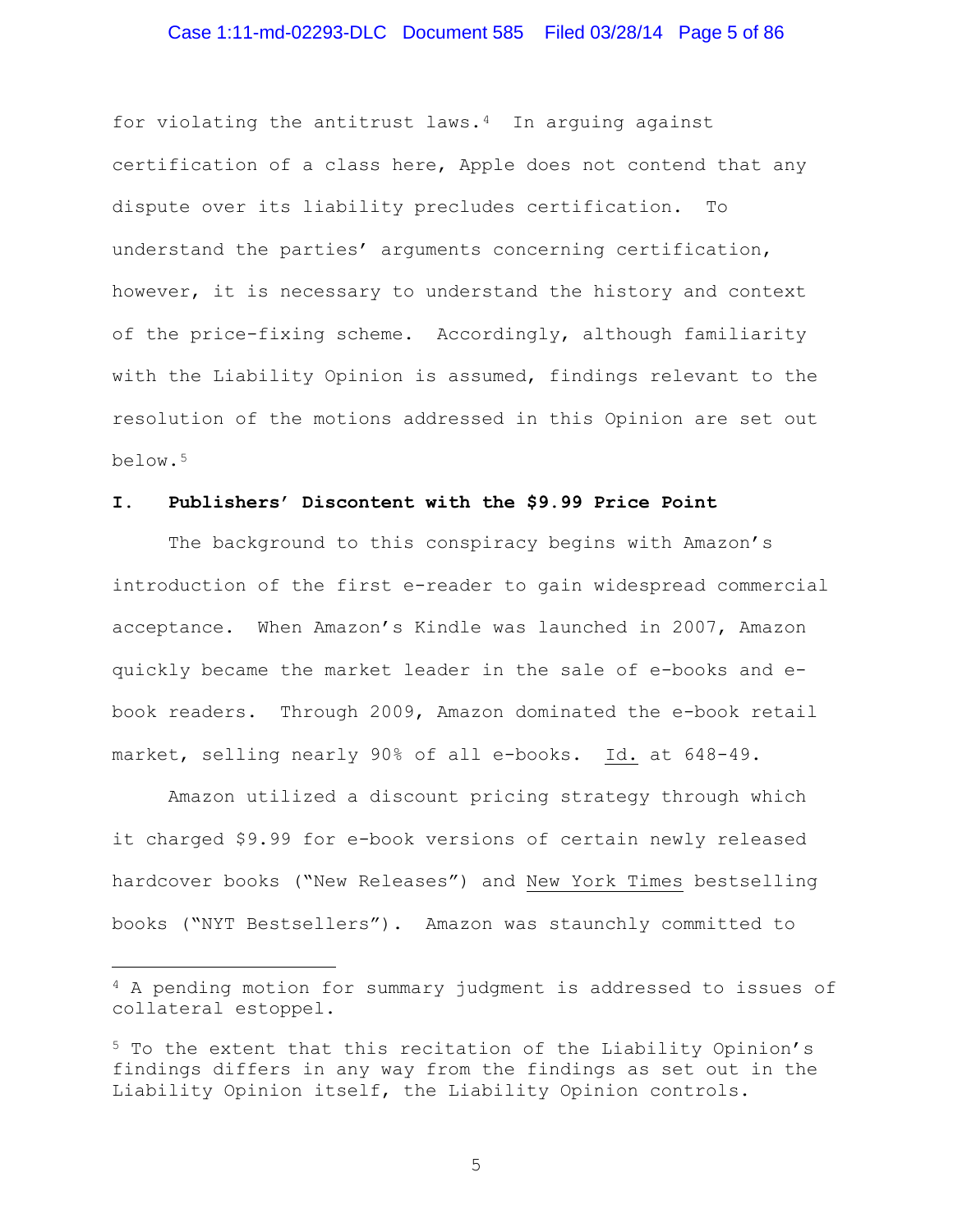for violating the antitrust laws.[4] In arguing against certification of a class here, Apple does not contend that any dispute over its liability precludes certification. To understand the parties' arguments concerning certification, however, it is necessary to understand the history and context of the price-fixing scheme. Accordingly, although familiarity with the Liability Opinion is assumed, findings relevant to the resolution of the motions addressed in this Opinion are set out below.[5]

## I. Publishers' Discontent with the $9.99 Price Point

The background to this conspiracy begins with Amazon's introduction of the first e-reader to gain widespread commercial acceptance. When Amazon's Kindle was launched in 2007, Amazon quickly became the market leader in the sale of e-books and e-book readers. Through 2009, Amazon dominated the e-book retail market, selling nearly 90% of all e-books. Id. at 648-49.

Amazon utilized a discount pricing strategy through which it charged $9.99 for e-book versions of certain newly released hardcover books ("New Releases") and *New York Times* bestselling books ("NYT Bestsellers"). Amazon was staunchly committed to

---

[4] A pending motion for summary judgment is addressed to issues of collateral estoppel.

[5] To the extent that this recitation of the Liability Opinion's findings differs in any way from the findings as set out in the Liability Opinion itself, the Liability Opinion controls.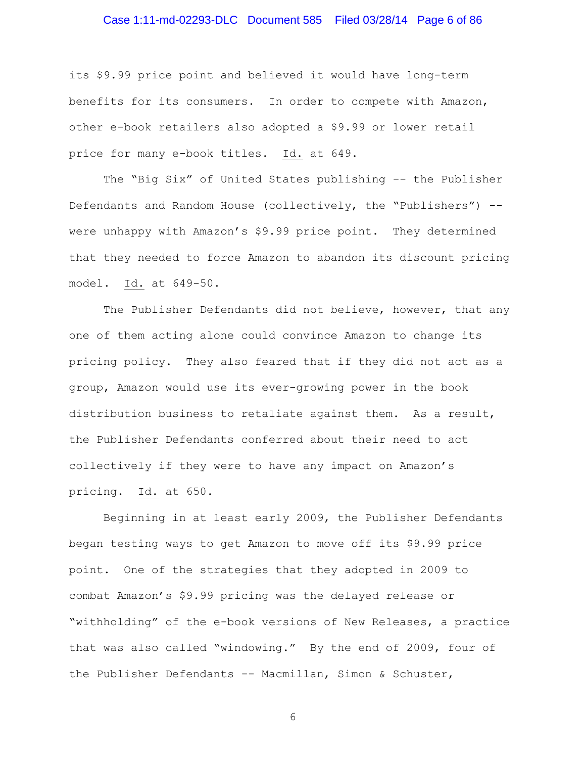its $9.99 price point and believed it would have long-term benefits for its consumers. In order to compete with Amazon, other e-book retailers also adopted a $9.99 or lower retail price for many e-book titles. Id. at 649.

The "Big Six" of United States publishing -- the Publisher Defendants and Random House (collectively, the "Publishers") -- were unhappy with Amazon's $9.99 price point. They determined that they needed to force Amazon to abandon its discount pricing model. Id. at 649-50.

The Publisher Defendants did not believe, however, that any one of them acting alone could convince Amazon to change its pricing policy. They also feared that if they did not act as a group, Amazon would use its ever-growing power in the book distribution business to retaliate against them. As a result, the Publisher Defendants conferred about their need to act collectively if they were to have any impact on Amazon's pricing. Id. at 650.

Beginning in at least early 2009, the Publisher Defendants began testing ways to get Amazon to move off its $9.99 price point. One of the strategies that they adopted in 2009 to combat Amazon's $9.99 pricing was the delayed release or "withholding" of the e-book versions of New Releases, a practice that was also called "windowing." By the end of 2009, four of the Publisher Defendants -- Macmillan, Simon & Schuster,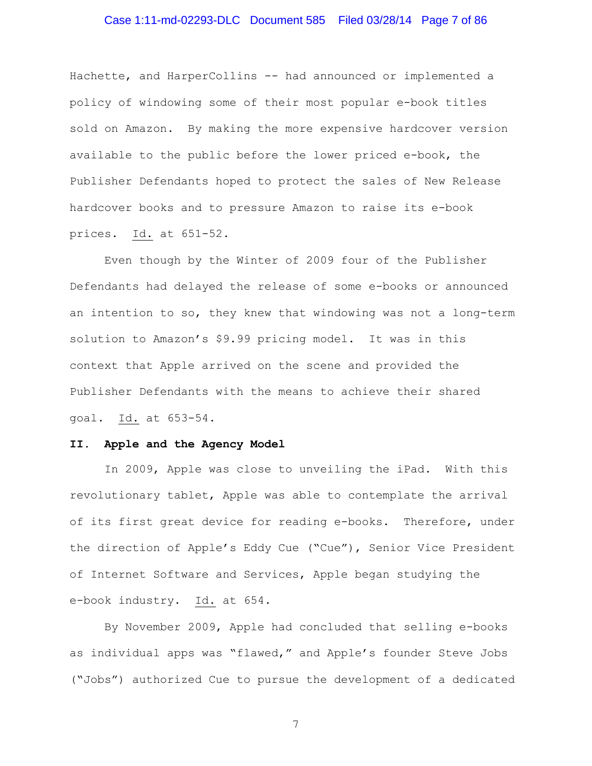Hachette, and HarperCollins -- had announced or implemented a policy of windowing some of their most popular e-book titles sold on Amazon. By making the more expensive hardcover version available to the public before the lower priced e-book, the Publisher Defendants hoped to protect the sales of New Release hardcover books and to pressure Amazon to raise its e-book prices. Id. at 651-52.

Even though by the Winter of 2009 four of the Publisher Defendants had delayed the release of some e-books or announced an intention to so, they knew that windowing was not a long-term solution to Amazon's $9.99 pricing model. It was in this context that Apple arrived on the scene and provided the Publisher Defendants with the means to achieve their shared goal. Id. at 653-54.

## II. Apple and the Agency Model

In 2009, Apple was close to unveiling the iPad. With this revolutionary tablet, Apple was able to contemplate the arrival of its first great device for reading e-books. Therefore, under the direction of Apple's Eddy Cue ("Cue"), Senior Vice President of Internet Software and Services, Apple began studying the e-book industry. Id. at 654.

By November 2009, Apple had concluded that selling e-books as individual apps was "flawed," and Apple's founder Steve Jobs ("Jobs") authorized Cue to pursue the development of a dedicated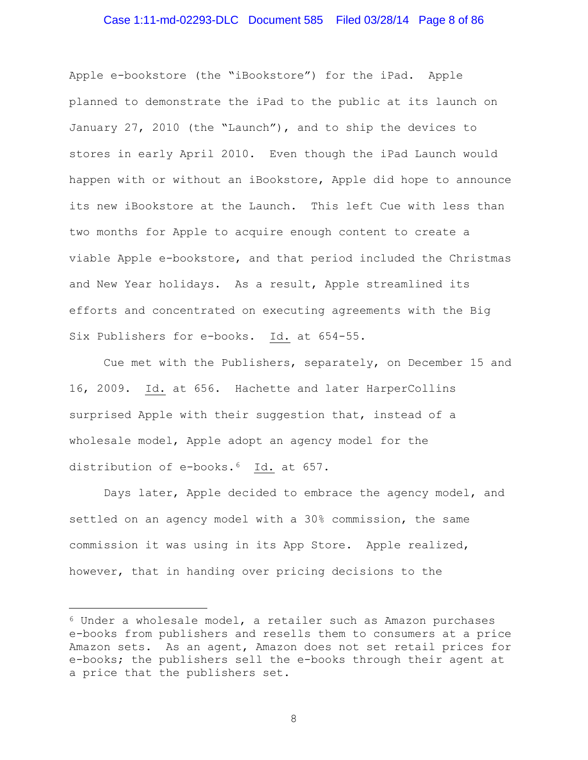Apple e-bookstore (the "iBookstore") for the iPad. Apple planned to demonstrate the iPad to the public at its launch on January 27, 2010 (the "Launch"), and to ship the devices to stores in early April 2010. Even though the iPad Launch would happen with or without an iBookstore, Apple did hope to announce its new iBookstore at the Launch. This left Cue with less than two months for Apple to acquire enough content to create a viable Apple e-bookstore, and that period included the Christmas and New Year holidays. As a result, Apple streamlined its efforts and concentrated on executing agreements with the Big Six Publishers for e-books. Id. at 654-55.

Cue met with the Publishers, separately, on December 15 and 16, 2009. Id. at 656. Hachette and later HarperCollins surprised Apple with their suggestion that, instead of a wholesale model, Apple adopt an agency model for the distribution of e-books.[6] Id. at 657.

Days later, Apple decided to embrace the agency model, and settled on an agency model with a 30% commission, the same commission it was using in its App Store. Apple realized, however, that in handing over pricing decisions to the

[6] Under a wholesale model, a retailer such as Amazon purchases e-books from publishers and resells them to consumers at a price Amazon sets. As an agent, Amazon does not set retail prices for e-books; the publishers sell the e-books through their agent at a price that the publishers set.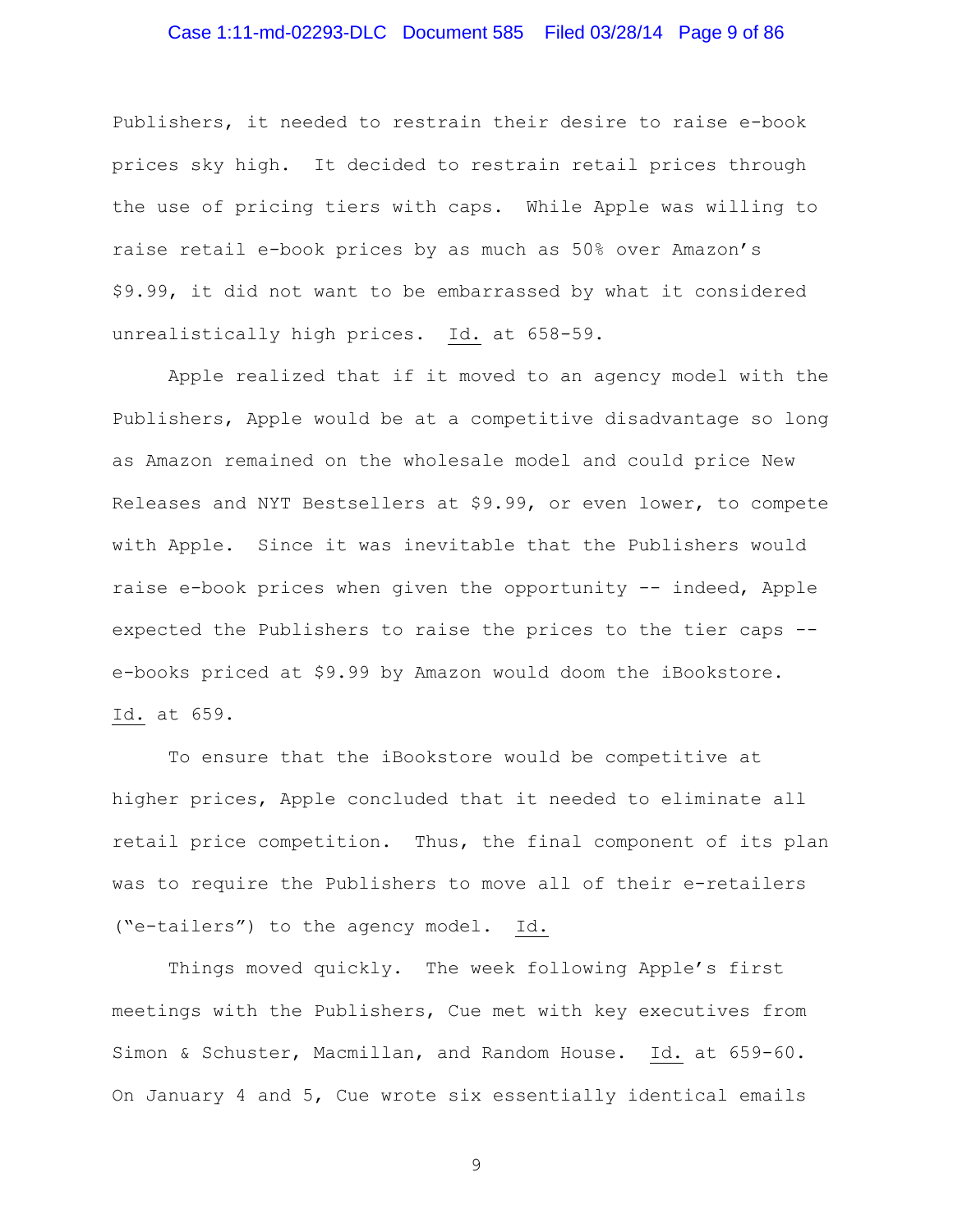Publishers, it needed to restrain their desire to raise e-book prices sky high. It decided to restrain retail prices through the use of pricing tiers with caps. While Apple was willing to raise retail e-book prices by as much as 50% over Amazon's $9.99, it did not want to be embarrassed by what it considered unrealistically high prices. Id. at 658-59.

Apple realized that if it moved to an agency model with the Publishers, Apple would be at a competitive disadvantage so long as Amazon remained on the wholesale model and could price New Releases and NYT Bestsellers at $9.99, or even lower, to compete with Apple. Since it was inevitable that the Publishers would raise e-book prices when given the opportunity -- indeed, Apple expected the Publishers to raise the prices to the tier caps -- e-books priced at $9.99 by Amazon would doom the iBookstore. Id. at 659.

To ensure that the iBookstore would be competitive at higher prices, Apple concluded that it needed to eliminate all retail price competition. Thus, the final component of its plan was to require the Publishers to move all of their e-retailers ("e-tailers") to the agency model. Id.

Things moved quickly. The week following Apple's first meetings with the Publishers, Cue met with key executives from Simon & Schuster, Macmillan, and Random House. Id. at 659-60. On January 4 and 5, Cue wrote six essentially identical emails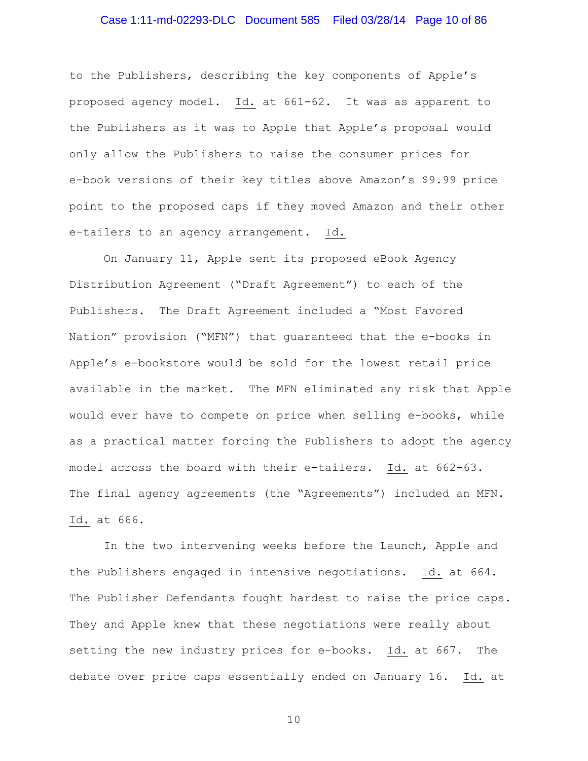to the Publishers, describing the key components of Apple's proposed agency model. Id. at 661-62. It was as apparent to the Publishers as it was to Apple that Apple's proposal would only allow the Publishers to raise the consumer prices for e-book versions of their key titles above Amazon's $9.99 price point to the proposed caps if they moved Amazon and their other e-tailers to an agency arrangement. Id.

On January 11, Apple sent its proposed eBook Agency Distribution Agreement ("Draft Agreement") to each of the Publishers. The Draft Agreement included a "Most Favored Nation" provision ("MFN") that guaranteed that the e-books in Apple's e-bookstore would be sold for the lowest retail price available in the market. The MFN eliminated any risk that Apple would ever have to compete on price when selling e-books, while as a practical matter forcing the Publishers to adopt the agency model across the board with their e-tailers. Id. at 662-63. The final agency agreements (the "Agreements") included an MFN. Id. at 666.

In the two intervening weeks before the Launch, Apple and the Publishers engaged in intensive negotiations. Id. at 664. The Publisher Defendants fought hardest to raise the price caps. They and Apple knew that these negotiations were really about setting the new industry prices for e-books. Id. at 667. The debate over price caps essentially ended on January 16. Id. at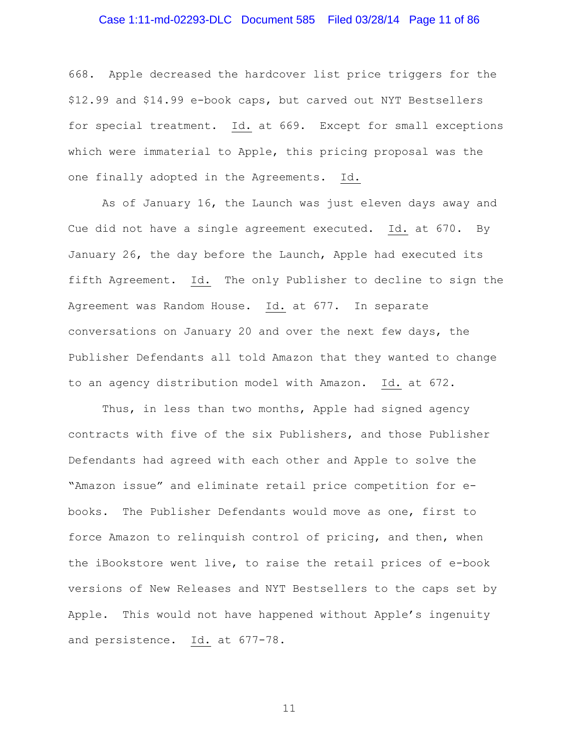668. Apple decreased the hardcover list price triggers for the $12.99 and $14.99 e-book caps, but carved out NYT Bestsellers for special treatment. Id. at 669. Except for small exceptions which were immaterial to Apple, this pricing proposal was the one finally adopted in the Agreements. Id.

As of January 16, the Launch was just eleven days away and Cue did not have a single agreement executed. Id. at 670. By January 26, the day before the Launch, Apple had executed its fifth Agreement. Id. The only Publisher to decline to sign the Agreement was Random House. Id. at 677. In separate conversations on January 20 and over the next few days, the Publisher Defendants all told Amazon that they wanted to change to an agency distribution model with Amazon. Id. at 672.

Thus, in less than two months, Apple had signed agency contracts with five of the six Publishers, and those Publisher Defendants had agreed with each other and Apple to solve the "Amazon issue" and eliminate retail price competition for e-books. The Publisher Defendants would move as one, first to force Amazon to relinquish control of pricing, and then, when the iBookstore went live, to raise the retail prices of e-book versions of New Releases and NYT Bestsellers to the caps set by Apple. This would not have happened without Apple's ingenuity and persistence. Id. at 677-78.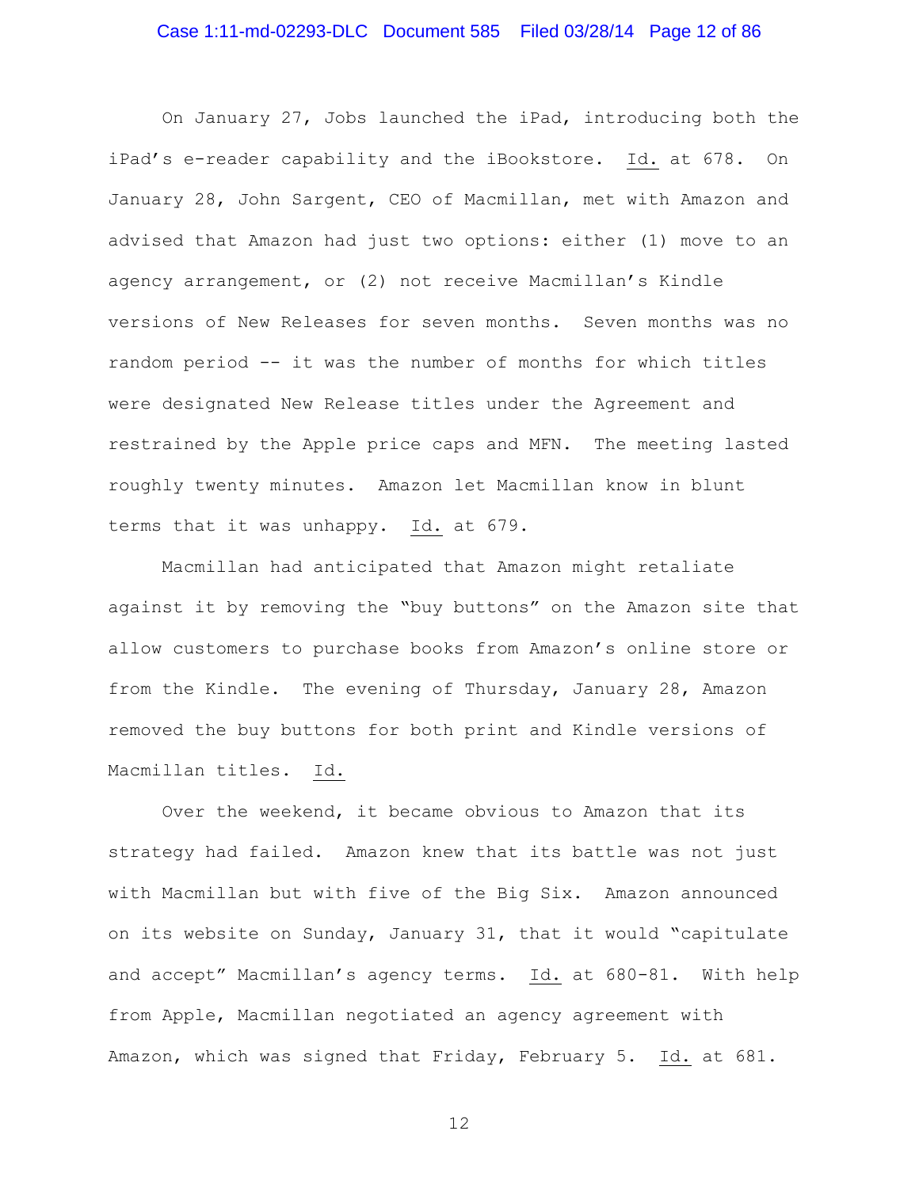On January 27, Jobs launched the iPad, introducing both the iPad's e-reader capability and the iBookstore. Id. at 678. On January 28, John Sargent, CEO of Macmillan, met with Amazon and advised that Amazon had just two options: either (1) move to an agency arrangement, or (2) not receive Macmillan's Kindle versions of New Releases for seven months. Seven months was no random period -- it was the number of months for which titles were designated New Release titles under the Agreement and restrained by the Apple price caps and MFN. The meeting lasted roughly twenty minutes. Amazon let Macmillan know in blunt terms that it was unhappy. Id. at 679.

Macmillan had anticipated that Amazon might retaliate against it by removing the "buy buttons" on the Amazon site that allow customers to purchase books from Amazon's online store or from the Kindle. The evening of Thursday, January 28, Amazon removed the buy buttons for both print and Kindle versions of Macmillan titles. Id.

Over the weekend, it became obvious to Amazon that its strategy had failed. Amazon knew that its battle was not just with Macmillan but with five of the Big Six. Amazon announced on its website on Sunday, January 31, that it would "capitulate and accept" Macmillan's agency terms. Id. at 680-81. With help from Apple, Macmillan negotiated an agency agreement with Amazon, which was signed that Friday, February 5. Id. at 681.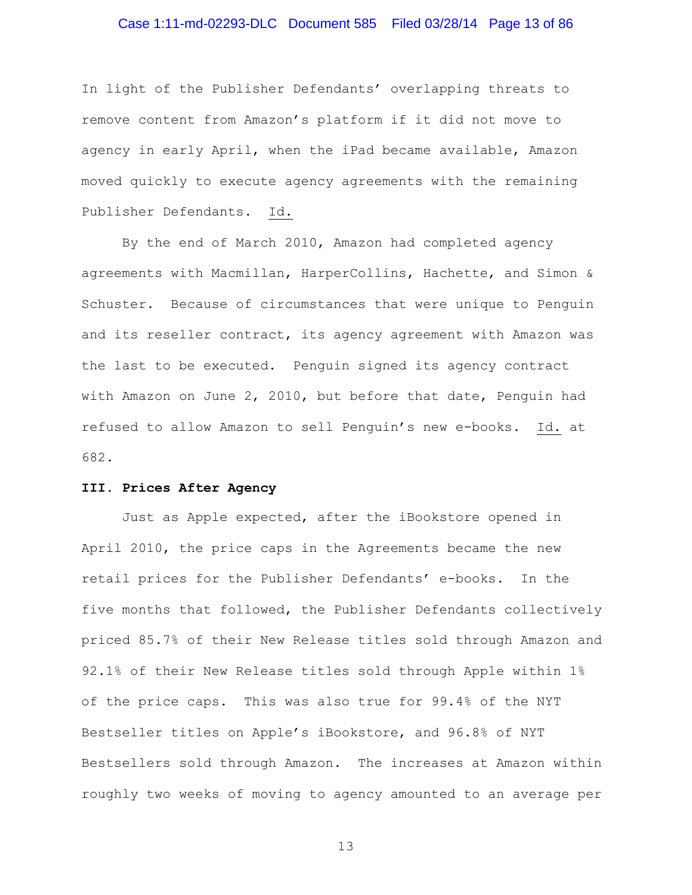In light of the Publisher Defendants' overlapping threats to remove content from Amazon's platform if it did not move to agency in early April, when the iPad became available, Amazon moved quickly to execute agency agreements with the remaining Publisher Defendants. Id.

By the end of March 2010, Amazon had completed agency agreements with Macmillan, HarperCollins, Hachette, and Simon & Schuster. Because of circumstances that were unique to Penguin and its reseller contract, its agency agreement with Amazon was the last to be executed. Penguin signed its agency contract with Amazon on June 2, 2010, but before that date, Penguin had refused to allow Amazon to sell Penguin's new e-books. Id. at 682.

**III. Prices After Agency**

Just as Apple expected, after the iBookstore opened in April 2010, the price caps in the Agreements became the new retail prices for the Publisher Defendants' e-books. In the five months that followed, the Publisher Defendants collectively priced 85.7% of their New Release titles sold through Amazon and 92.1% of their New Release titles sold through Apple within 1% of the price caps. This was also true for 99.4% of the NYT Bestseller titles on Apple's iBookstore, and 96.8% of NYT Bestsellers sold through Amazon. The increases at Amazon within roughly two weeks of moving to agency amounted to an average per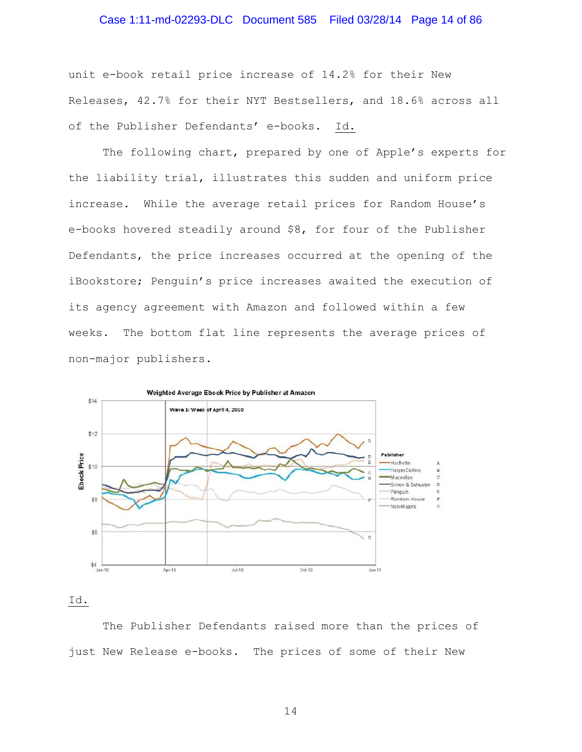unit e-book retail price increase of 14.2% for their New Releases, 42.7% for their NYT Bestsellers, and 18.6% across all of the Publisher Defendants' e-books. Id.

The following chart, prepared by one of Apple's experts for the liability trial, illustrates this sudden and uniform price increase. While the average retail prices for Random House's e-books hovered steadily around $8, for four of the Publisher Defendants, the price increases occurred at the opening of the iBookstore; Penguin's price increases awaited the execution of its agency agreement with Amazon and followed within a few weeks. The bottom flat line represents the average prices of non-major publishers.

Id.

The Publisher Defendants raised more than the prices of just New Release e-books. The prices of some of their New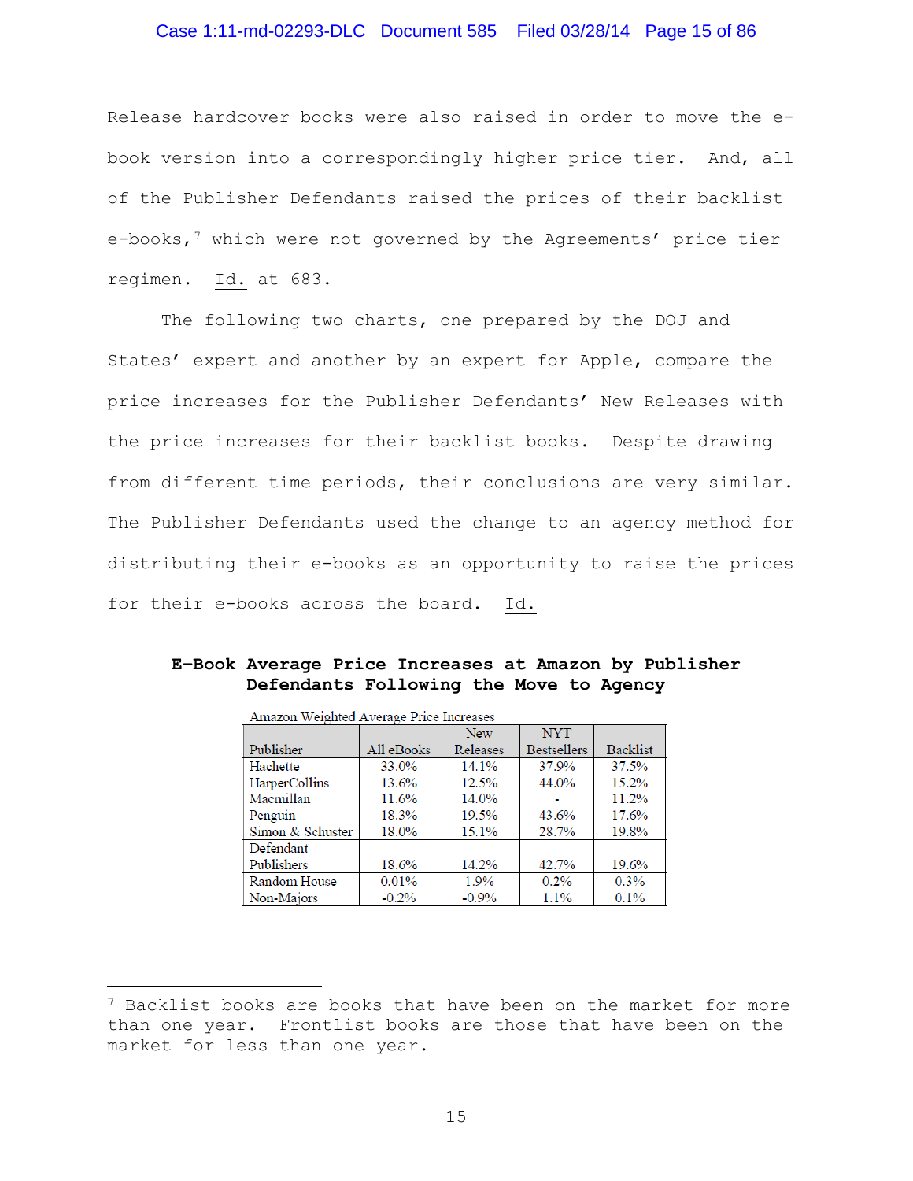Release hardcover books were also raised in order to move the e-book version into a correspondingly higher price tier. And, all of the Publisher Defendants raised the prices of their backlist e-books,[7] which were not governed by the Agreements' price tier regimen. Id. at 683.

The following two charts, one prepared by the DOJ and States' expert and another by an expert for Apple, compare the price increases for the Publisher Defendants' New Releases with the price increases for their backlist books. Despite drawing from different time periods, their conclusions are very similar. The Publisher Defendants used the change to an agency method for distributing their e-books as an opportunity to raise the prices for their e-books across the board. Id.

**E-Book Average Price Increases at Amazon by Publisher Defendants Following the Move to Agency**

Amazon Weighted Average Price Increases

| Publisher | All eBooks | New Releases | NYT Bestsellers | Backlist |
|---|---|---|---|---|
| Hachette | 33.0% | 14.1% | 37.9% | 37.5% |
| HarperCollins | 13.6% | 12.5% | 44.0% | 15.2% |
| Macmillan | 11.6% | 14.0% | - | 11.2% |
| Penguin | 18.3% | 19.5% | 43.6% | 17.6% |
| Simon & Schuster | 18.0% | 15.1% | 28.7% | 19.8% |
| Defendant Publishers | 18.6% | 14.2% | 42.7% | 19.6% |
| Random House | 0.01% | 1.9% | 0.2% | 0.3% |
| Non-Majors | -0.2% | -0.9% | 1.1% | 0.1% |

[7] Backlist books are books that have been on the market for more than one year. Frontlist books are those that have been on the market for less than one year.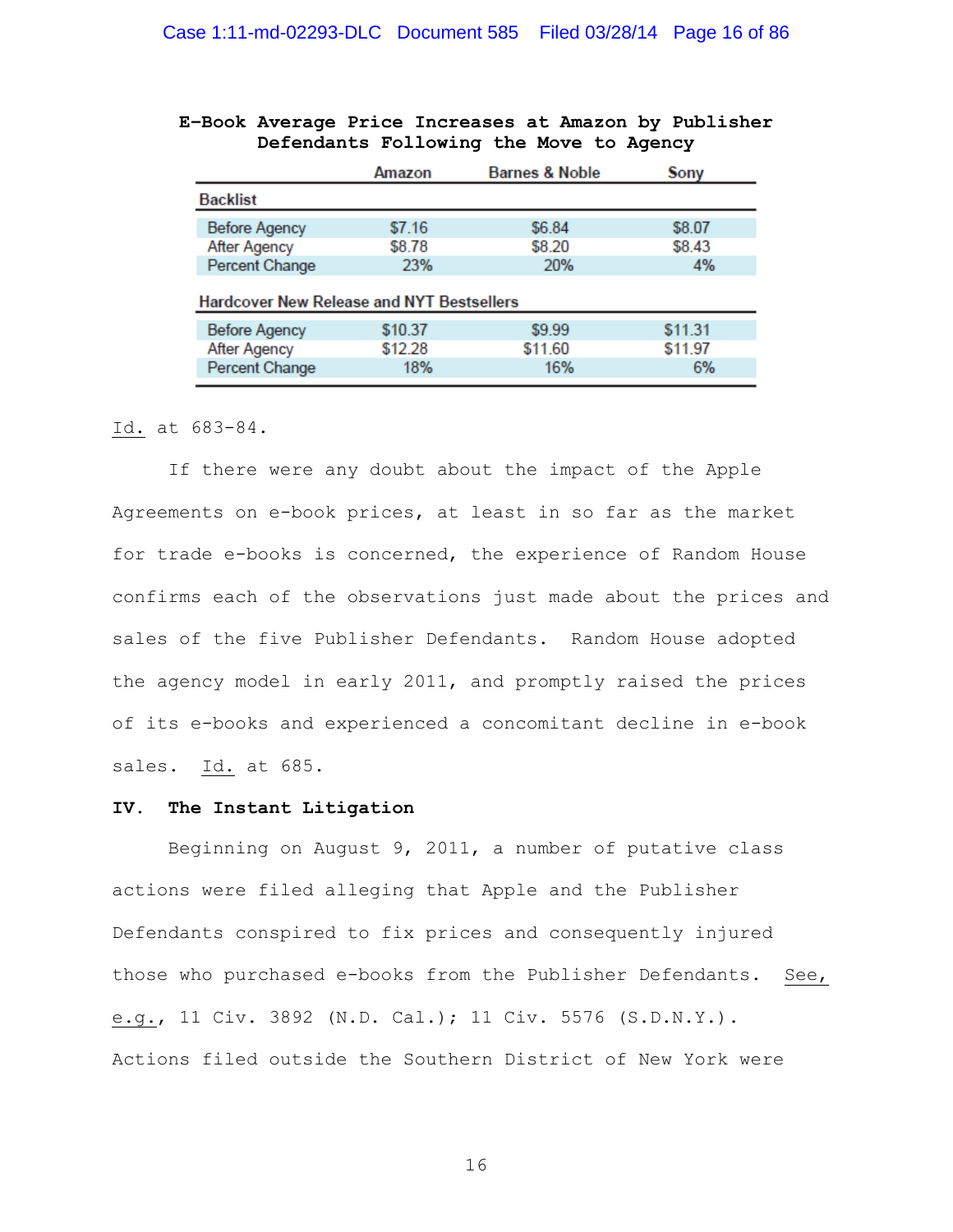**E-Book Average Price Increases at Amazon by Publisher Defendants Following the Move to Agency**

| | Amazon | Barnes & Noble | Sony |
|---|---|---|---|
| **Backlist** | | | |
| Before Agency | $7.16 | $6.84 | $8.07 |
| After Agency | $8.78 | $8.20 | $8.43 |
| Percent Change | 23% | 20% | 4% |
| **Hardcover New Release and NYT Bestsellers** | | | |
| Before Agency | $10.37 | $9.99 | $11.31 |
| After Agency | $12.28 | $11.60 | $11.97 |
| Percent Change | 18% | 16% | 6% |

Id. at 683-84.

If there were any doubt about the impact of the Apple Agreements on e-book prices, at least in so far as the market for trade e-books is concerned, the experience of Random House confirms each of the observations just made about the prices and sales of the five Publisher Defendants. Random House adopted the agency model in early 2011, and promptly raised the prices of its e-books and experienced a concomitant decline in e-book sales. Id. at 685.

**IV. The Instant Litigation**

Beginning on August 9, 2011, a number of putative class actions were filed alleging that Apple and the Publisher Defendants conspired to fix prices and consequently injured those who purchased e-books from the Publisher Defendants. See, e.g., 11 Civ. 3892 (N.D. Cal.); 11 Civ. 5576 (S.D.N.Y.). Actions filed outside the Southern District of New York were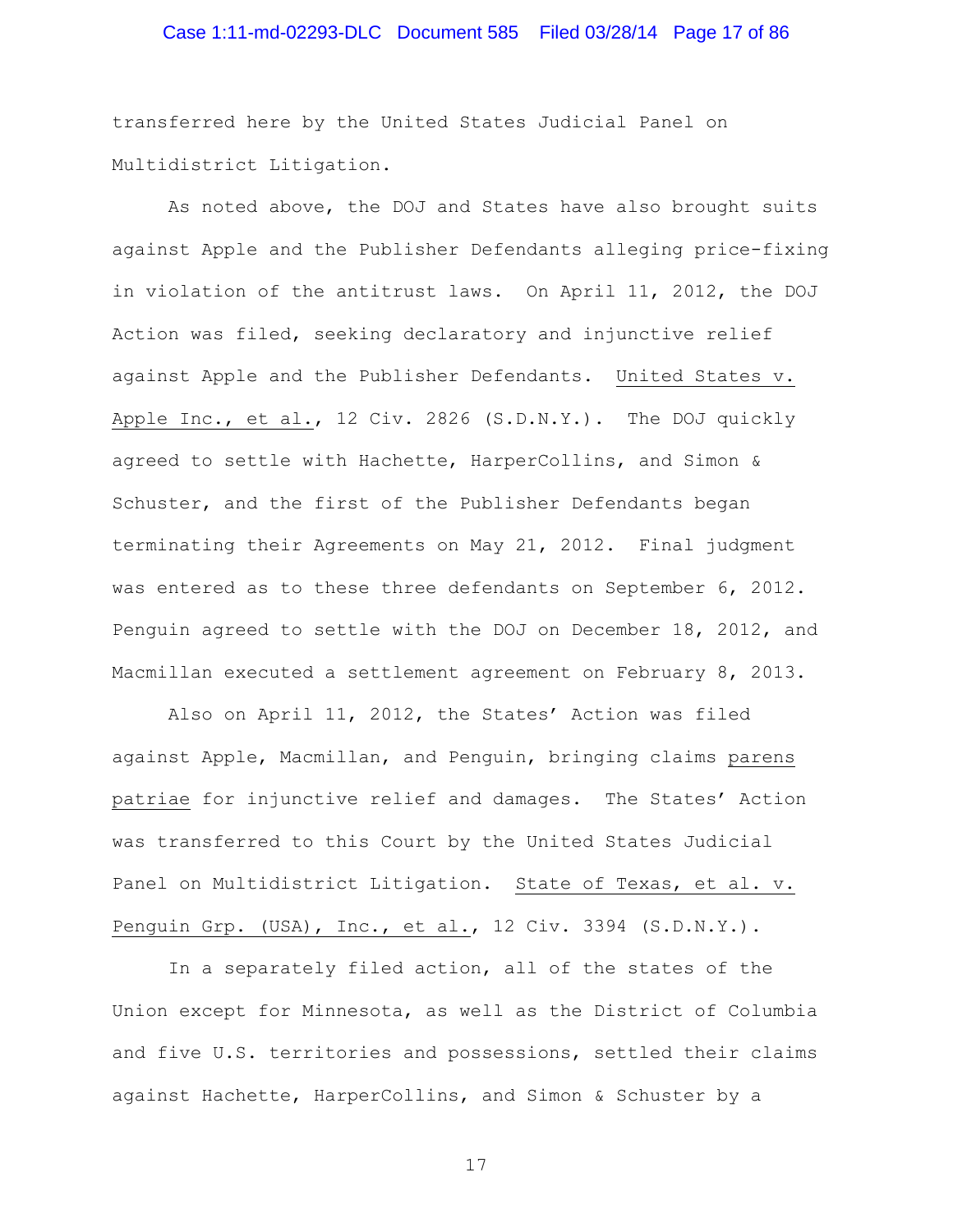transferred here by the United States Judicial Panel on Multidistrict Litigation.

As noted above, the DOJ and States have also brought suits against Apple and the Publisher Defendants alleging price-fixing in violation of the antitrust laws. On April 11, 2012, the DOJ Action was filed, seeking declaratory and injunctive relief against Apple and the Publisher Defendants. United States v. Apple Inc., et al., 12 Civ. 2826 (S.D.N.Y.). The DOJ quickly agreed to settle with Hachette, HarperCollins, and Simon & Schuster, and the first of the Publisher Defendants began terminating their Agreements on May 21, 2012. Final judgment was entered as to these three defendants on September 6, 2012. Penguin agreed to settle with the DOJ on December 18, 2012, and Macmillan executed a settlement agreement on February 8, 2013.

Also on April 11, 2012, the States' Action was filed against Apple, Macmillan, and Penguin, bringing claims *parens patriae* for injunctive relief and damages. The States' Action was transferred to this Court by the United States Judicial Panel on Multidistrict Litigation. State of Texas, et al. v. Penguin Grp. (USA), Inc., et al., 12 Civ. 3394 (S.D.N.Y.).

In a separately filed action, all of the states of the Union except for Minnesota, as well as the District of Columbia and five U.S. territories and possessions, settled their claims against Hachette, HarperCollins, and Simon & Schuster by a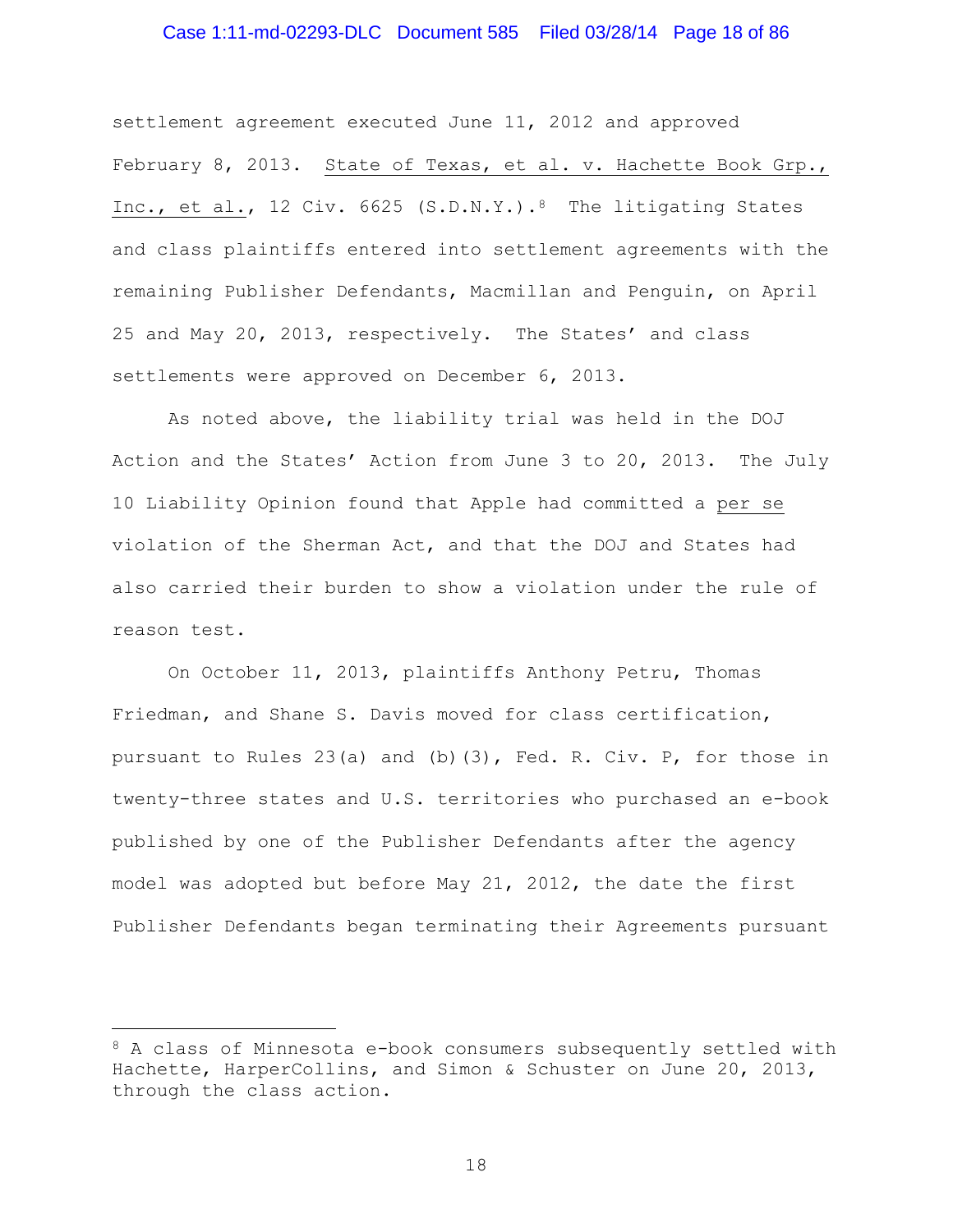settlement agreement executed June 11, 2012 and approved February 8, 2013. State of Texas, et al. v. Hachette Book Grp., Inc., et al., 12 Civ. 6625 (S.D.N.Y.).[8] The litigating States and class plaintiffs entered into settlement agreements with the remaining Publisher Defendants, Macmillan and Penguin, on April 25 and May 20, 2013, respectively. The States' and class settlements were approved on December 6, 2013.

As noted above, the liability trial was held in the DOJ Action and the States' Action from June 3 to 20, 2013. The July 10 Liability Opinion found that Apple had committed a *per se* violation of the Sherman Act, and that the DOJ and States had also carried their burden to show a violation under the rule of reason test.

On October 11, 2013, plaintiffs Anthony Petru, Thomas Friedman, and Shane S. Davis moved for class certification, pursuant to Rules 23(a) and (b)(3), Fed. R. Civ. P, for those in twenty-three states and U.S. territories who purchased an e-book published by one of the Publisher Defendants after the agency model was adopted but before May 21, 2012, the date the first Publisher Defendants began terminating their Agreements pursuant

---

[8] A class of Minnesota e-book consumers subsequently settled with Hachette, HarperCollins, and Simon & Schuster on June 20, 2013, through the class action.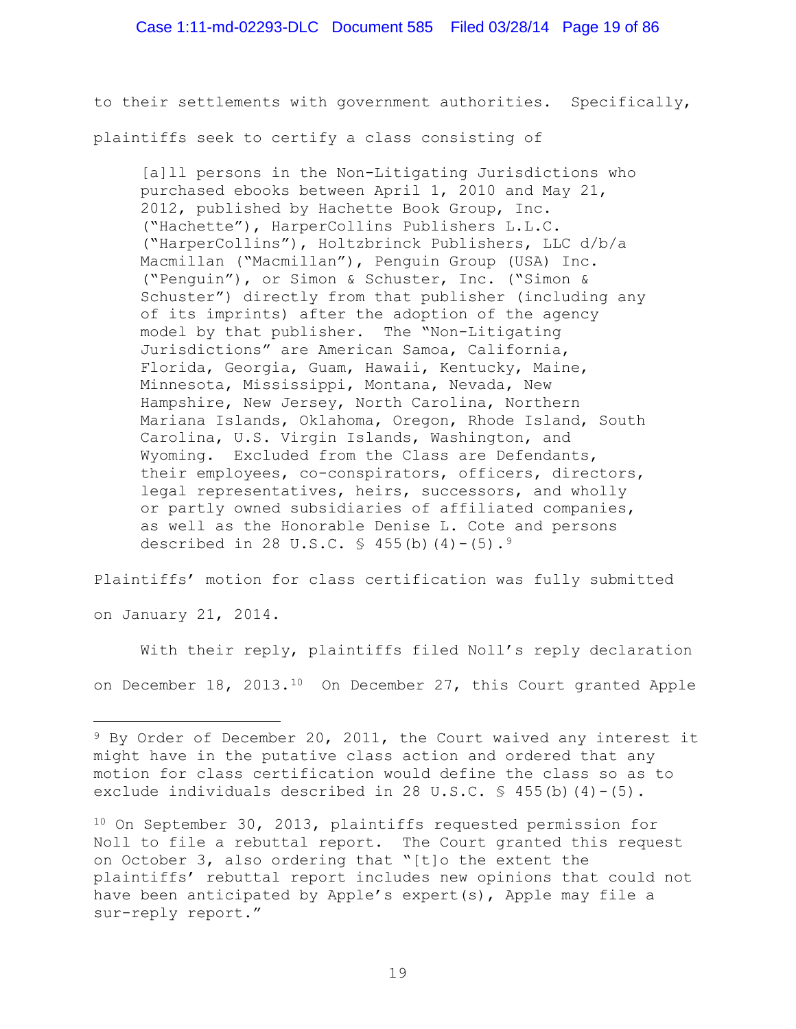to their settlements with government authorities. Specifically, plaintiffs seek to certify a class consisting of

> [a]ll persons in the Non-Litigating Jurisdictions who purchased ebooks between April 1, 2010 and May 21, 2012, published by Hachette Book Group, Inc. ("Hachette"), HarperCollins Publishers L.L.C. ("HarperCollins"), Holtzbrinck Publishers, LLC d/b/a Macmillan ("Macmillan"), Penguin Group (USA) Inc. ("Penguin"), or Simon & Schuster, Inc. ("Simon & Schuster") directly from that publisher (including any of its imprints) after the adoption of the agency model by that publisher. The "Non-Litigating Jurisdictions" are American Samoa, California, Florida, Georgia, Guam, Hawaii, Kentucky, Maine, Minnesota, Mississippi, Montana, Nevada, New Hampshire, New Jersey, North Carolina, Northern Mariana Islands, Oklahoma, Oregon, Rhode Island, South Carolina, U.S. Virgin Islands, Washington, and Wyoming. Excluded from the Class are Defendants, their employees, co-conspirators, officers, directors, legal representatives, heirs, successors, and wholly or partly owned subsidiaries of affiliated companies, as well as the Honorable Denise L. Cote and persons described in 28 U.S.C. § 455(b)(4)-(5).[9]

Plaintiffs' motion for class certification was fully submitted on January 21, 2014.

With their reply, plaintiffs filed Noll's reply declaration on December 18, 2013.[10] On December 27, this Court granted Apple

---

[9] By Order of December 20, 2011, the Court waived any interest it might have in the putative class action and ordered that any motion for class certification would define the class so as to exclude individuals described in 28 U.S.C. § 455(b)(4)-(5).

[10] On September 30, 2013, plaintiffs requested permission for Noll to file a rebuttal report. The Court granted this request on October 3, also ordering that "[t]o the extent the plaintiffs' rebuttal report includes new opinions that could not have been anticipated by Apple's expert(s), Apple may file a sur-reply report."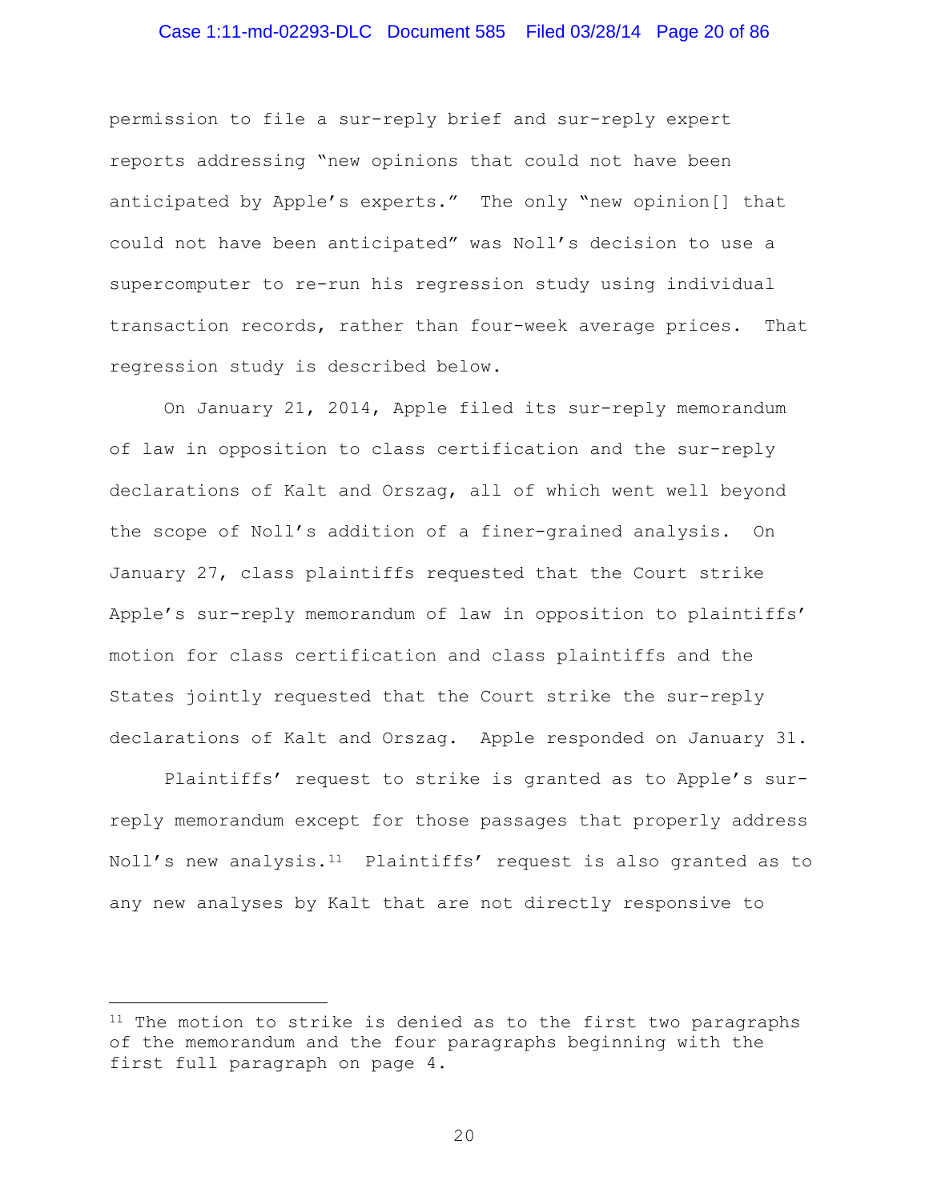permission to file a sur-reply brief and sur-reply expert reports addressing "new opinions that could not have been anticipated by Apple's experts." The only "new opinion[] that could not have been anticipated" was Noll's decision to use a supercomputer to re-run his regression study using individual transaction records, rather than four-week average prices. That regression study is described below.

On January 21, 2014, Apple filed its sur-reply memorandum of law in opposition to class certification and the sur-reply declarations of Kalt and Orszag, all of which went well beyond the scope of Noll's addition of a finer-grained analysis. On January 27, class plaintiffs requested that the Court strike Apple's sur-reply memorandum of law in opposition to plaintiffs' motion for class certification and class plaintiffs and the States jointly requested that the Court strike the sur-reply declarations of Kalt and Orszag. Apple responded on January 31.

Plaintiffs' request to strike is granted as to Apple's sur-reply memorandum except for those passages that properly address Noll's new analysis.[11] Plaintiffs' request is also granted as to any new analyses by Kalt that are not directly responsive to

---

[11] The motion to strike is denied as to the first two paragraphs of the memorandum and the four paragraphs beginning with the first full paragraph on page 4.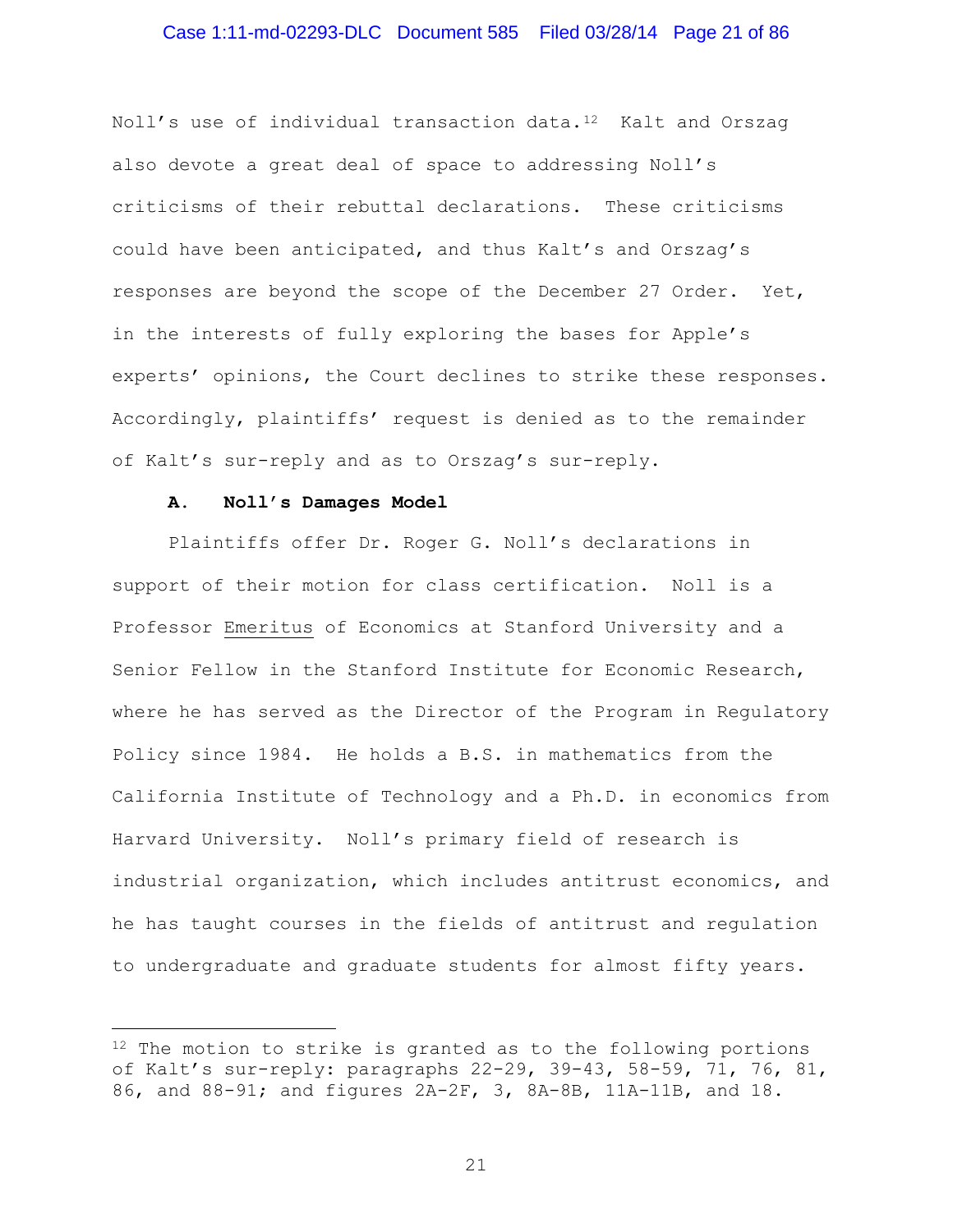Noll's use of individual transaction data.[12] Kalt and Orszag also devote a great deal of space to addressing Noll's criticisms of their rebuttal declarations. These criticisms could have been anticipated, and thus Kalt's and Orszag's responses are beyond the scope of the December 27 Order. Yet, in the interests of fully exploring the bases for Apple's experts' opinions, the Court declines to strike these responses. Accordingly, plaintiffs' request is denied as to the remainder of Kalt's sur-reply and as to Orszag's sur-reply.

### A. Noll's Damages Model

Plaintiffs offer Dr. Roger G. Noll's declarations in support of their motion for class certification. Noll is a Professor Emeritus of Economics at Stanford University and a Senior Fellow in the Stanford Institute for Economic Research, where he has served as the Director of the Program in Regulatory Policy since 1984. He holds a B.S. in mathematics from the California Institute of Technology and a Ph.D. in economics from Harvard University. Noll's primary field of research is industrial organization, which includes antitrust economics, and he has taught courses in the fields of antitrust and regulation to undergraduate and graduate students for almost fifty years.

---

[12] The motion to strike is granted as to the following portions of Kalt's sur-reply: paragraphs 22-29, 39-43, 58-59, 71, 76, 81, 86, and 88-91; and figures 2A-2F, 3, 8A-8B, 11A-11B, and 18.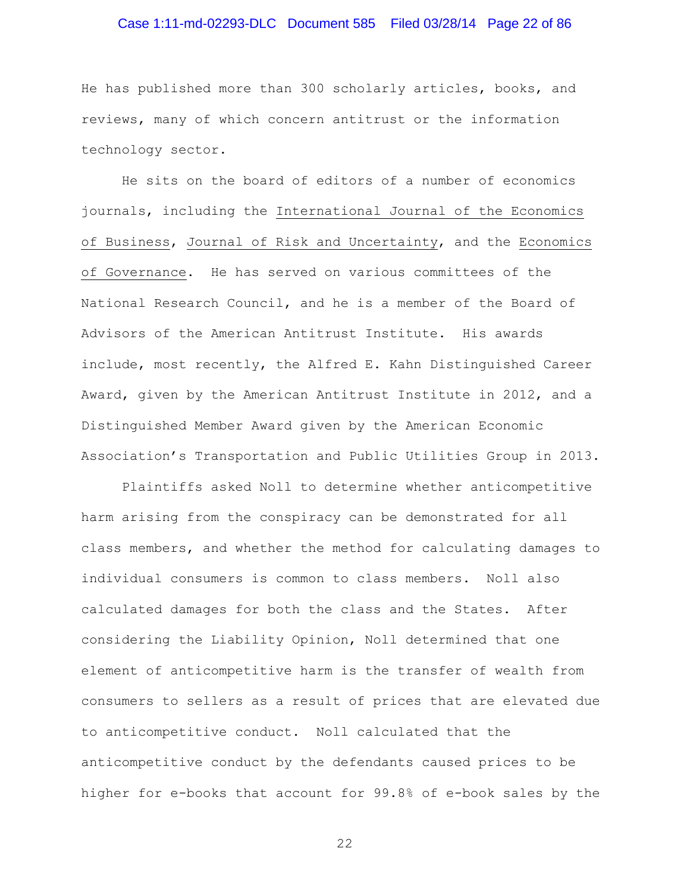He has published more than 300 scholarly articles, books, and reviews, many of which concern antitrust or the information technology sector.

He sits on the board of editors of a number of economics journals, including the International Journal of the Economics of Business, Journal of Risk and Uncertainty, and the Economics of Governance. He has served on various committees of the National Research Council, and he is a member of the Board of Advisors of the American Antitrust Institute. His awards include, most recently, the Alfred E. Kahn Distinguished Career Award, given by the American Antitrust Institute in 2012, and a Distinguished Member Award given by the American Economic Association's Transportation and Public Utilities Group in 2013.

Plaintiffs asked Noll to determine whether anticompetitive harm arising from the conspiracy can be demonstrated for all class members, and whether the method for calculating damages to individual consumers is common to class members. Noll also calculated damages for both the class and the States. After considering the Liability Opinion, Noll determined that one element of anticompetitive harm is the transfer of wealth from consumers to sellers as a result of prices that are elevated due to anticompetitive conduct. Noll calculated that the anticompetitive conduct by the defendants caused prices to be higher for e-books that account for 99.8% of e-book sales by the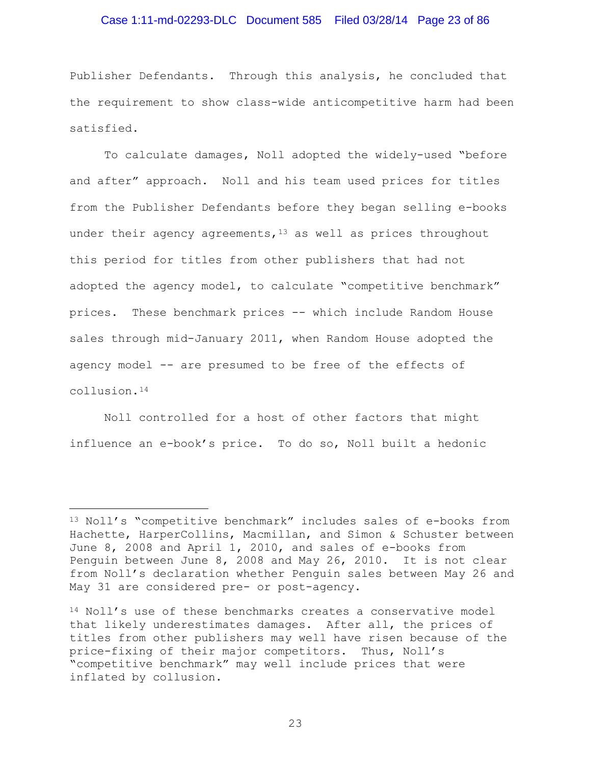Publisher Defendants. Through this analysis, he concluded that the requirement to show class-wide anticompetitive harm had been satisfied.

To calculate damages, Noll adopted the widely-used "before and after" approach. Noll and his team used prices for titles from the Publisher Defendants before they began selling e-books under their agency agreements,[13] as well as prices throughout this period for titles from other publishers that had not adopted the agency model, to calculate "competitive benchmark" prices. These benchmark prices -- which include Random House sales through mid-January 2011, when Random House adopted the agency model -- are presumed to be free of the effects of collusion.[14]

Noll controlled for a host of other factors that might influence an e-book's price. To do so, Noll built a hedonic

---

[13] Noll's "competitive benchmark" includes sales of e-books from Hachette, HarperCollins, Macmillan, and Simon & Schuster between June 8, 2008 and April 1, 2010, and sales of e-books from Penguin between June 8, 2008 and May 26, 2010. It is not clear from Noll's declaration whether Penguin sales between May 26 and May 31 are considered pre- or post-agency.

[14] Noll's use of these benchmarks creates a conservative model that likely underestimates damages. After all, the prices of titles from other publishers may well have risen because of the price-fixing of their major competitors. Thus, Noll's "competitive benchmark" may well include prices that were inflated by collusion.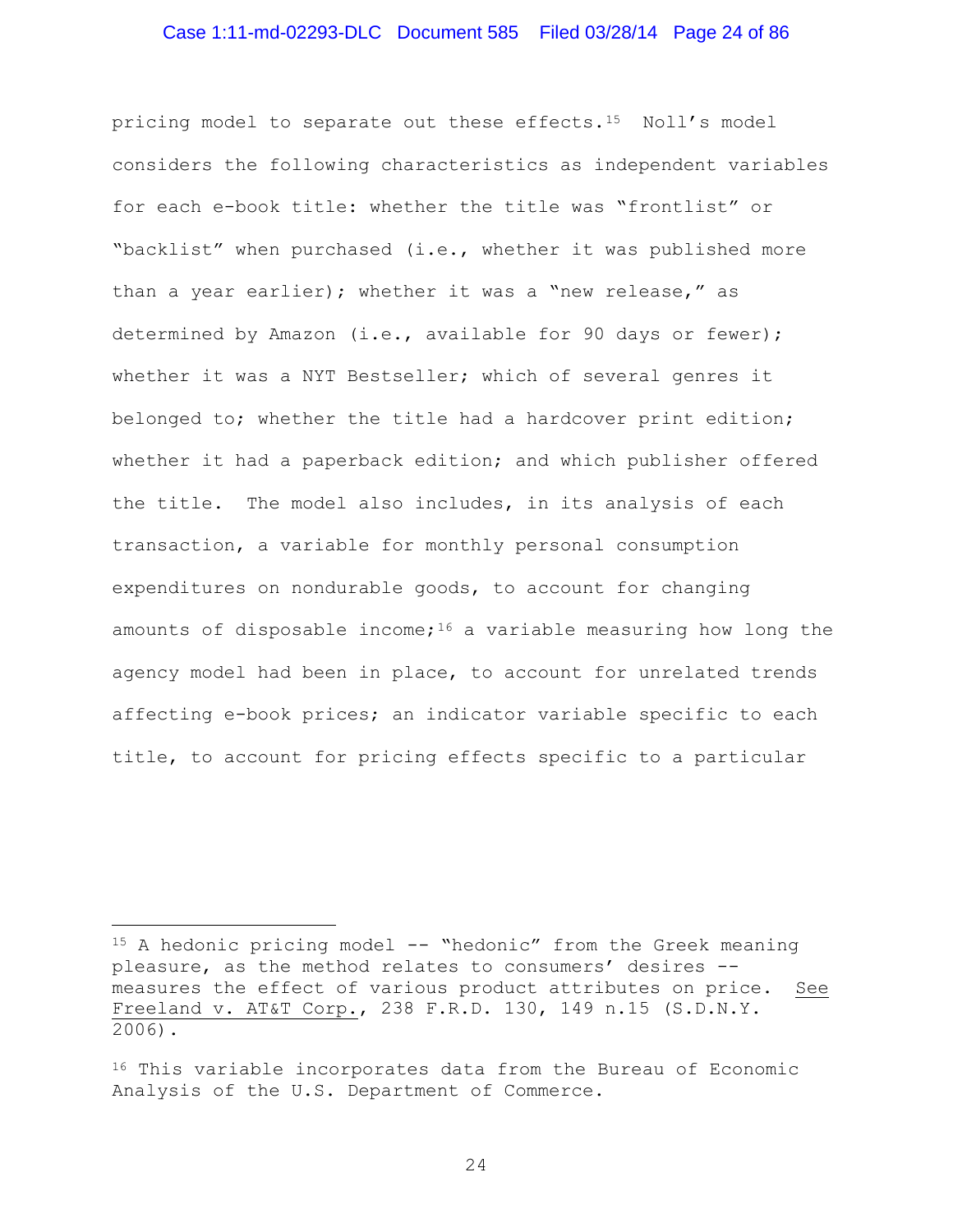pricing model to separate out these effects.[15] Noll's model considers the following characteristics as independent variables for each e-book title: whether the title was "frontlist" or "backlist" when purchased (i.e., whether it was published more than a year earlier); whether it was a "new release," as determined by Amazon (i.e., available for 90 days or fewer); whether it was a NYT Bestseller; which of several genres it belonged to; whether the title had a hardcover print edition; whether it had a paperback edition; and which publisher offered the title. The model also includes, in its analysis of each transaction, a variable for monthly personal consumption expenditures on nondurable goods, to account for changing amounts of disposable income;[16] a variable measuring how long the agency model had been in place, to account for unrelated trends affecting e-book prices; an indicator variable specific to each title, to account for pricing effects specific to a particular

---

[15] A hedonic pricing model -- "hedonic" from the Greek meaning pleasure, as the method relates to consumers' desires -- measures the effect of various product attributes on price. See Freeland v. AT&T Corp., 238 F.R.D. 130, 149 n.15 (S.D.N.Y. 2006).

[16] This variable incorporates data from the Bureau of Economic Analysis of the U.S. Department of Commerce.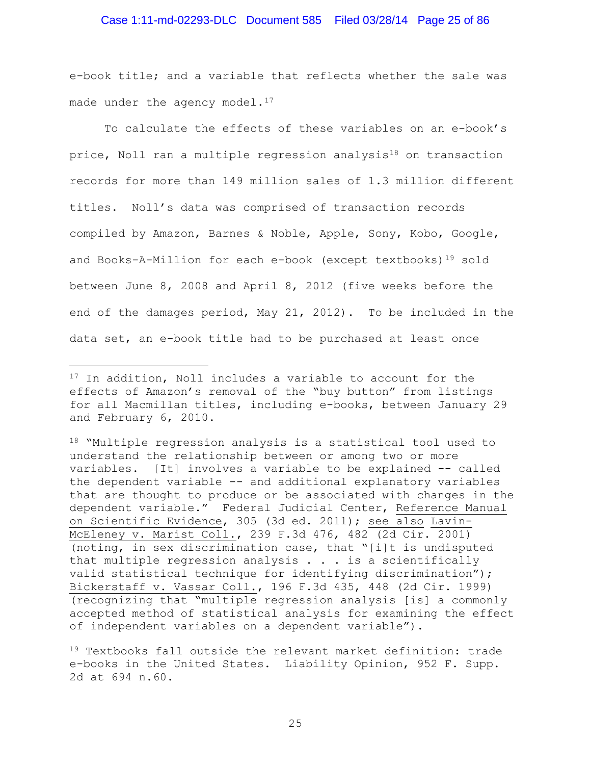e-book title; and a variable that reflects whether the sale was made under the agency model.[17]

To calculate the effects of these variables on an e-book's price, Noll ran a multiple regression analysis[18] on transaction records for more than 149 million sales of 1.3 million different titles. Noll's data was comprised of transaction records compiled by Amazon, Barnes & Noble, Apple, Sony, Kobo, Google, and Books-A-Million for each e-book (except textbooks)[19] sold between June 8, 2008 and April 8, 2012 (five weeks before the end of the damages period, May 21, 2012). To be included in the data set, an e-book title had to be purchased at least once

---

[17] In addition, Noll includes a variable to account for the effects of Amazon's removal of the "buy button" from listings for all Macmillan titles, including e-books, between January 29 and February 6, 2010.

[18] "Multiple regression analysis is a statistical tool used to understand the relationship between or among two or more variables. [It] involves a variable to be explained -- called the dependent variable -- and additional explanatory variables that are thought to produce or be associated with changes in the dependent variable." Federal Judicial Center, Reference Manual on Scientific Evidence, 305 (3d ed. 2011); see also Lavin-McEleney v. Marist Coll., 239 F.3d 476, 482 (2d Cir. 2001) (noting, in sex discrimination case, that "[i]t is undisputed that multiple regression analysis . . . is a scientifically valid statistical technique for identifying discrimination"); Bickerstaff v. Vassar Coll., 196 F.3d 435, 448 (2d Cir. 1999) (recognizing that "multiple regression analysis [is] a commonly accepted method of statistical analysis for examining the effect of independent variables on a dependent variable").

[19] Textbooks fall outside the relevant market definition: trade e-books in the United States. Liability Opinion, 952 F. Supp. 2d at 694 n.60.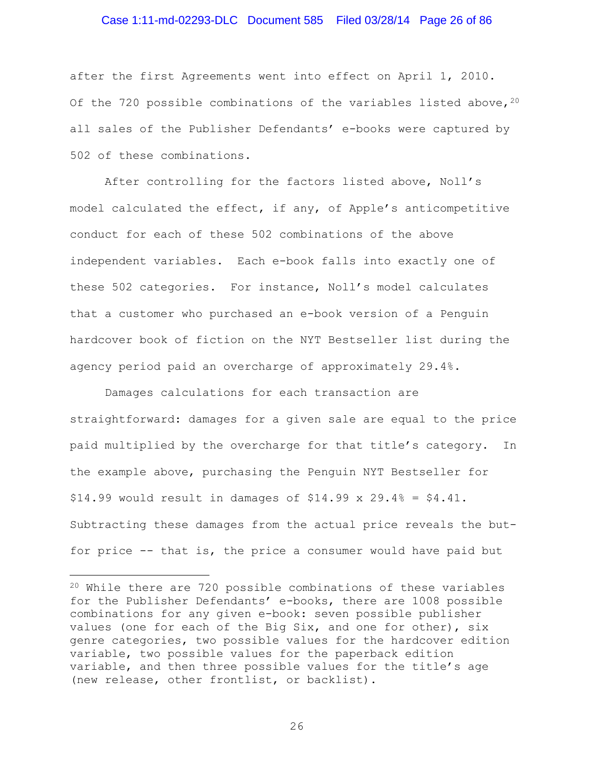after the first Agreements went into effect on April 1, 2010. Of the 720 possible combinations of the variables listed above,[20] all sales of the Publisher Defendants' e-books were captured by 502 of these combinations.

After controlling for the factors listed above, Noll's model calculated the effect, if any, of Apple's anticompetitive conduct for each of these 502 combinations of the above independent variables. Each e-book falls into exactly one of these 502 categories. For instance, Noll's model calculates that a customer who purchased an e-book version of a Penguin hardcover book of fiction on the NYT Bestseller list during the agency period paid an overcharge of approximately 29.4%.

Damages calculations for each transaction are straightforward: damages for a given sale are equal to the price paid multiplied by the overcharge for that title's category. In the example above, purchasing the Penguin NYT Bestseller for $14.99 would result in damages of $14.99 x 29.4% = $4.41. Subtracting these damages from the actual price reveals the but-for price -- that is, the price a consumer would have paid but

---

[20] While there are 720 possible combinations of these variables for the Publisher Defendants' e-books, there are 1008 possible combinations for any given e-book: seven possible publisher values (one for each of the Big Six, and one for other), six genre categories, two possible values for the hardcover edition variable, two possible values for the paperback edition variable, and then three possible values for the title's age (new release, other frontlist, or backlist).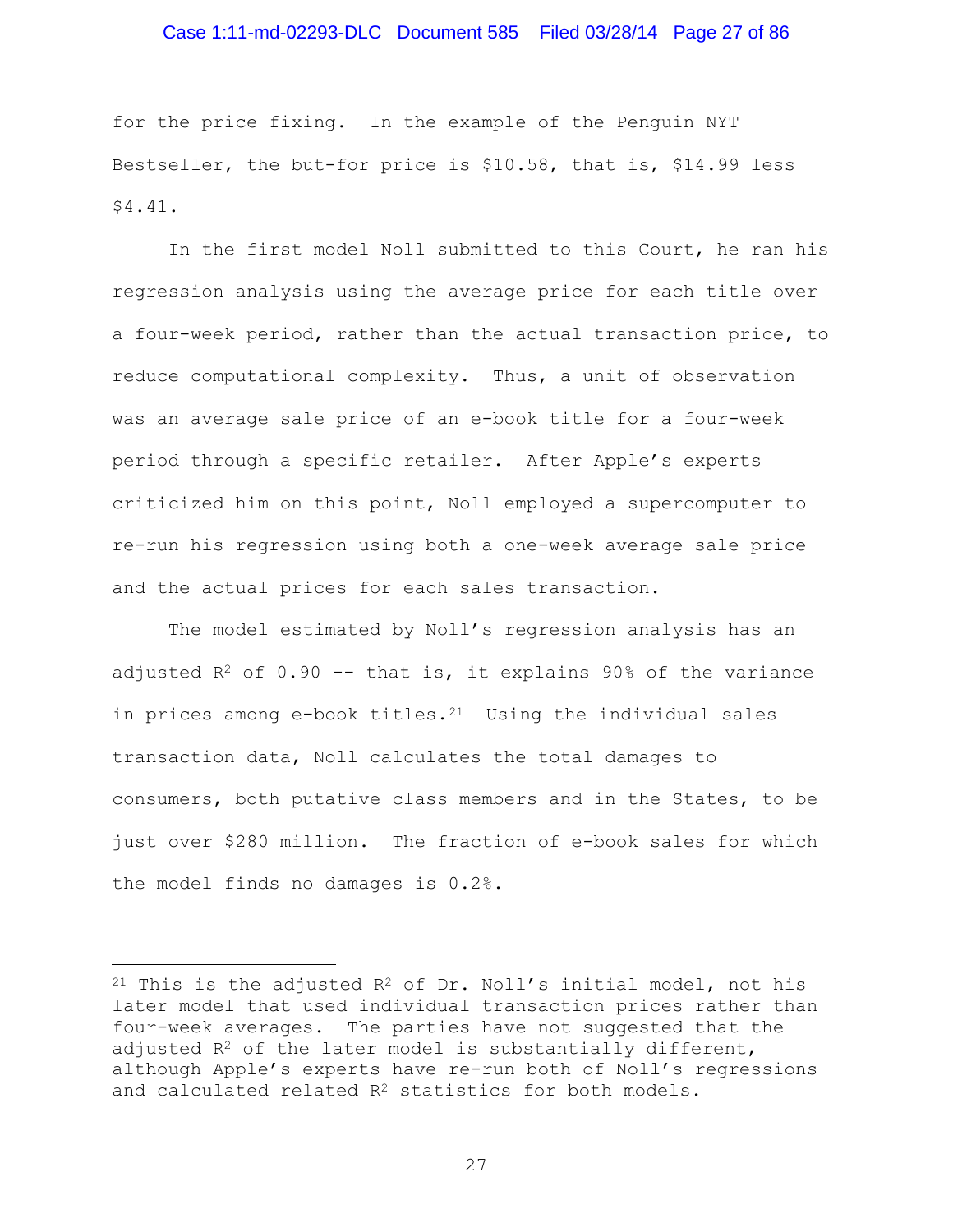for the price fixing. In the example of the Penguin NYT Bestseller, the but-for price is $10.58, that is, $14.99 less $4.41.

In the first model Noll submitted to this Court, he ran his regression analysis using the average price for each title over a four-week period, rather than the actual transaction price, to reduce computational complexity. Thus, a unit of observation was an average sale price of an e-book title for a four-week period through a specific retailer. After Apple's experts criticized him on this point, Noll employed a supercomputer to re-run his regression using both a one-week average sale price and the actual prices for each sales transaction.

The model estimated by Noll's regression analysis has an adjusted $R^2$ of 0.90 -- that is, it explains 90% of the variance in prices among e-book titles.[21] Using the individual sales transaction data, Noll calculates the total damages to consumers, both putative class members and in the States, to be just over $280 million. The fraction of e-book sales for which the model finds no damages is 0.2%.

---

[21] This is the adjusted $R^2$ of Dr. Noll's initial model, not his later model that used individual transaction prices rather than four-week averages. The parties have not suggested that the adjusted $R^2$ of the later model is substantially different, although Apple's experts have re-run both of Noll's regressions and calculated related $R^2$ statistics for both models.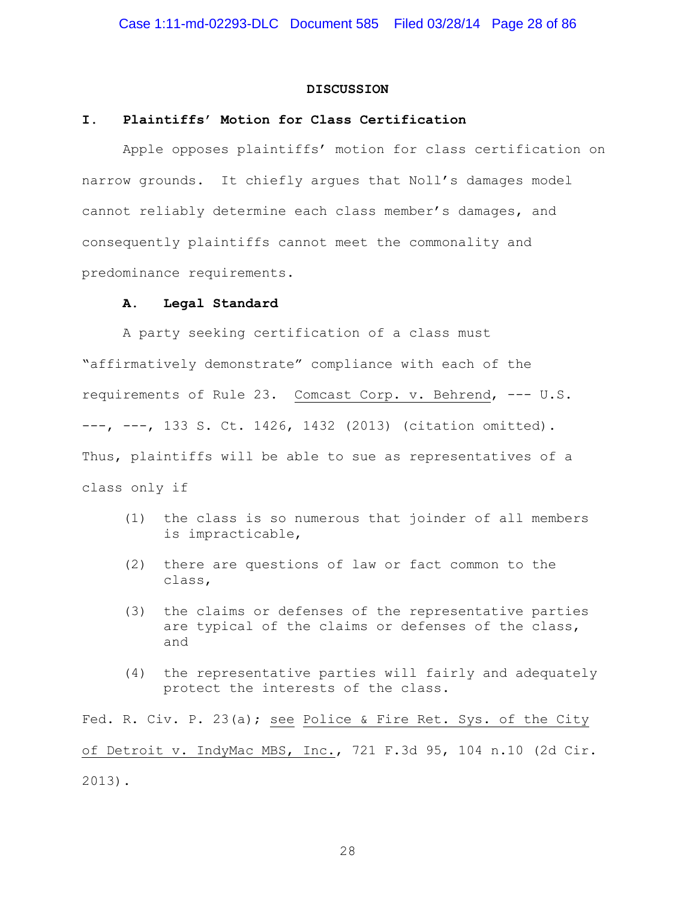## DISCUSSION

### I. Plaintiffs' Motion for Class Certification

Apple opposes plaintiffs' motion for class certification on narrow grounds. It chiefly argues that Noll's damages model cannot reliably determine each class member's damages, and consequently plaintiffs cannot meet the commonality and predominance requirements.

#### A. Legal Standard

A party seeking certification of a class must "affirmatively demonstrate" compliance with each of the requirements of Rule 23. Comcast Corp. v. Behrend, --- U.S. ---, ---, 133 S. Ct. 1426, 1432 (2013) (citation omitted). Thus, plaintiffs will be able to sue as representatives of a class only if

> (1) the class is so numerous that joinder of all members is impracticable,
>
> (2) there are questions of law or fact common to the class,
>
> (3) the claims or defenses of the representative parties are typical of the claims or defenses of the class, and
>
> (4) the representative parties will fairly and adequately protect the interests of the class.

Fed. R. Civ. P. 23(a); see Police & Fire Ret. Sys. of the City of Detroit v. IndyMac MBS, Inc., 721 F.3d 95, 104 n.10 (2d Cir. 2013).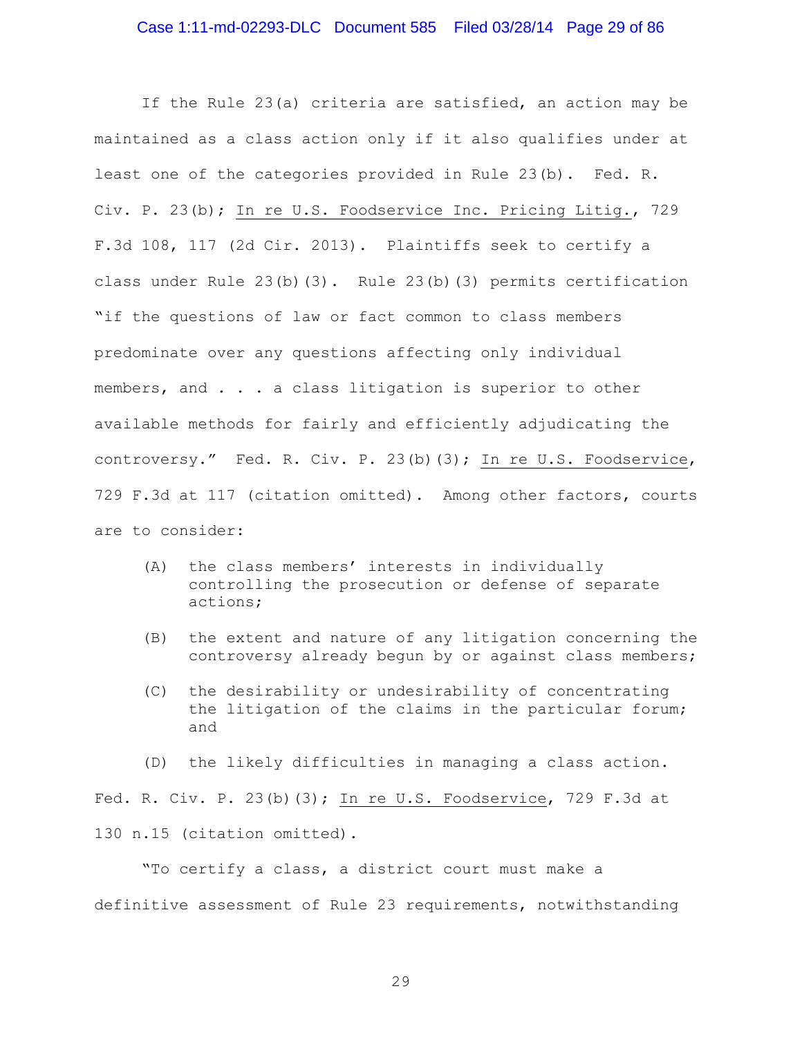If the Rule 23(a) criteria are satisfied, an action may be maintained as a class action only if it also qualifies under at least one of the categories provided in Rule 23(b). Fed. R. Civ. P. 23(b); In re U.S. Foodservice Inc. Pricing Litig., 729 F.3d 108, 117 (2d Cir. 2013). Plaintiffs seek to certify a class under Rule 23(b)(3). Rule 23(b)(3) permits certification "if the questions of law or fact common to class members predominate over any questions affecting only individual members, and . . . a class litigation is superior to other available methods for fairly and efficiently adjudicating the controversy." Fed. R. Civ. P. 23(b)(3); In re U.S. Foodservice, 729 F.3d at 117 (citation omitted). Among other factors, courts are to consider:

> (A) the class members' interests in individually controlling the prosecution or defense of separate actions;
>
> (B) the extent and nature of any litigation concerning the controversy already begun by or against class members;
>
> (C) the desirability or undesirability of concentrating the litigation of the claims in the particular forum; and
>
> (D) the likely difficulties in managing a class action.

Fed. R. Civ. P. 23(b)(3); In re U.S. Foodservice, 729 F.3d at 130 n.15 (citation omitted).

"To certify a class, a district court must make a definitive assessment of Rule 23 requirements, notwithstanding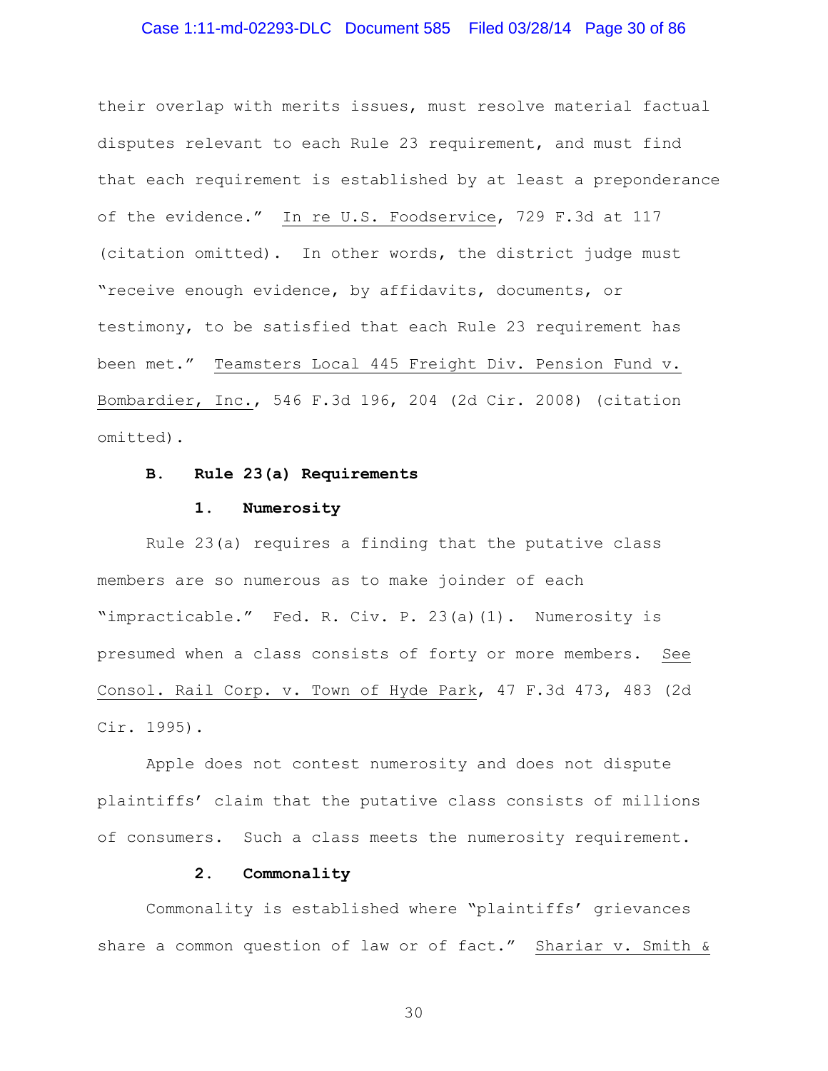their overlap with merits issues, must resolve material factual disputes relevant to each Rule 23 requirement, and must find that each requirement is established by at least a preponderance of the evidence." In re U.S. Foodservice, 729 F.3d at 117 (citation omitted). In other words, the district judge must "receive enough evidence, by affidavits, documents, or testimony, to be satisfied that each Rule 23 requirement has been met." Teamsters Local 445 Freight Div. Pension Fund v. Bombardier, Inc., 546 F.3d 196, 204 (2d Cir. 2008) (citation omitted).

### B. Rule 23(a) Requirements

#### 1. Numerosity

Rule 23(a) requires a finding that the putative class members are so numerous as to make joinder of each "impracticable." Fed. R. Civ. P. 23(a)(1). Numerosity is presumed when a class consists of forty or more members. See Consol. Rail Corp. v. Town of Hyde Park, 47 F.3d 473, 483 (2d Cir. 1995).

Apple does not contest numerosity and does not dispute plaintiffs' claim that the putative class consists of millions of consumers. Such a class meets the numerosity requirement.

#### 2. Commonality

Commonality is established where "plaintiffs' grievances share a common question of law or of fact." Shariar v. Smith &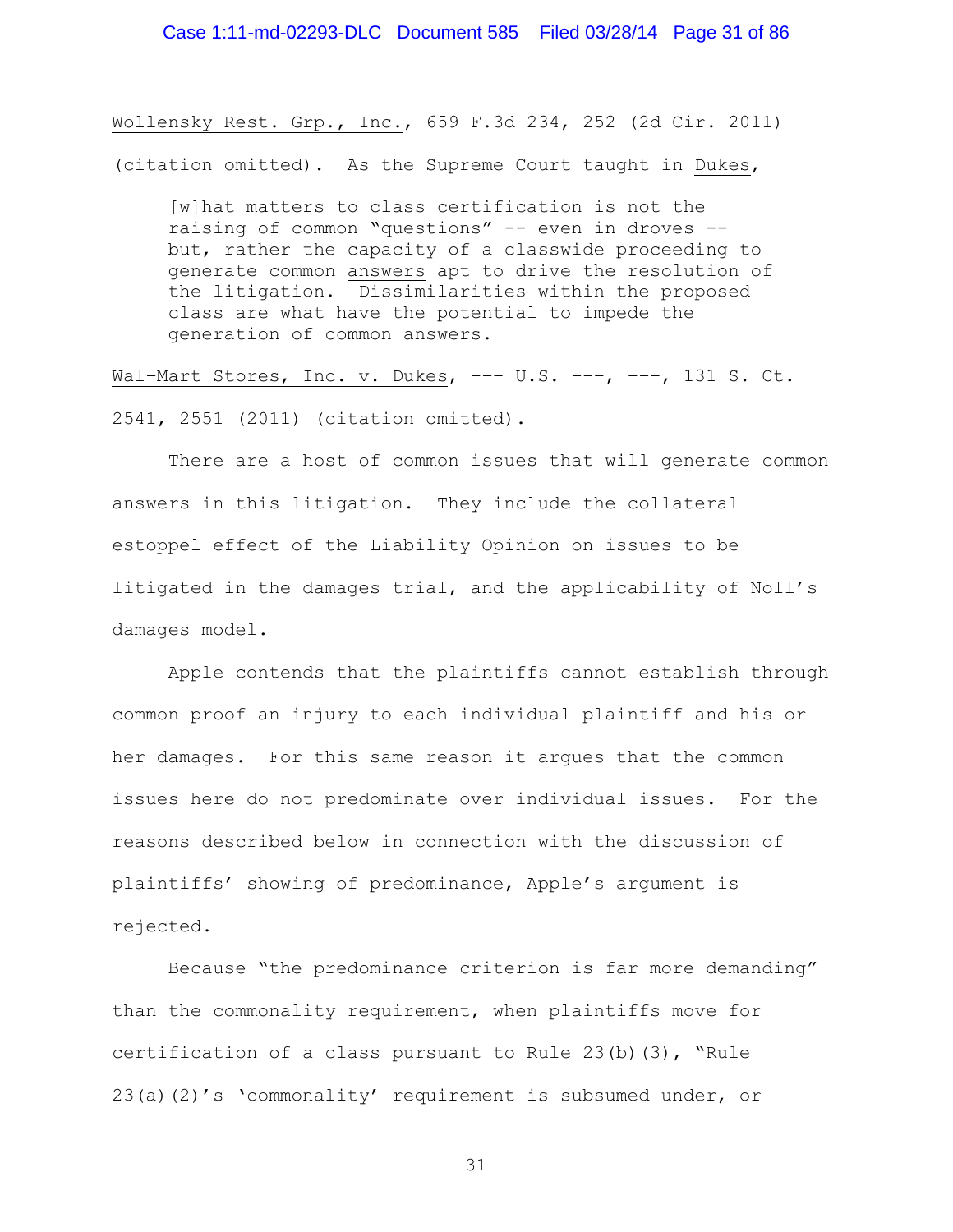*Wollensky Rest. Grp., Inc.*, 659 F.3d 234, 252 (2d Cir. 2011) (citation omitted). As the Supreme Court taught in *Dukes*,

> [w]hat matters to class certification is not the raising of common "questions" -- even in droves -- but, rather the capacity of a classwide proceeding to generate common *answers* apt to drive the resolution of the litigation. Dissimilarities within the proposed class are what have the potential to impede the generation of common answers.

*Wal–Mart Stores, Inc. v. Dukes*, --- U.S. ---, ---, 131 S. Ct. 2541, 2551 (2011) (citation omitted).

There are a host of common issues that will generate common answers in this litigation. They include the collateral estoppel effect of the Liability Opinion on issues to be litigated in the damages trial, and the applicability of Noll's damages model.

Apple contends that the plaintiffs cannot establish through common proof an injury to each individual plaintiff and his or her damages. For this same reason it argues that the common issues here do not predominate over individual issues. For the reasons described below in connection with the discussion of plaintiffs' showing of predominance, Apple's argument is rejected.

Because "the predominance criterion is far more demanding" than the commonality requirement, when plaintiffs move for certification of a class pursuant to Rule 23(b)(3), "Rule 23(a)(2)'s 'commonality' requirement is subsumed under, or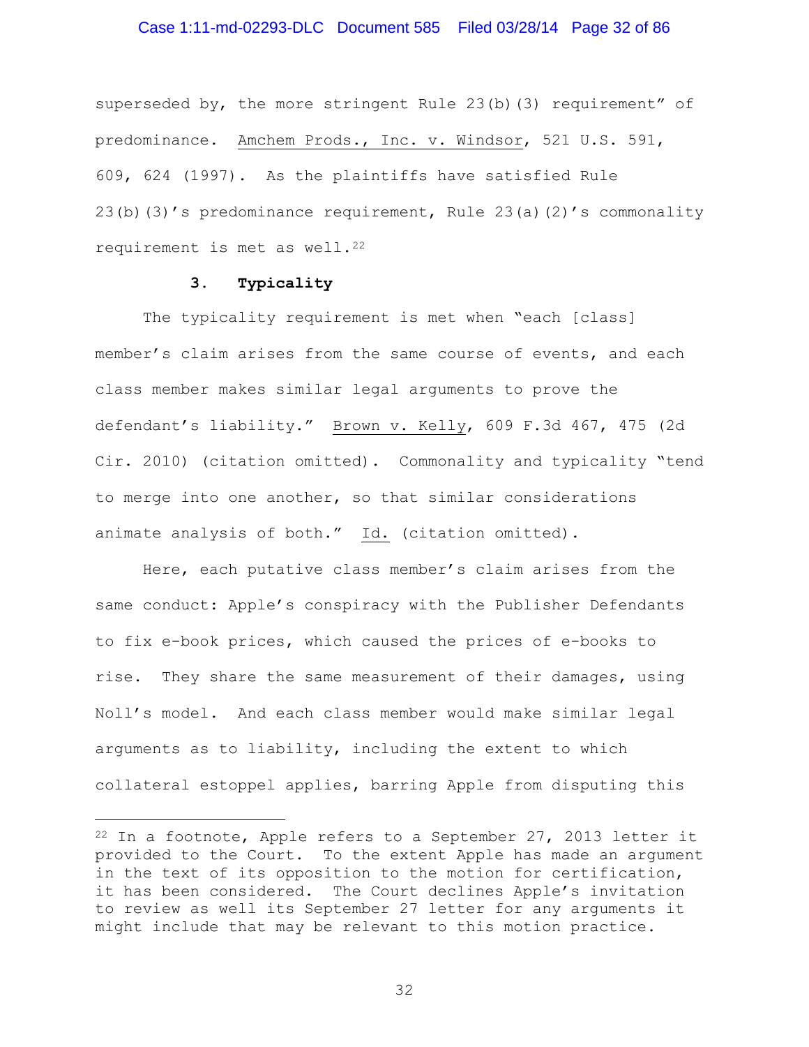superseded by, the more stringent Rule 23(b)(3) requirement" of predominance. Amchem Prods., Inc. v. Windsor, 521 U.S. 591, 609, 624 (1997). As the plaintiffs have satisfied Rule 23(b)(3)'s predominance requirement, Rule 23(a)(2)'s commonality requirement is met as well.[22]

### 3. Typicality

The typicality requirement is met when "each [class] member's claim arises from the same course of events, and each class member makes similar legal arguments to prove the defendant's liability." Brown v. Kelly, 609 F.3d 467, 475 (2d Cir. 2010) (citation omitted). Commonality and typicality "tend to merge into one another, so that similar considerations animate analysis of both." Id. (citation omitted).

Here, each putative class member's claim arises from the same conduct: Apple's conspiracy with the Publisher Defendants to fix e-book prices, which caused the prices of e-books to rise. They share the same measurement of their damages, using Noll's model. And each class member would make similar legal arguments as to liability, including the extent to which collateral estoppel applies, barring Apple from disputing this

---

[22] In a footnote, Apple refers to a September 27, 2013 letter it provided to the Court. To the extent Apple has made an argument in the text of its opposition to the motion for certification, it has been considered. The Court declines Apple's invitation to review as well its September 27 letter for any arguments it might include that may be relevant to this motion practice.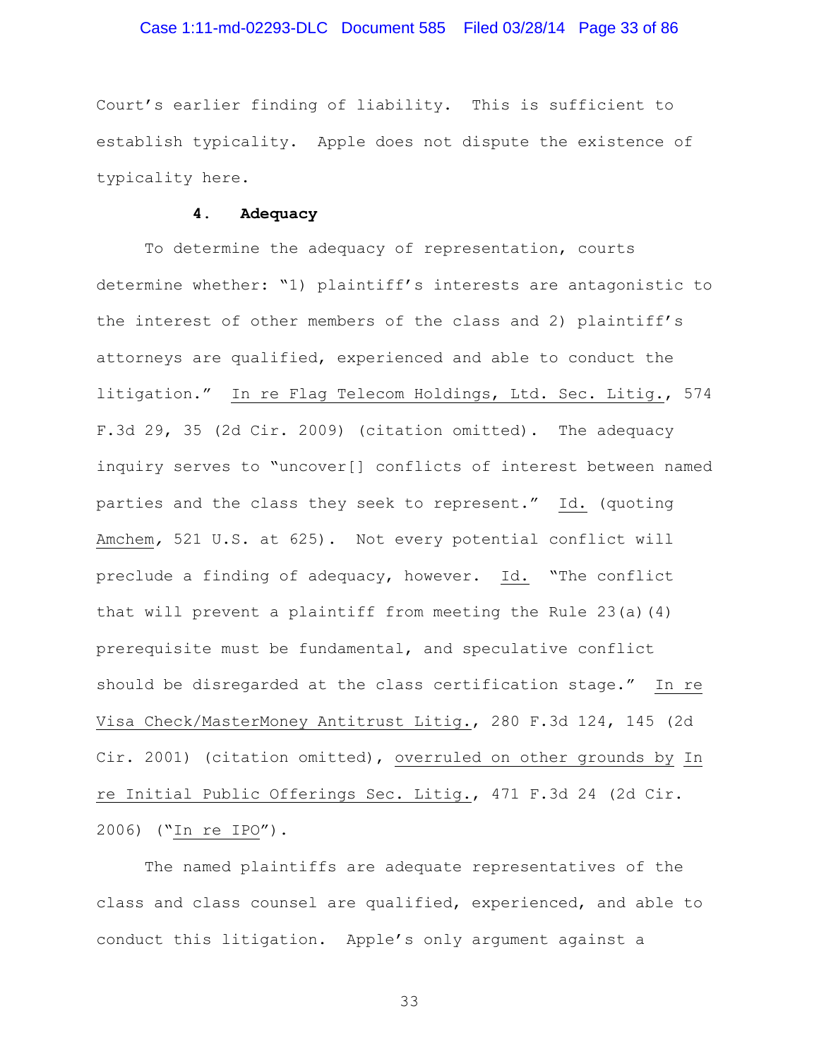Court's earlier finding of liability. This is sufficient to establish typicality. Apple does not dispute the existence of typicality here.

#### 4. Adequacy

To determine the adequacy of representation, courts determine whether: "1) plaintiff's interests are antagonistic to the interest of other members of the class and 2) plaintiff's attorneys are qualified, experienced and able to conduct the litigation." In re Flag Telecom Holdings, Ltd. Sec. Litig., 574 F.3d 29, 35 (2d Cir. 2009) (citation omitted). The adequacy inquiry serves to "uncover[] conflicts of interest between named parties and the class they seek to represent." Id. (quoting Amchem, 521 U.S. at 625). Not every potential conflict will preclude a finding of adequacy, however. Id. "The conflict that will prevent a plaintiff from meeting the Rule 23(a)(4) prerequisite must be fundamental, and speculative conflict should be disregarded at the class certification stage." In re Visa Check/MasterMoney Antitrust Litig., 280 F.3d 124, 145 (2d Cir. 2001) (citation omitted), overruled on other grounds by In re Initial Public Offerings Sec. Litig., 471 F.3d 24 (2d Cir. 2006) ("In re IPO").

The named plaintiffs are adequate representatives of the class and class counsel are qualified, experienced, and able to conduct this litigation. Apple's only argument against a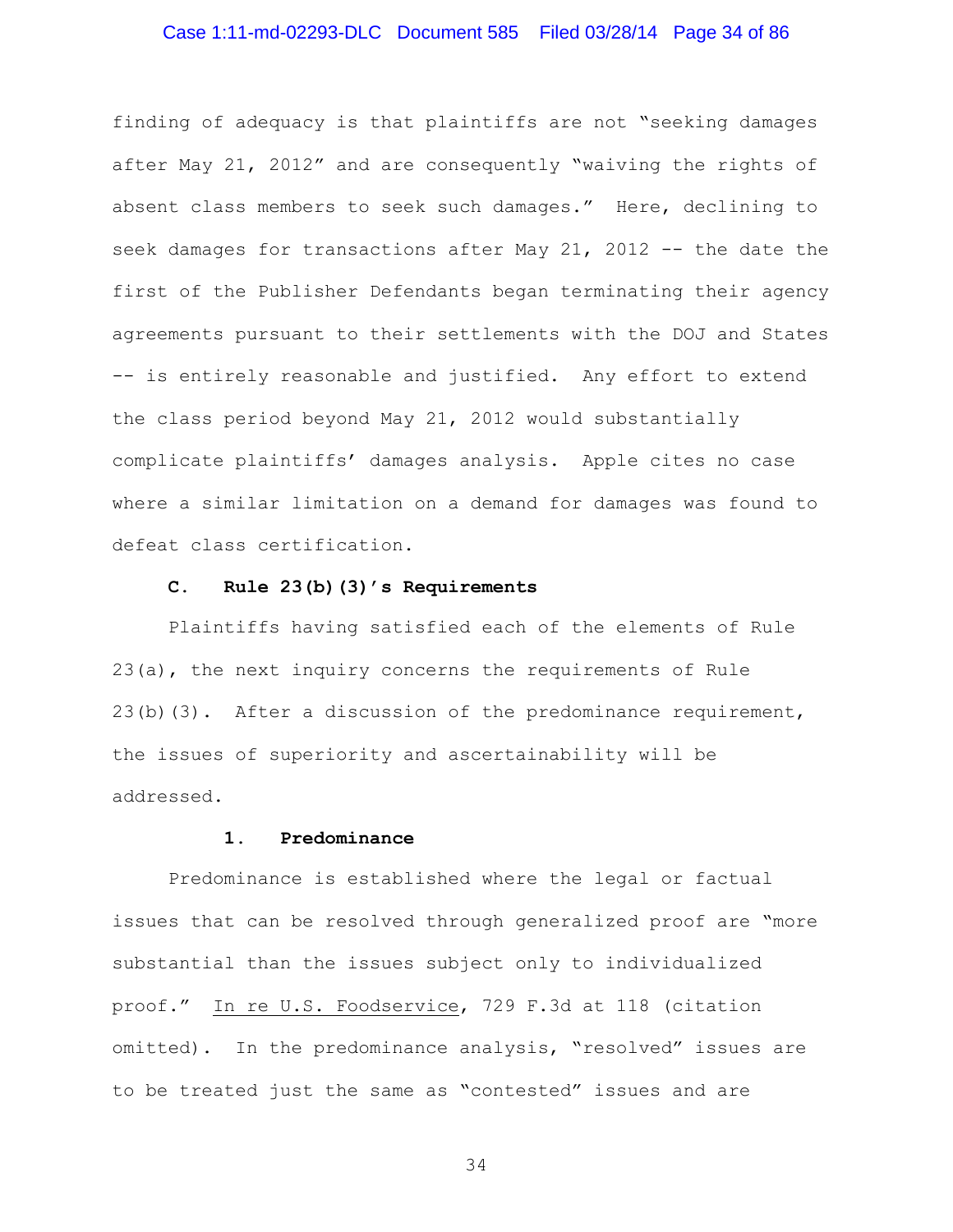finding of adequacy is that plaintiffs are not "seeking damages after May 21, 2012" and are consequently "waiving the rights of absent class members to seek such damages." Here, declining to seek damages for transactions after May 21, 2012 -- the date the first of the Publisher Defendants began terminating their agency agreements pursuant to their settlements with the DOJ and States -- is entirely reasonable and justified. Any effort to extend the class period beyond May 21, 2012 would substantially complicate plaintiffs' damages analysis. Apple cites no case where a similar limitation on a demand for damages was found to defeat class certification.

### C. Rule 23(b)(3)'s Requirements

Plaintiffs having satisfied each of the elements of Rule 23(a), the next inquiry concerns the requirements of Rule 23(b)(3). After a discussion of the predominance requirement, the issues of superiority and ascertainability will be addressed.

#### 1. Predominance

Predominance is established where the legal or factual issues that can be resolved through generalized proof are "more substantial than the issues subject only to individualized proof." In re U.S. Foodservice, 729 F.3d at 118 (citation omitted). In the predominance analysis, "resolved" issues are to be treated just the same as "contested" issues and are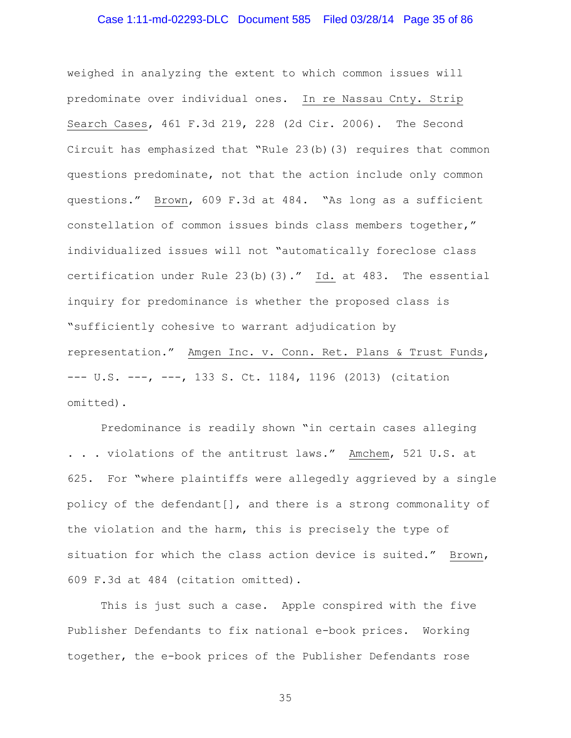weighed in analyzing the extent to which common issues will predominate over individual ones. In re Nassau Cnty. Strip Search Cases, 461 F.3d 219, 228 (2d Cir. 2006). The Second Circuit has emphasized that "Rule 23(b)(3) requires that common questions predominate, not that the action include only common questions." Brown, 609 F.3d at 484. "As long as a sufficient constellation of common issues binds class members together," individualized issues will not "automatically foreclose class certification under Rule 23(b)(3)." Id. at 483. The essential inquiry for predominance is whether the proposed class is "sufficiently cohesive to warrant adjudication by representation." Amgen Inc. v. Conn. Ret. Plans & Trust Funds, --- U.S. ---, ---, 133 S. Ct. 1184, 1196 (2013) (citation omitted).

Predominance is readily shown "in certain cases alleging . . . violations of the antitrust laws." Amchem, 521 U.S. at 625. For "where plaintiffs were allegedly aggrieved by a single policy of the defendant[], and there is a strong commonality of the violation and the harm, this is precisely the type of situation for which the class action device is suited." Brown, 609 F.3d at 484 (citation omitted).

This is just such a case. Apple conspired with the five Publisher Defendants to fix national e-book prices. Working together, the e-book prices of the Publisher Defendants rose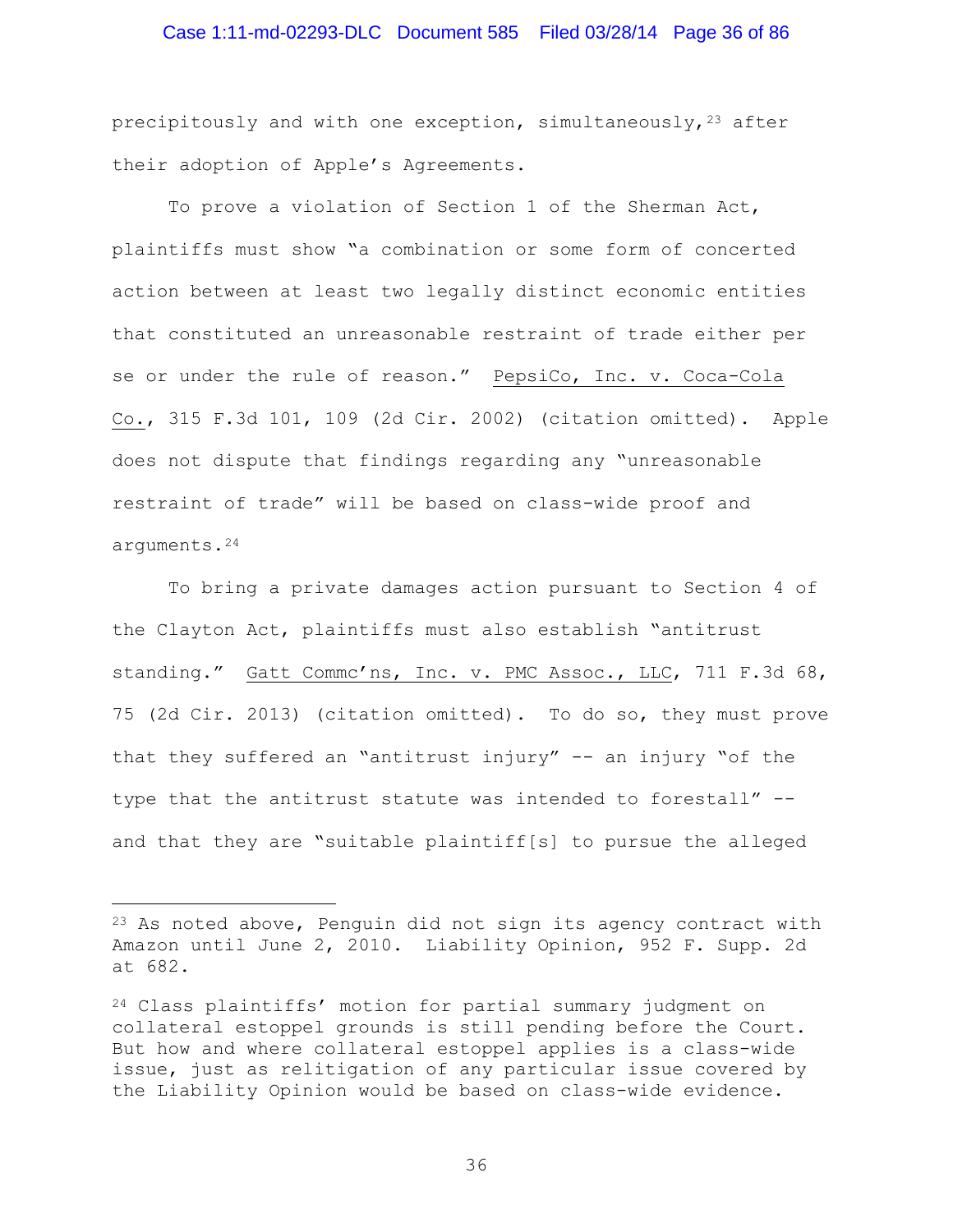precipitously and with one exception, simultaneously,[23] after their adoption of Apple's Agreements.

To prove a violation of Section 1 of the Sherman Act, plaintiffs must show "a combination or some form of concerted action between at least two legally distinct economic entities that constituted an unreasonable restraint of trade either per se or under the rule of reason." PepsiCo, Inc. v. Coca-Cola Co., 315 F.3d 101, 109 (2d Cir. 2002) (citation omitted). Apple does not dispute that findings regarding any "unreasonable restraint of trade" will be based on class-wide proof and arguments.[24]

To bring a private damages action pursuant to Section 4 of the Clayton Act, plaintiffs must also establish "antitrust standing." Gatt Commc'ns, Inc. v. PMC Assoc., LLC, 711 F.3d 68, 75 (2d Cir. 2013) (citation omitted). To do so, they must prove that they suffered an "antitrust injury" -- an injury "of the type that the antitrust statute was intended to forestall" -- and that they are "suitable plaintiff[s] to pursue the alleged

---

[23] As noted above, Penguin did not sign its agency contract with Amazon until June 2, 2010. Liability Opinion, 952 F. Supp. 2d at 682.

[24] Class plaintiffs' motion for partial summary judgment on collateral estoppel grounds is still pending before the Court. But how and where collateral estoppel applies is a class-wide issue, just as relitigation of any particular issue covered by the Liability Opinion would be based on class-wide evidence.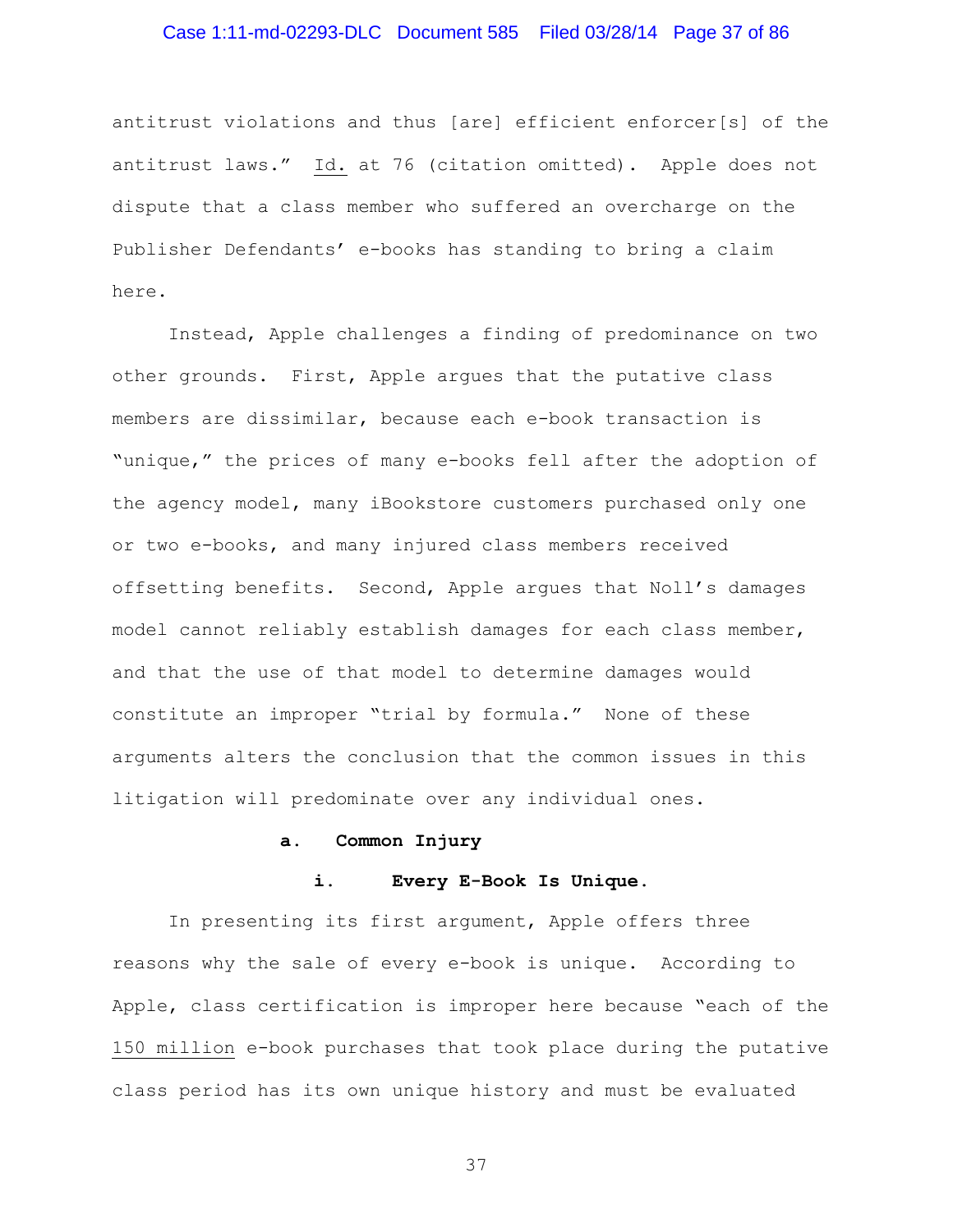antitrust violations and thus [are] efficient enforcer[s] of the antitrust laws." Id. at 76 (citation omitted). Apple does not dispute that a class member who suffered an overcharge on the Publisher Defendants' e-books has standing to bring a claim here.

Instead, Apple challenges a finding of predominance on two other grounds. First, Apple argues that the putative class members are dissimilar, because each e-book transaction is "unique," the prices of many e-books fell after the adoption of the agency model, many iBookstore customers purchased only one or two e-books, and many injured class members received offsetting benefits. Second, Apple argues that Noll's damages model cannot reliably establish damages for each class member, and that the use of that model to determine damages would constitute an improper "trial by formula." None of these arguments alters the conclusion that the common issues in this litigation will predominate over any individual ones.

#### a. Common Injury

##### i. Every E-Book Is Unique.

In presenting its first argument, Apple offers three reasons why the sale of every e-book is unique. According to Apple, class certification is improper here because "each of the 150 million e-book purchases that took place during the putative class period has its own unique history and must be evaluated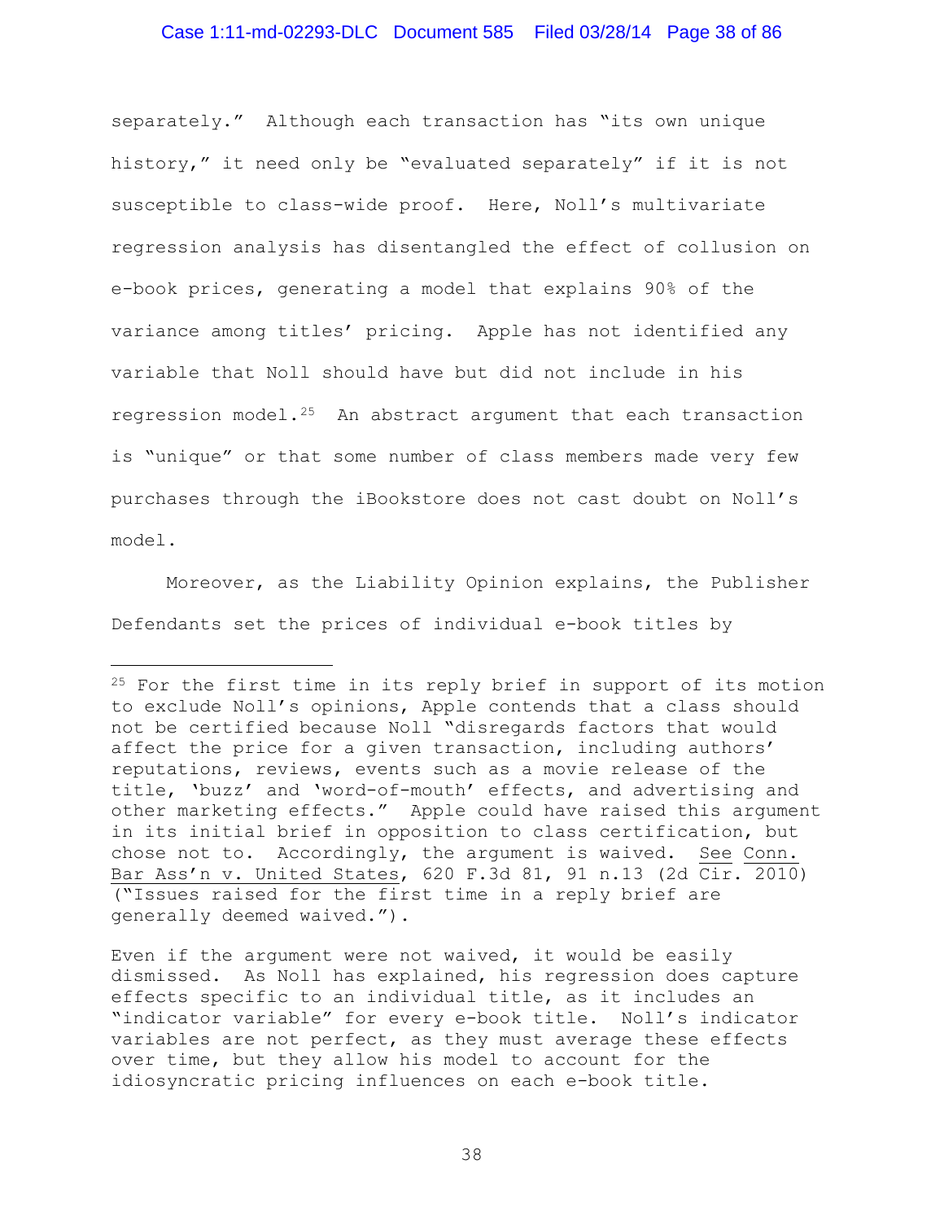separately." Although each transaction has "its own unique history," it need only be "evaluated separately" if it is not susceptible to class-wide proof. Here, Noll's multivariate regression analysis has disentangled the effect of collusion on e-book prices, generating a model that explains 90% of the variance among titles' pricing. Apple has not identified any variable that Noll should have but did not include in his regression model.[25] An abstract argument that each transaction is "unique" or that some number of class members made very few purchases through the iBookstore does not cast doubt on Noll's model.

Moreover, as the Liability Opinion explains, the Publisher Defendants set the prices of individual e-book titles by

---

[25] For the first time in its reply brief in support of its motion to exclude Noll's opinions, Apple contends that a class should not be certified because Noll "disregards factors that would affect the price for a given transaction, including authors' reputations, reviews, events such as a movie release of the title, 'buzz' and 'word-of-mouth' effects, and advertising and other marketing effects." Apple could have raised this argument in its initial brief in opposition to class certification, but chose not to. Accordingly, the argument is waived. See Conn. Bar Ass'n v. United States, 620 F.3d 81, 91 n.13 (2d Cir. 2010) ("Issues raised for the first time in a reply brief are generally deemed waived.").

Even if the argument were not waived, it would be easily dismissed. As Noll has explained, his regression does capture effects specific to an individual title, as it includes an "indicator variable" for every e-book title. Noll's indicator variables are not perfect, as they must average these effects over time, but they allow his model to account for the idiosyncratic pricing influences on each e-book title.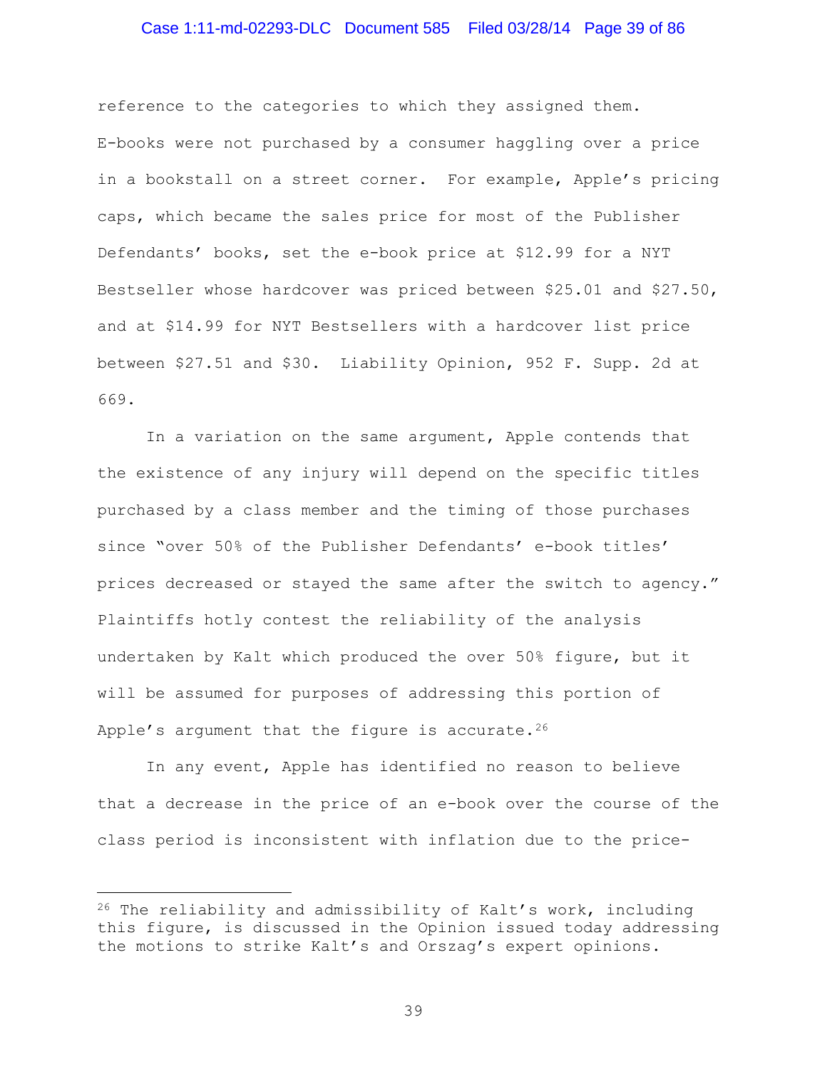reference to the categories to which they assigned them. E-books were not purchased by a consumer haggling over a price in a bookstall on a street corner. For example, Apple's pricing caps, which became the sales price for most of the Publisher Defendants' books, set the e-book price at $12.99 for a NYT Bestseller whose hardcover was priced between $25.01 and $27.50, and at $14.99 for NYT Bestsellers with a hardcover list price between $27.51 and $30. Liability Opinion, 952 F. Supp. 2d at 669.

In a variation on the same argument, Apple contends that the existence of any injury will depend on the specific titles purchased by a class member and the timing of those purchases since "over 50% of the Publisher Defendants' e-book titles' prices decreased or stayed the same after the switch to agency." Plaintiffs hotly contest the reliability of the analysis undertaken by Kalt which produced the over 50% figure, but it will be assumed for purposes of addressing this portion of Apple's argument that the figure is accurate.[26]

In any event, Apple has identified no reason to believe that a decrease in the price of an e-book over the course of the class period is inconsistent with inflation due to the price-

---

[26] The reliability and admissibility of Kalt's work, including this figure, is discussed in the Opinion issued today addressing the motions to strike Kalt's and Orszag's expert opinions.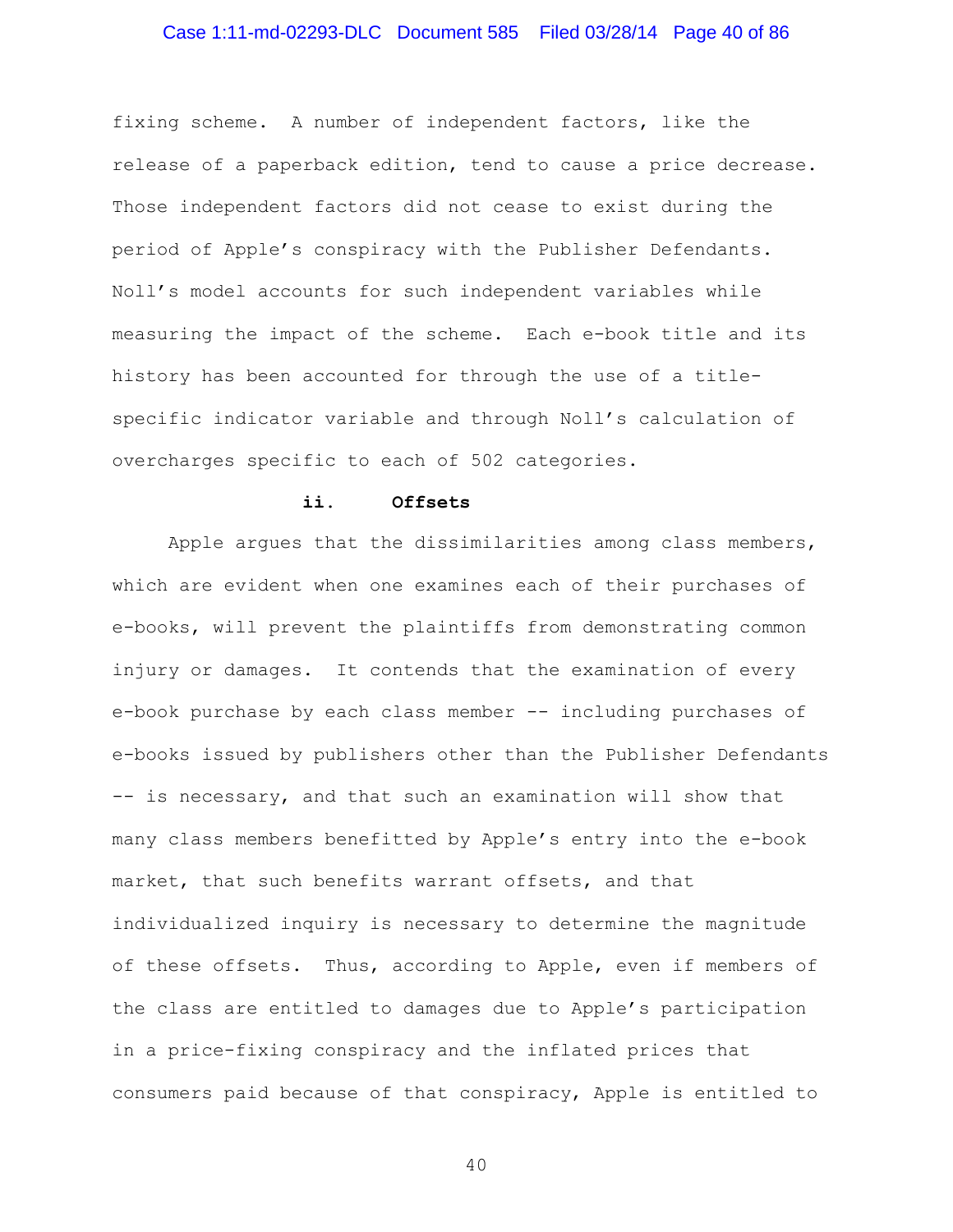fixing scheme. A number of independent factors, like the release of a paperback edition, tend to cause a price decrease. Those independent factors did not cease to exist during the period of Apple's conspiracy with the Publisher Defendants. Noll's model accounts for such independent variables while measuring the impact of the scheme. Each e-book title and its history has been accounted for through the use of a title-specific indicator variable and through Noll's calculation of overcharges specific to each of 502 categories.

**ii. Offsets**

Apple argues that the dissimilarities among class members, which are evident when one examines each of their purchases of e-books, will prevent the plaintiffs from demonstrating common injury or damages. It contends that the examination of every e-book purchase by each class member -- including purchases of e-books issued by publishers other than the Publisher Defendants -- is necessary, and that such an examination will show that many class members benefitted by Apple's entry into the e-book market, that such benefits warrant offsets, and that individualized inquiry is necessary to determine the magnitude of these offsets. Thus, according to Apple, even if members of the class are entitled to damages due to Apple's participation in a price-fixing conspiracy and the inflated prices that consumers paid because of that conspiracy, Apple is entitled to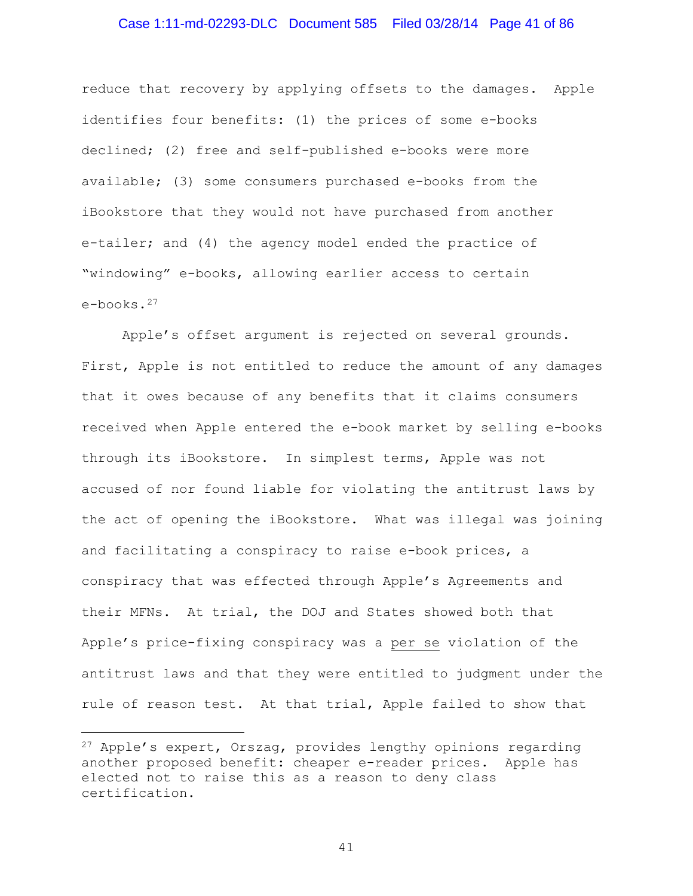reduce that recovery by applying offsets to the damages. Apple identifies four benefits: (1) the prices of some e-books declined; (2) free and self-published e-books were more available; (3) some consumers purchased e-books from the iBookstore that they would not have purchased from another e-tailer; and (4) the agency model ended the practice of "windowing" e-books, allowing earlier access to certain e-books.[27]

Apple's offset argument is rejected on several grounds. First, Apple is not entitled to reduce the amount of any damages that it owes because of any benefits that it claims consumers received when Apple entered the e-book market by selling e-books through its iBookstore. In simplest terms, Apple was not accused of nor found liable for violating the antitrust laws by the act of opening the iBookstore. What was illegal was joining and facilitating a conspiracy to raise e-book prices, a conspiracy that was effected through Apple's Agreements and their MFNs. At trial, the DOJ and States showed both that Apple's price-fixing conspiracy was a <u>per se</u> violation of the antitrust laws and that they were entitled to judgment under the rule of reason test. At that trial, Apple failed to show that

---

[27] Apple's expert, Orszag, provides lengthy opinions regarding another proposed benefit: cheaper e-reader prices. Apple has elected not to raise this as a reason to deny class certification.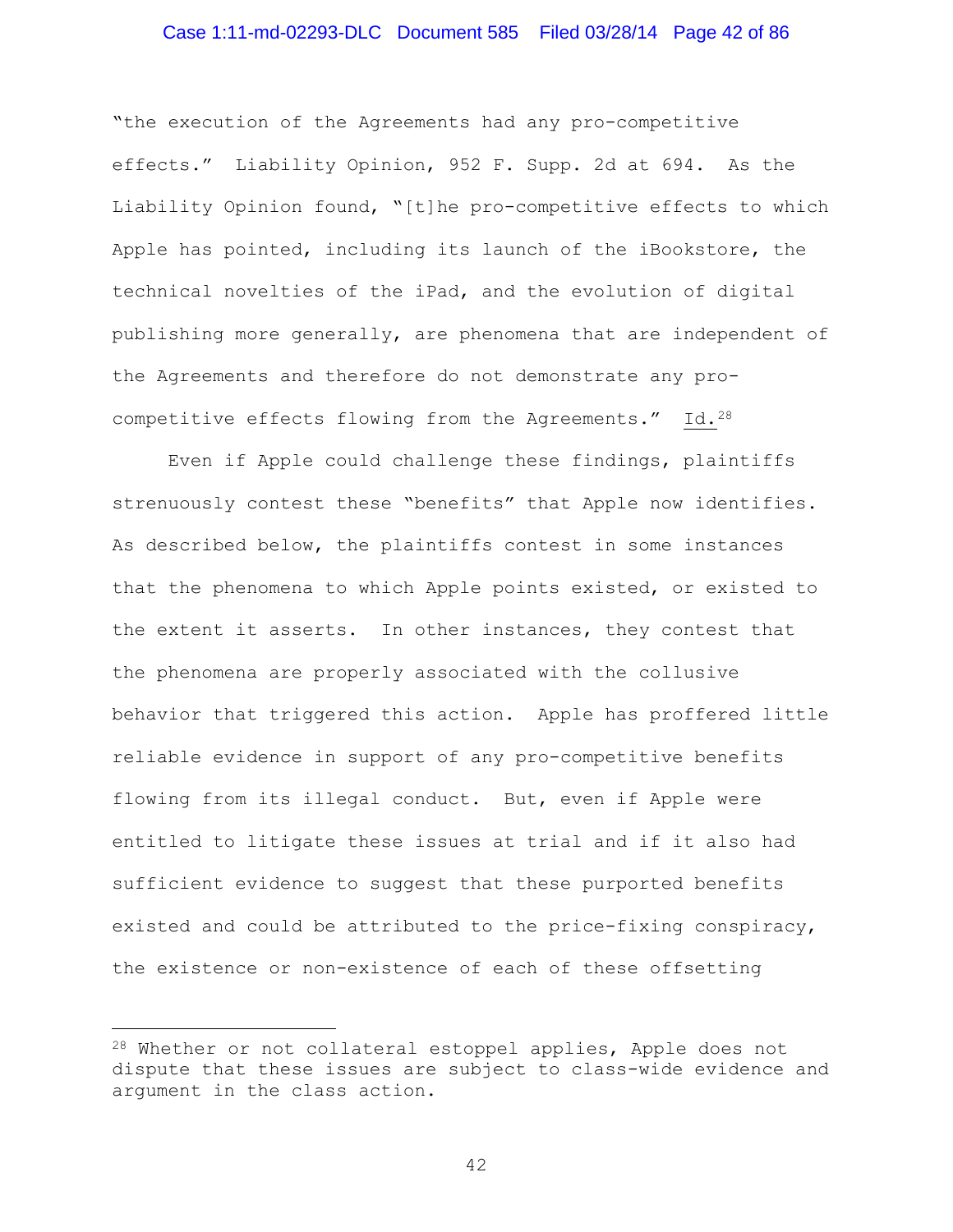"the execution of the Agreements had any pro-competitive effects." Liability Opinion, 952 F. Supp. 2d at 694. As the Liability Opinion found, "[t]he pro-competitive effects to which Apple has pointed, including its launch of the iBookstore, the technical novelties of the iPad, and the evolution of digital publishing more generally, are phenomena that are independent of the Agreements and therefore do not demonstrate any pro-competitive effects flowing from the Agreements." Id.[28]

Even if Apple could challenge these findings, plaintiffs strenuously contest these "benefits" that Apple now identifies. As described below, the plaintiffs contest in some instances that the phenomena to which Apple points existed, or existed to the extent it asserts. In other instances, they contest that the phenomena are properly associated with the collusive behavior that triggered this action. Apple has proffered little reliable evidence in support of any pro-competitive benefits flowing from its illegal conduct. But, even if Apple were entitled to litigate these issues at trial and if it also had sufficient evidence to suggest that these purported benefits existed and could be attributed to the price-fixing conspiracy, the existence or non-existence of each of these offsetting

[28] Whether or not collateral estoppel applies, Apple does not dispute that these issues are subject to class-wide evidence and argument in the class action.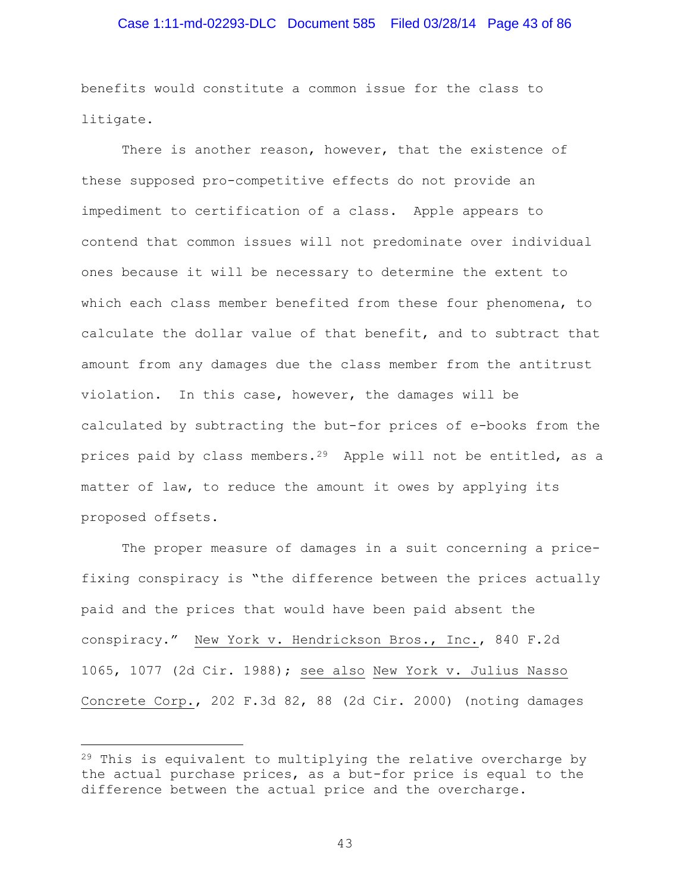benefits would constitute a common issue for the class to litigate.

There is another reason, however, that the existence of these supposed pro-competitive effects do not provide an impediment to certification of a class. Apple appears to contend that common issues will not predominate over individual ones because it will be necessary to determine the extent to which each class member benefited from these four phenomena, to calculate the dollar value of that benefit, and to subtract that amount from any damages due the class member from the antitrust violation. In this case, however, the damages will be calculated by subtracting the but-for prices of e-books from the prices paid by class members.[29] Apple will not be entitled, as a matter of law, to reduce the amount it owes by applying its proposed offsets.

The proper measure of damages in a suit concerning a price-fixing conspiracy is "the difference between the prices actually paid and the prices that would have been paid absent the conspiracy." New York v. Hendrickson Bros., Inc., 840 F.2d 1065, 1077 (2d Cir. 1988); see also New York v. Julius Nasso Concrete Corp., 202 F.3d 82, 88 (2d Cir. 2000) (noting damages

---

[29] This is equivalent to multiplying the relative overcharge by the actual purchase prices, as a but-for price is equal to the difference between the actual price and the overcharge.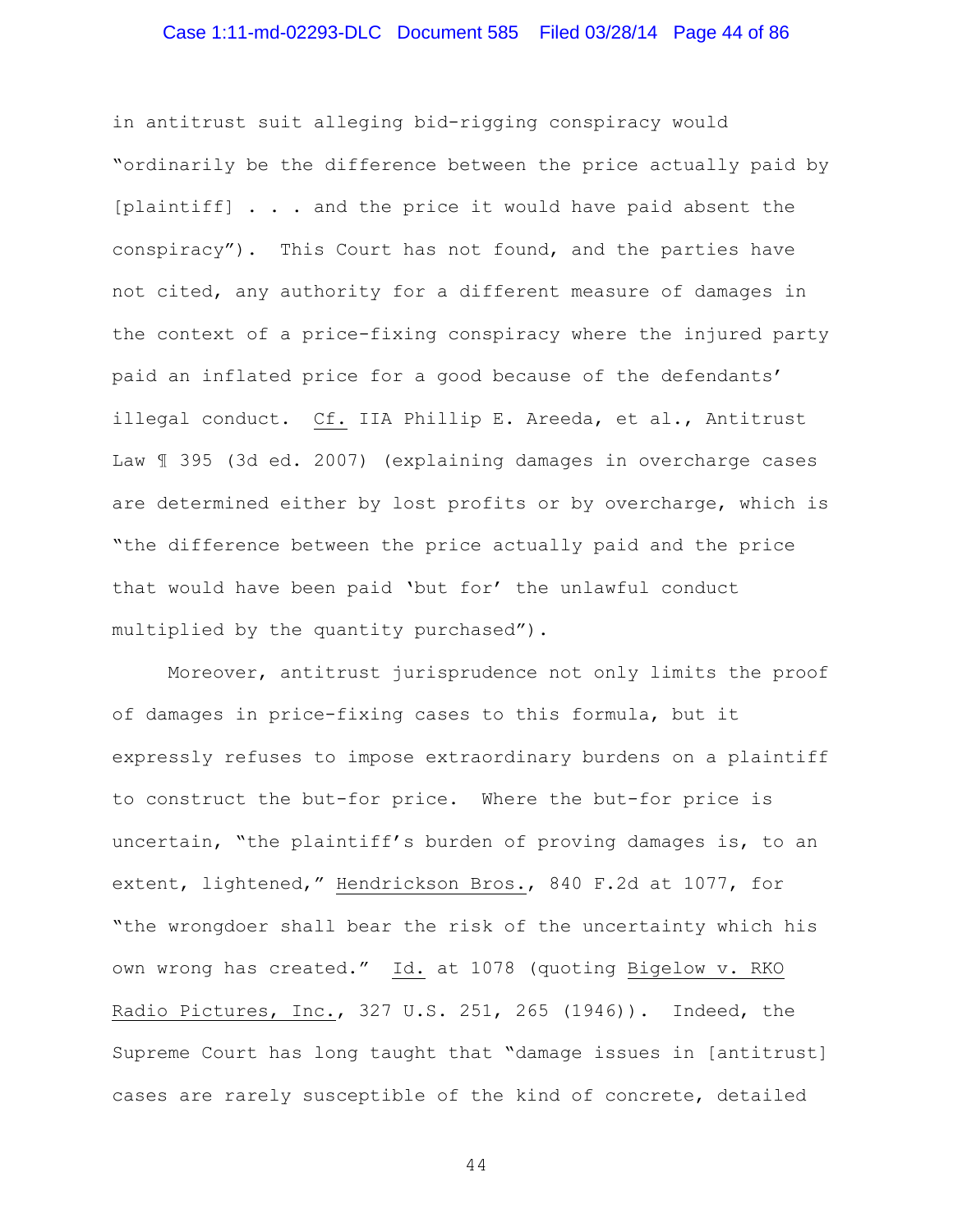in antitrust suit alleging bid-rigging conspiracy would "ordinarily be the difference between the price actually paid by [plaintiff] . . . and the price it would have paid absent the conspiracy"). This Court has not found, and the parties have not cited, any authority for a different measure of damages in the context of a price-fixing conspiracy where the injured party paid an inflated price for a good because of the defendants' illegal conduct. Cf. IIA Phillip E. Areeda, et al., Antitrust Law ¶ 395 (3d ed. 2007) (explaining damages in overcharge cases are determined either by lost profits or by overcharge, which is "the difference between the price actually paid and the price that would have been paid 'but for' the unlawful conduct multiplied by the quantity purchased").

Moreover, antitrust jurisprudence not only limits the proof of damages in price-fixing cases to this formula, but it expressly refuses to impose extraordinary burdens on a plaintiff to construct the but-for price. Where the but-for price is uncertain, "the plaintiff's burden of proving damages is, to an extent, lightened," Hendrickson Bros., 840 F.2d at 1077, for "the wrongdoer shall bear the risk of the uncertainty which his own wrong has created." Id. at 1078 (quoting Bigelow v. RKO Radio Pictures, Inc., 327 U.S. 251, 265 (1946)). Indeed, the Supreme Court has long taught that "damage issues in [antitrust] cases are rarely susceptible of the kind of concrete, detailed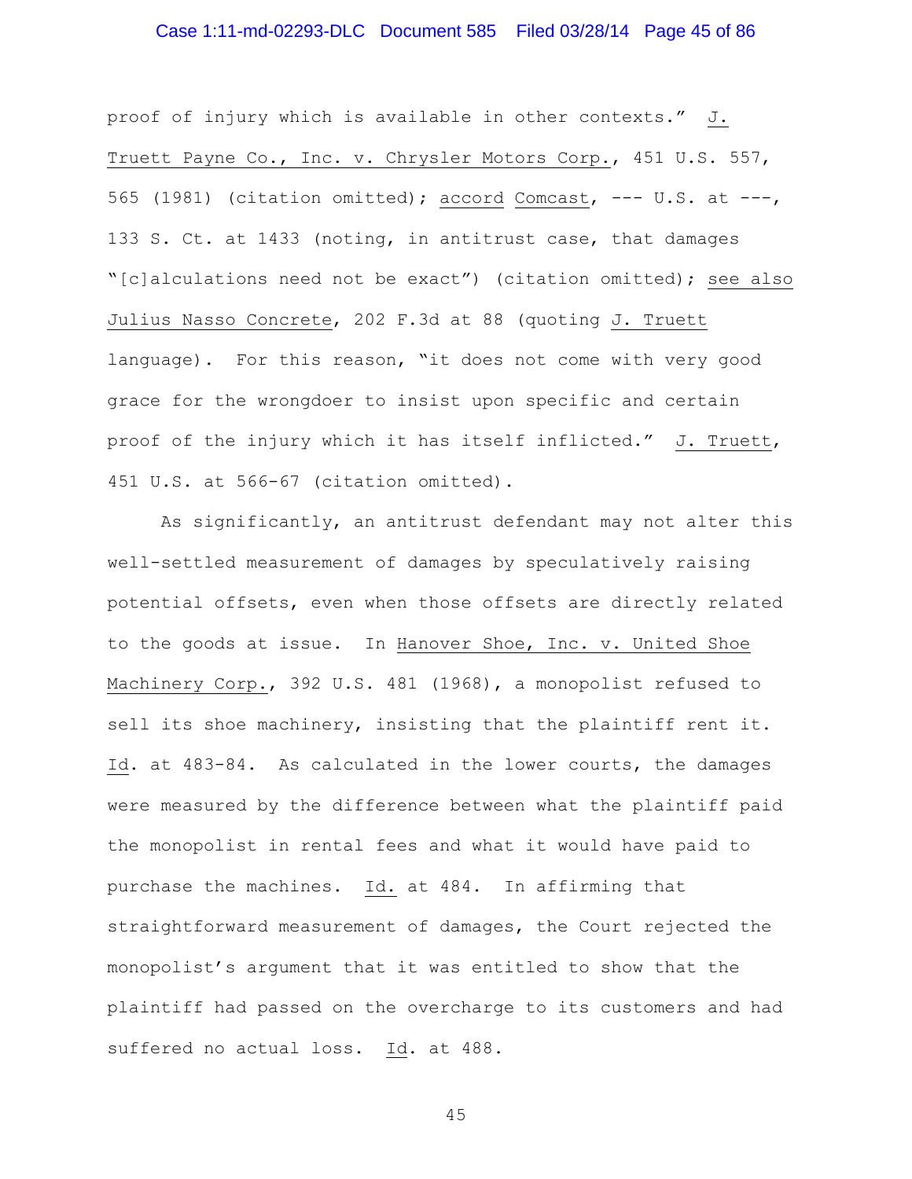proof of injury which is available in other contexts." J. Truett Payne Co., Inc. v. Chrysler Motors Corp., 451 U.S. 557, 565 (1981) (citation omitted); accord Comcast, --- U.S. at ---, 133 S. Ct. at 1433 (noting, in antitrust case, that damages "[c]alculations need not be exact") (citation omitted); see also Julius Nasso Concrete, 202 F.3d at 88 (quoting J. Truett language). For this reason, "it does not come with very good grace for the wrongdoer to insist upon specific and certain proof of the injury which it has itself inflicted." J. Truett, 451 U.S. at 566-67 (citation omitted).

As significantly, an antitrust defendant may not alter this well-settled measurement of damages by speculatively raising potential offsets, even when those offsets are directly related to the goods at issue. In Hanover Shoe, Inc. v. United Shoe Machinery Corp., 392 U.S. 481 (1968), a monopolist refused to sell its shoe machinery, insisting that the plaintiff rent it. Id. at 483-84. As calculated in the lower courts, the damages were measured by the difference between what the plaintiff paid the monopolist in rental fees and what it would have paid to purchase the machines. Id. at 484. In affirming that straightforward measurement of damages, the Court rejected the monopolist's argument that it was entitled to show that the plaintiff had passed on the overcharge to its customers and had suffered no actual loss. Id. at 488.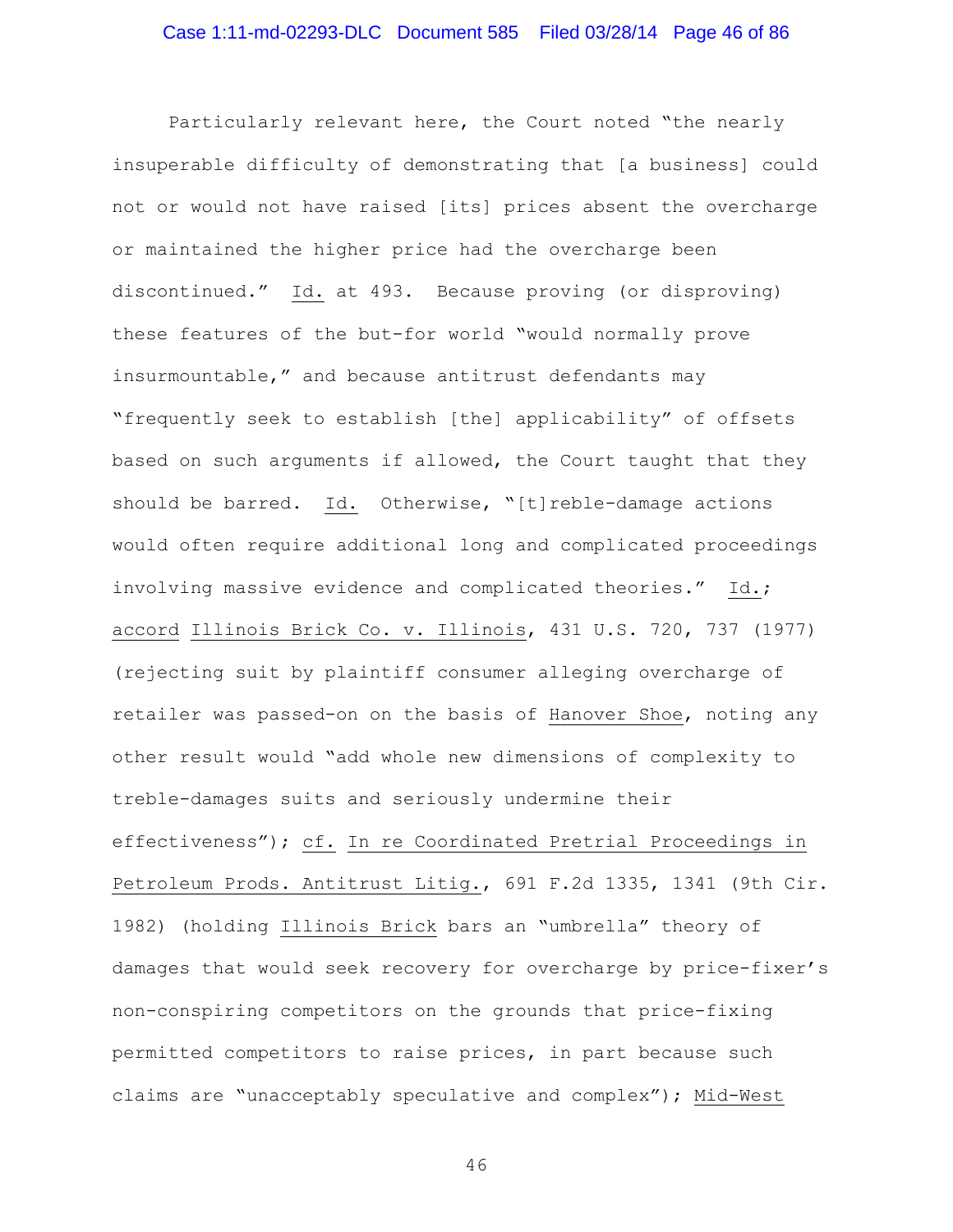Particularly relevant here, the Court noted "the nearly insuperable difficulty of demonstrating that [a business] could not or would not have raised [its] prices absent the overcharge or maintained the higher price had the overcharge been discontinued." Id. at 493. Because proving (or disproving) these features of the but-for world "would normally prove insurmountable," and because antitrust defendants may "frequently seek to establish [the] applicability" of offsets based on such arguments if allowed, the Court taught that they should be barred. Id. Otherwise, "[t]reble-damage actions would often require additional long and complicated proceedings involving massive evidence and complicated theories." Id.; accord Illinois Brick Co. v. Illinois, 431 U.S. 720, 737 (1977) (rejecting suit by plaintiff consumer alleging overcharge of retailer was passed-on on the basis of Hanover Shoe, noting any other result would "add whole new dimensions of complexity to treble-damages suits and seriously undermine their effectiveness"); cf. In re Coordinated Pretrial Proceedings in Petroleum Prods. Antitrust Litig., 691 F.2d 1335, 1341 (9th Cir. 1982) (holding Illinois Brick bars an "umbrella" theory of damages that would seek recovery for overcharge by price-fixer's non-conspiring competitors on the grounds that price-fixing permitted competitors to raise prices, in part because such claims are "unacceptably speculative and complex"); Mid-West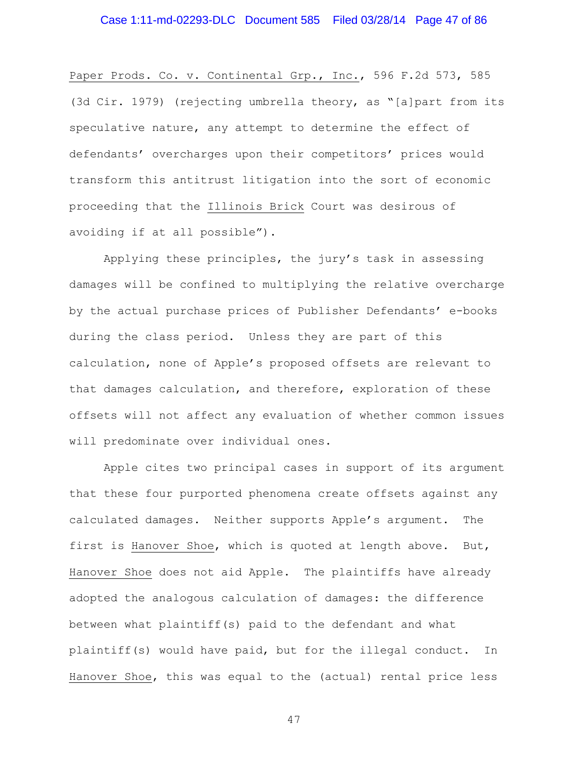Paper Prods. Co. v. Continental Grp., Inc., 596 F.2d 573, 585 (3d Cir. 1979) (rejecting umbrella theory, as "[a]part from its speculative nature, any attempt to determine the effect of defendants' overcharges upon their competitors' prices would transform this antitrust litigation into the sort of economic proceeding that the Illinois Brick Court was desirous of avoiding if at all possible").

Applying these principles, the jury's task in assessing damages will be confined to multiplying the relative overcharge by the actual purchase prices of Publisher Defendants' e-books during the class period. Unless they are part of this calculation, none of Apple's proposed offsets are relevant to that damages calculation, and therefore, exploration of these offsets will not affect any evaluation of whether common issues will predominate over individual ones.

Apple cites two principal cases in support of its argument that these four purported phenomena create offsets against any calculated damages. Neither supports Apple's argument. The first is Hanover Shoe, which is quoted at length above. But, Hanover Shoe does not aid Apple. The plaintiffs have already adopted the analogous calculation of damages: the difference between what plaintiff(s) paid to the defendant and what plaintiff(s) would have paid, but for the illegal conduct. In Hanover Shoe, this was equal to the (actual) rental price less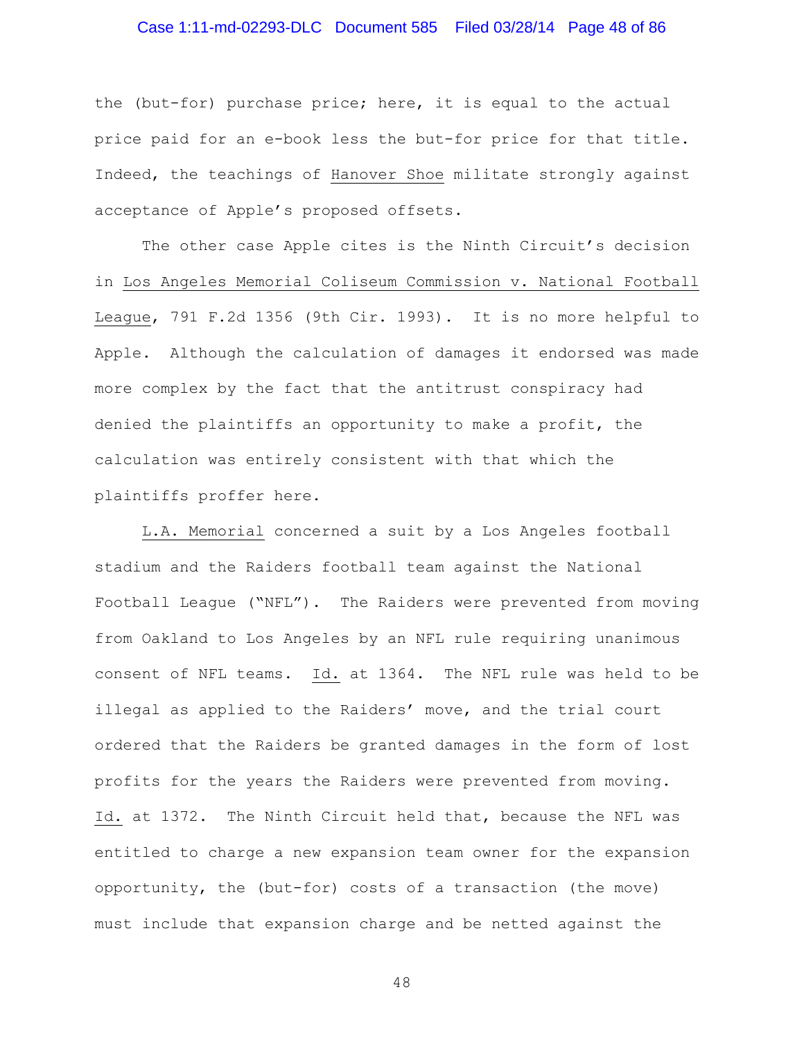the (but-for) purchase price; here, it is equal to the actual price paid for an e-book less the but-for price for that title. Indeed, the teachings of Hanover Shoe militate strongly against acceptance of Apple's proposed offsets.

The other case Apple cites is the Ninth Circuit's decision in Los Angeles Memorial Coliseum Commission v. National Football League, 791 F.2d 1356 (9th Cir. 1993). It is no more helpful to Apple. Although the calculation of damages it endorsed was made more complex by the fact that the antitrust conspiracy had denied the plaintiffs an opportunity to make a profit, the calculation was entirely consistent with that which the plaintiffs proffer here.

L.A. Memorial concerned a suit by a Los Angeles football stadium and the Raiders football team against the National Football League ("NFL"). The Raiders were prevented from moving from Oakland to Los Angeles by an NFL rule requiring unanimous consent of NFL teams. Id. at 1364. The NFL rule was held to be illegal as applied to the Raiders' move, and the trial court ordered that the Raiders be granted damages in the form of lost profits for the years the Raiders were prevented from moving. Id. at 1372. The Ninth Circuit held that, because the NFL was entitled to charge a new expansion team owner for the expansion opportunity, the (but-for) costs of a transaction (the move) must include that expansion charge and be netted against the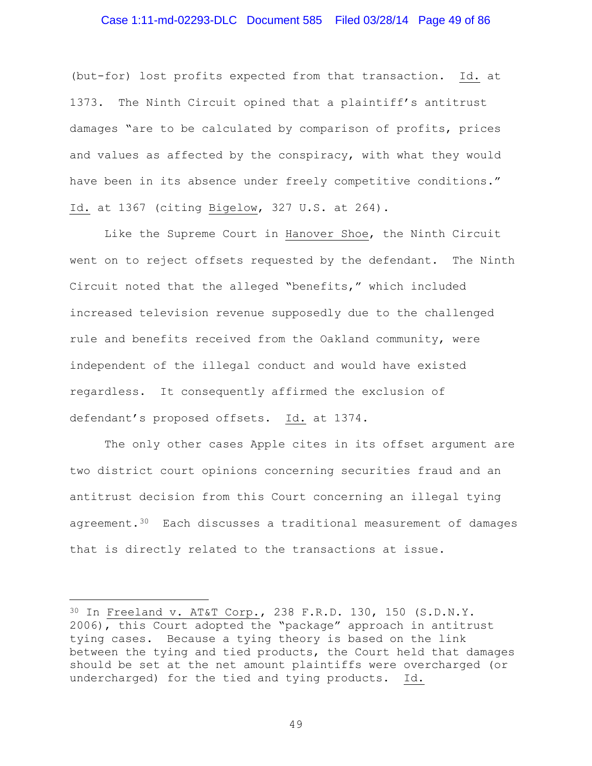(but-for) lost profits expected from that transaction. Id. at 1373. The Ninth Circuit opined that a plaintiff's antitrust damages "are to be calculated by comparison of profits, prices and values as affected by the conspiracy, with what they would have been in its absence under freely competitive conditions." Id. at 1367 (citing Bigelow, 327 U.S. at 264).

Like the Supreme Court in Hanover Shoe, the Ninth Circuit went on to reject offsets requested by the defendant. The Ninth Circuit noted that the alleged "benefits," which included increased television revenue supposedly due to the challenged rule and benefits received from the Oakland community, were independent of the illegal conduct and would have existed regardless. It consequently affirmed the exclusion of defendant's proposed offsets. Id. at 1374.

The only other cases Apple cites in its offset argument are two district court opinions concerning securities fraud and an antitrust decision from this Court concerning an illegal tying agreement.[30] Each discusses a traditional measurement of damages that is directly related to the transactions at issue.

---

[30] In Freeland v. AT&T Corp., 238 F.R.D. 130, 150 (S.D.N.Y. 2006), this Court adopted the "package" approach in antitrust tying cases. Because a tying theory is based on the link between the tying and tied products, the Court held that damages should be set at the net amount plaintiffs were overcharged (or undercharged) for the tied and tying products. Id.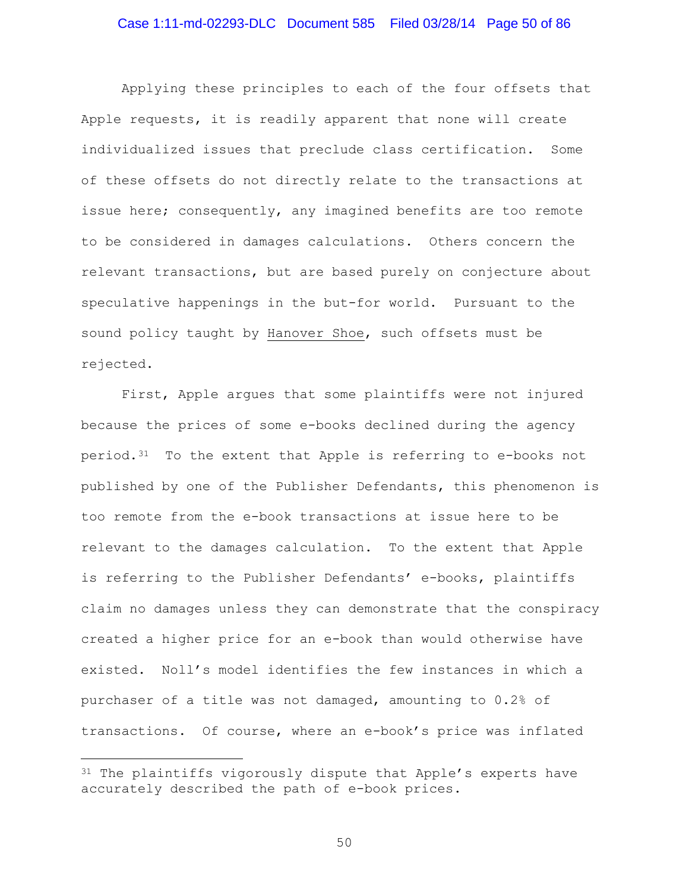Applying these principles to each of the four offsets that Apple requests, it is readily apparent that none will create individualized issues that preclude class certification. Some of these offsets do not directly relate to the transactions at issue here; consequently, any imagined benefits are too remote to be considered in damages calculations. Others concern the relevant transactions, but are based purely on conjecture about speculative happenings in the but-for world. Pursuant to the sound policy taught by Hanover Shoe, such offsets must be rejected.

First, Apple argues that some plaintiffs were not injured because the prices of some e-books declined during the agency period.[31] To the extent that Apple is referring to e-books not published by one of the Publisher Defendants, this phenomenon is too remote from the e-book transactions at issue here to be relevant to the damages calculation. To the extent that Apple is referring to the Publisher Defendants' e-books, plaintiffs claim no damages unless they can demonstrate that the conspiracy created a higher price for an e-book than would otherwise have existed. Noll's model identifies the few instances in which a purchaser of a title was not damaged, amounting to 0.2% of transactions. Of course, where an e-book's price was inflated

---

[31] The plaintiffs vigorously dispute that Apple's experts have accurately described the path of e-book prices.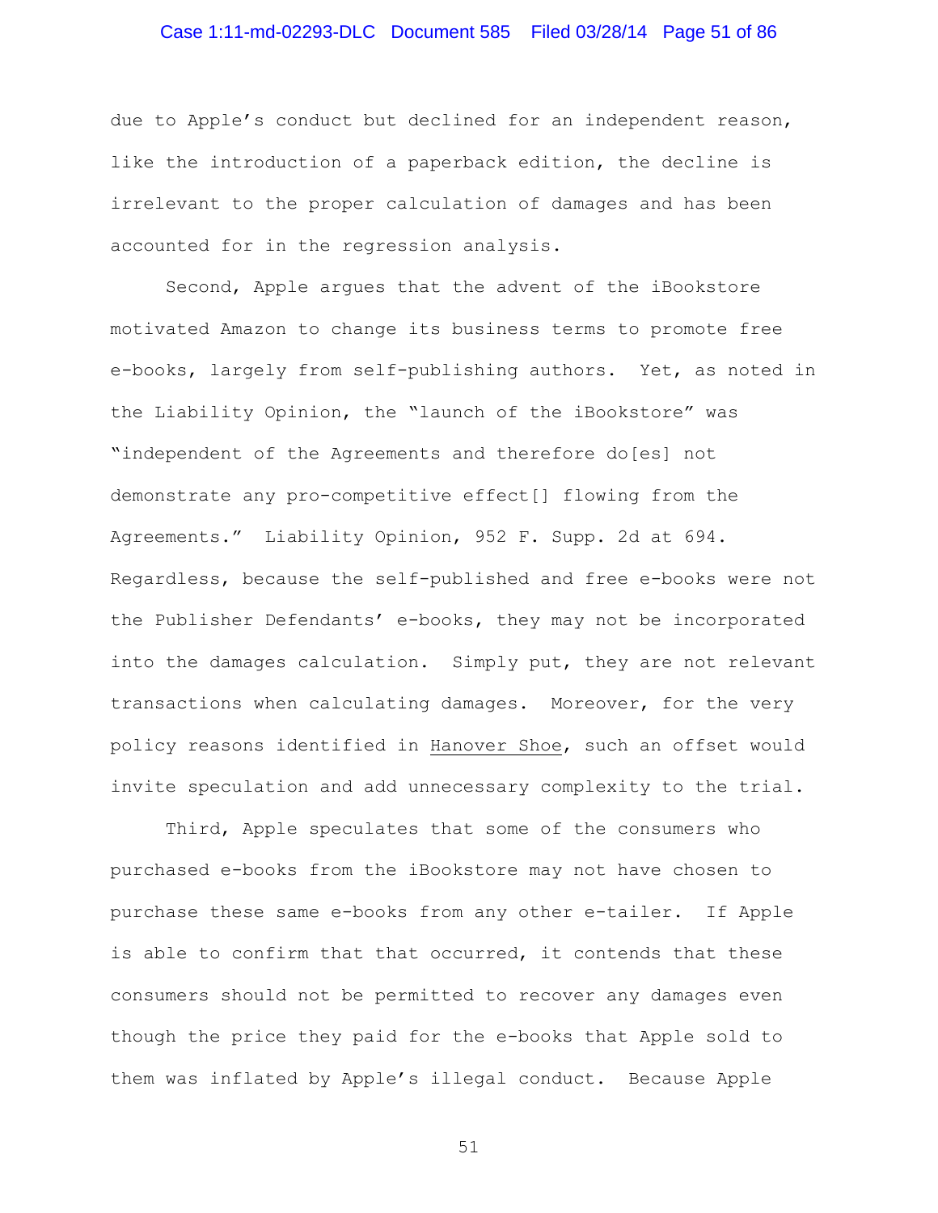due to Apple's conduct but declined for an independent reason, like the introduction of a paperback edition, the decline is irrelevant to the proper calculation of damages and has been accounted for in the regression analysis.

Second, Apple argues that the advent of the iBookstore motivated Amazon to change its business terms to promote free e-books, largely from self-publishing authors. Yet, as noted in the Liability Opinion, the "launch of the iBookstore" was "independent of the Agreements and therefore do[es] not demonstrate any pro-competitive effect[] flowing from the Agreements." Liability Opinion, 952 F. Supp. 2d at 694. Regardless, because the self-published and free e-books were not the Publisher Defendants' e-books, they may not be incorporated into the damages calculation. Simply put, they are not relevant transactions when calculating damages. Moreover, for the very policy reasons identified in Hanover Shoe, such an offset would invite speculation and add unnecessary complexity to the trial.

Third, Apple speculates that some of the consumers who purchased e-books from the iBookstore may not have chosen to purchase these same e-books from any other e-tailer. If Apple is able to confirm that that occurred, it contends that these consumers should not be permitted to recover any damages even though the price they paid for the e-books that Apple sold to them was inflated by Apple's illegal conduct. Because Apple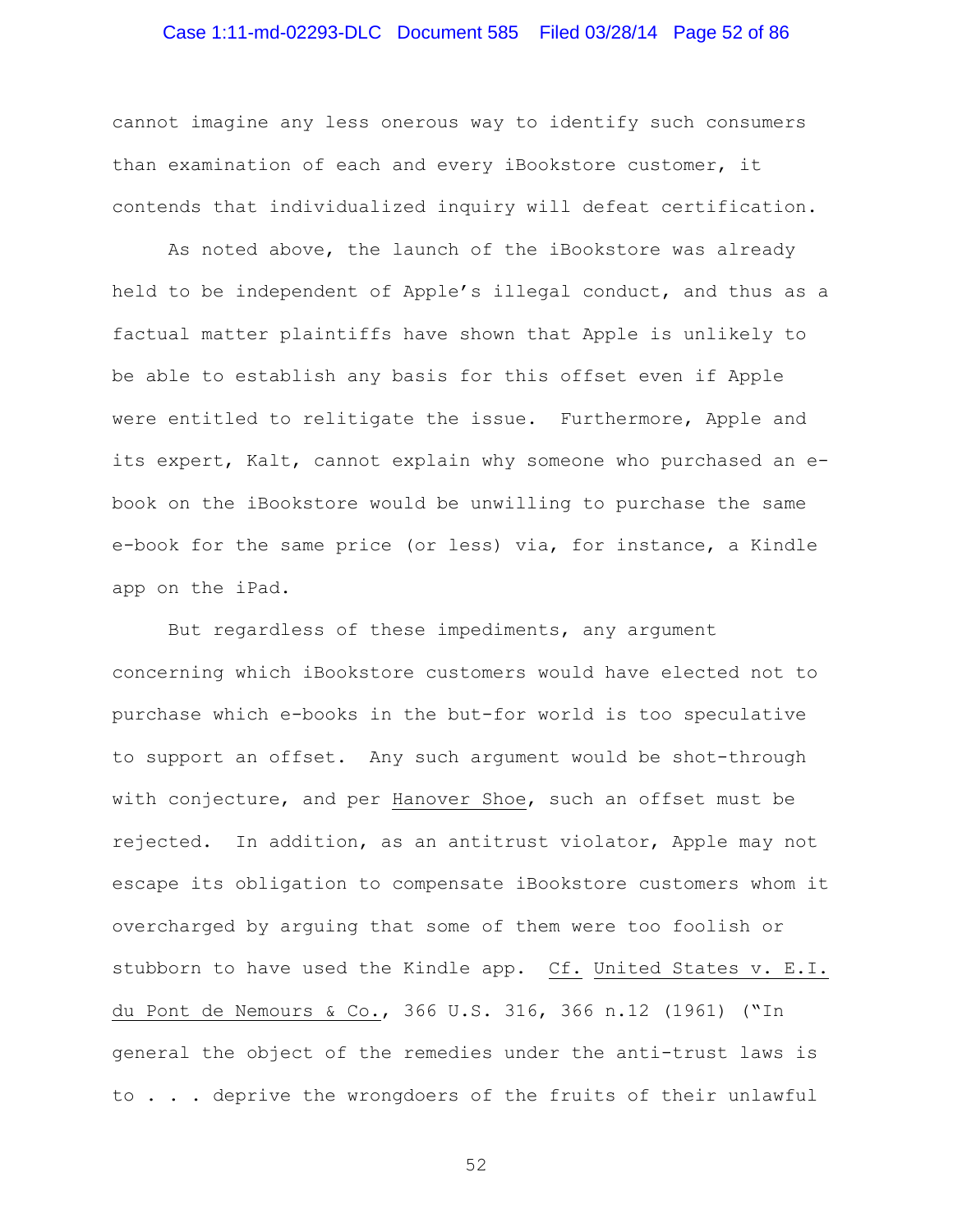cannot imagine any less onerous way to identify such consumers than examination of each and every iBookstore customer, it contends that individualized inquiry will defeat certification.

As noted above, the launch of the iBookstore was already held to be independent of Apple's illegal conduct, and thus as a factual matter plaintiffs have shown that Apple is unlikely to be able to establish any basis for this offset even if Apple were entitled to relitigate the issue. Furthermore, Apple and its expert, Kalt, cannot explain why someone who purchased an e-book on the iBookstore would be unwilling to purchase the same e-book for the same price (or less) via, for instance, a Kindle app on the iPad.

But regardless of these impediments, any argument concerning which iBookstore customers would have elected not to purchase which e-books in the but-for world is too speculative to support an offset. Any such argument would be shot-through with conjecture, and per Hanover Shoe, such an offset must be rejected. In addition, as an antitrust violator, Apple may not escape its obligation to compensate iBookstore customers whom it overcharged by arguing that some of them were too foolish or stubborn to have used the Kindle app. Cf. United States v. E.I. du Pont de Nemours & Co., 366 U.S. 316, 366 n.12 (1961) ("In general the object of the remedies under the anti-trust laws is to . . . deprive the wrongdoers of the fruits of their unlawful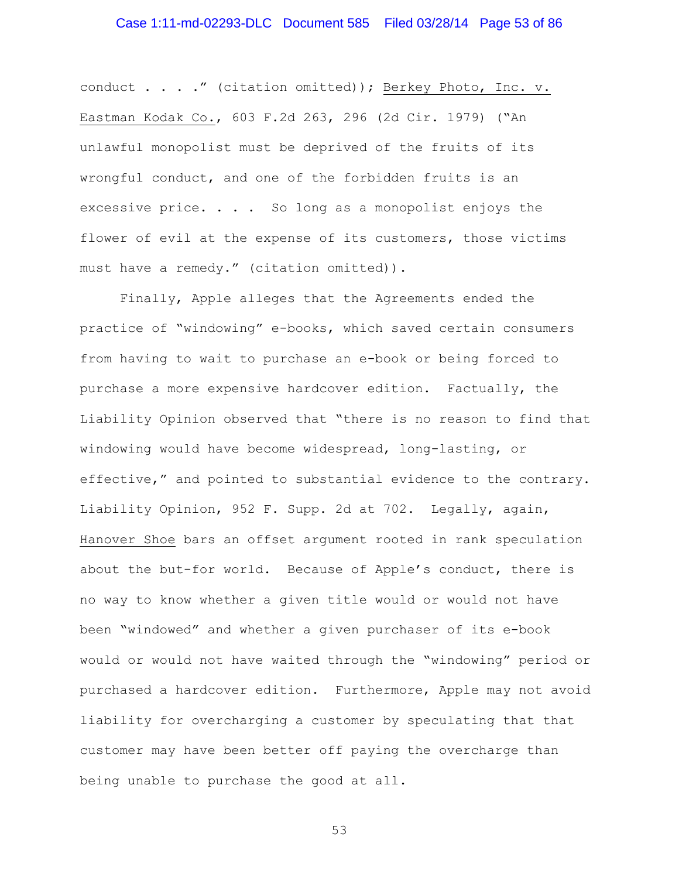conduct . . . ." (citation omitted)); Berkey Photo, Inc. v. Eastman Kodak Co., 603 F.2d 263, 296 (2d Cir. 1979) ("An unlawful monopolist must be deprived of the fruits of its wrongful conduct, and one of the forbidden fruits is an excessive price. . . . So long as a monopolist enjoys the flower of evil at the expense of its customers, those victims must have a remedy." (citation omitted)).

Finally, Apple alleges that the Agreements ended the practice of "windowing" e-books, which saved certain consumers from having to wait to purchase an e-book or being forced to purchase a more expensive hardcover edition. Factually, the Liability Opinion observed that "there is no reason to find that windowing would have become widespread, long-lasting, or effective," and pointed to substantial evidence to the contrary. Liability Opinion, 952 F. Supp. 2d at 702. Legally, again, Hanover Shoe bars an offset argument rooted in rank speculation about the but-for world. Because of Apple's conduct, there is no way to know whether a given title would or would not have been "windowed" and whether a given purchaser of its e-book would or would not have waited through the "windowing" period or purchased a hardcover edition. Furthermore, Apple may not avoid liability for overcharging a customer by speculating that that customer may have been better off paying the overcharge than being unable to purchase the good at all.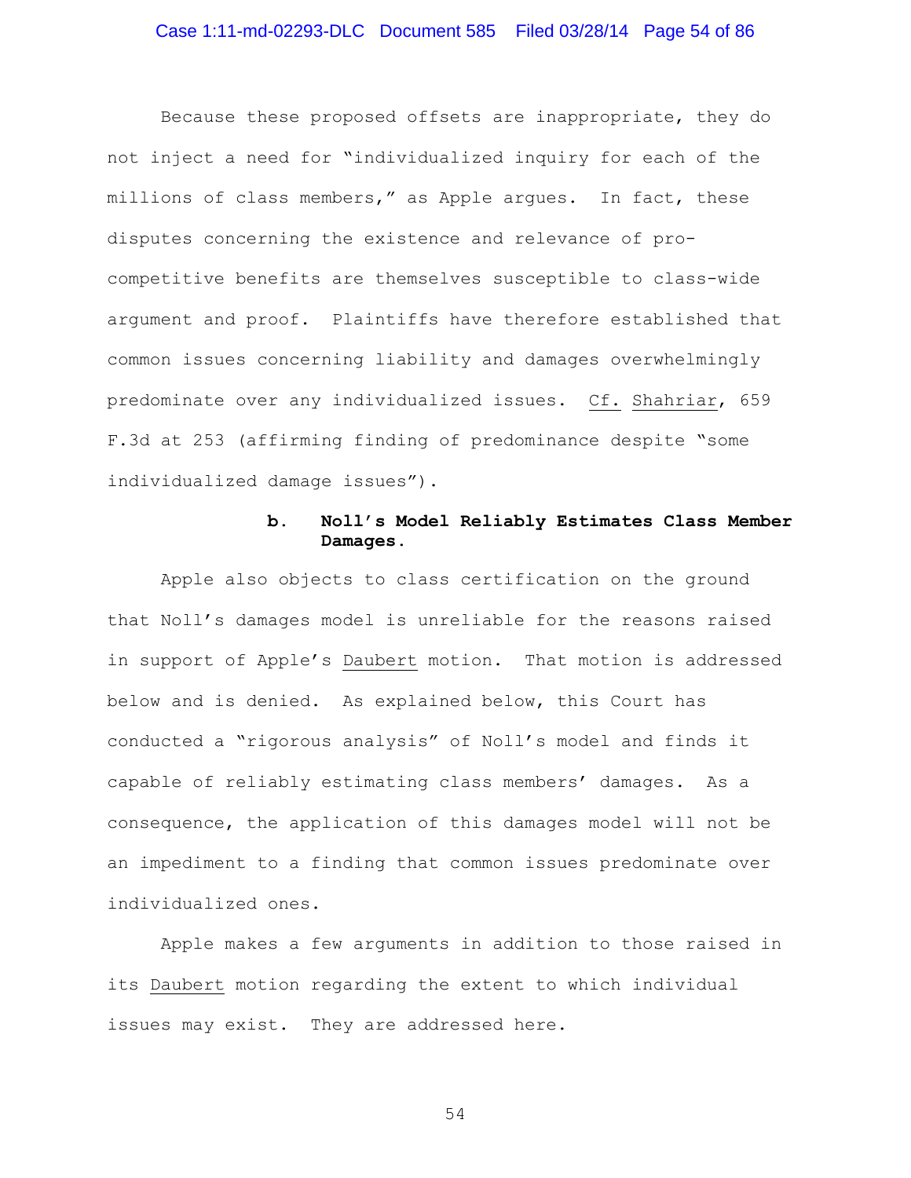Because these proposed offsets are inappropriate, they do not inject a need for "individualized inquiry for each of the millions of class members," as Apple argues. In fact, these disputes concerning the existence and relevance of pro-competitive benefits are themselves susceptible to class-wide argument and proof. Plaintiffs have therefore established that common issues concerning liability and damages overwhelmingly predominate over any individualized issues. Cf. Shahriar, 659 F.3d at 253 (affirming finding of predominance despite "some individualized damage issues").

**b. Noll's Model Reliably Estimates Class Member Damages.**

Apple also objects to class certification on the ground that Noll's damages model is unreliable for the reasons raised in support of Apple's Daubert motion. That motion is addressed below and is denied. As explained below, this Court has conducted a "rigorous analysis" of Noll's model and finds it capable of reliably estimating class members' damages. As a consequence, the application of this damages model will not be an impediment to a finding that common issues predominate over individualized ones.

Apple makes a few arguments in addition to those raised in its Daubert motion regarding the extent to which individual issues may exist. They are addressed here.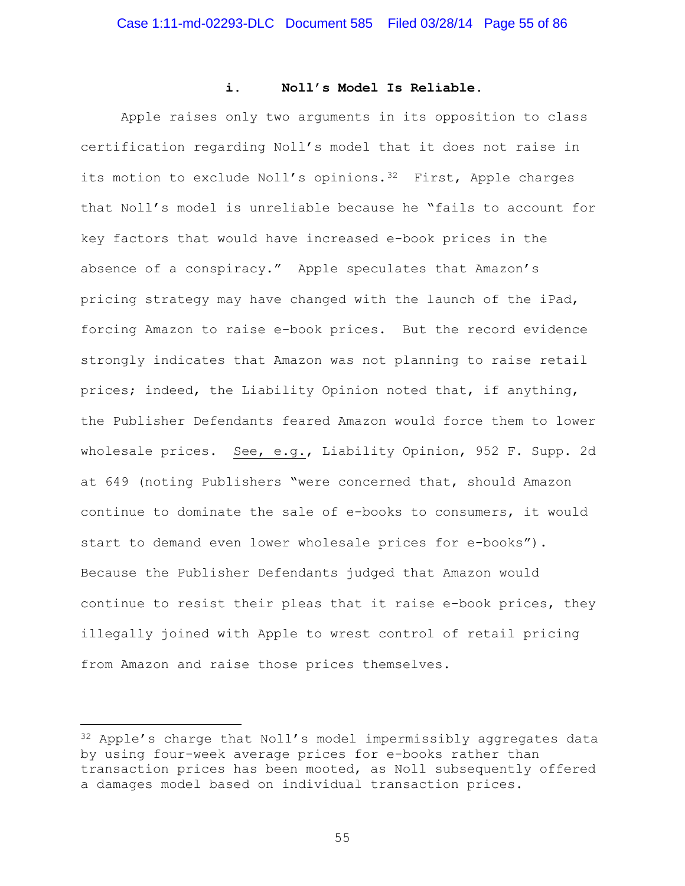### i. Noll's Model Is Reliable.

Apple raises only two arguments in its opposition to class certification regarding Noll's model that it does not raise in its motion to exclude Noll's opinions.[32] First, Apple charges that Noll's model is unreliable because he "fails to account for key factors that would have increased e-book prices in the absence of a conspiracy." Apple speculates that Amazon's pricing strategy may have changed with the launch of the iPad, forcing Amazon to raise e-book prices. But the record evidence strongly indicates that Amazon was not planning to raise retail prices; indeed, the Liability Opinion noted that, if anything, the Publisher Defendants feared Amazon would force them to lower wholesale prices. See, e.g., Liability Opinion, 952 F. Supp. 2d at 649 (noting Publishers "were concerned that, should Amazon continue to dominate the sale of e-books to consumers, it would start to demand even lower wholesale prices for e-books"). Because the Publisher Defendants judged that Amazon would continue to resist their pleas that it raise e-book prices, they illegally joined with Apple to wrest control of retail pricing from Amazon and raise those prices themselves.

---

[32] Apple's charge that Noll's model impermissibly aggregates data by using four-week average prices for e-books rather than transaction prices has been mooted, as Noll subsequently offered a damages model based on individual transaction prices.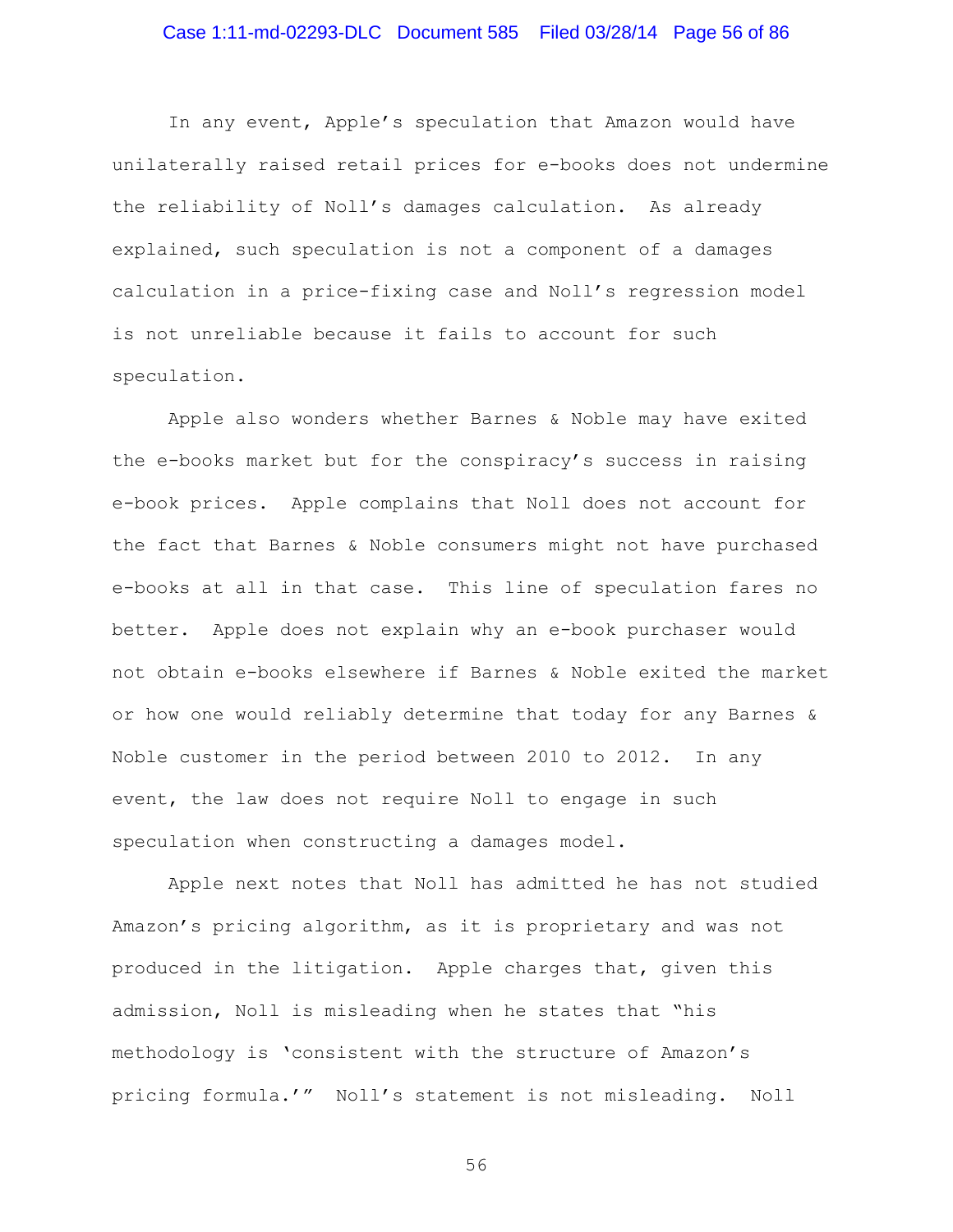In any event, Apple's speculation that Amazon would have unilaterally raised retail prices for e-books does not undermine the reliability of Noll's damages calculation. As already explained, such speculation is not a component of a damages calculation in a price-fixing case and Noll's regression model is not unreliable because it fails to account for such speculation.

Apple also wonders whether Barnes & Noble may have exited the e-books market but for the conspiracy's success in raising e-book prices. Apple complains that Noll does not account for the fact that Barnes & Noble consumers might not have purchased e-books at all in that case. This line of speculation fares no better. Apple does not explain why an e-book purchaser would not obtain e-books elsewhere if Barnes & Noble exited the market or how one would reliably determine that today for any Barnes & Noble customer in the period between 2010 to 2012. In any event, the law does not require Noll to engage in such speculation when constructing a damages model.

Apple next notes that Noll has admitted he has not studied Amazon's pricing algorithm, as it is proprietary and was not produced in the litigation. Apple charges that, given this admission, Noll is misleading when he states that "his methodology is 'consistent with the structure of Amazon's pricing formula.'" Noll's statement is not misleading. Noll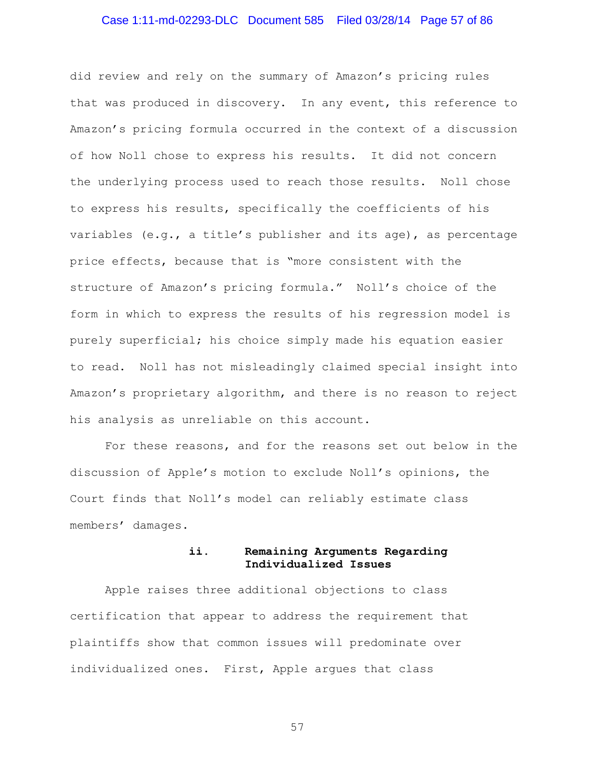did review and rely on the summary of Amazon's pricing rules that was produced in discovery. In any event, this reference to Amazon's pricing formula occurred in the context of a discussion of how Noll chose to express his results. It did not concern the underlying process used to reach those results. Noll chose to express his results, specifically the coefficients of his variables (e.g., a title's publisher and its age), as percentage price effects, because that is "more consistent with the structure of Amazon's pricing formula." Noll's choice of the form in which to express the results of his regression model is purely superficial; his choice simply made his equation easier to read. Noll has not misleadingly claimed special insight into Amazon's proprietary algorithm, and there is no reason to reject his analysis as unreliable on this account.

For these reasons, and for the reasons set out below in the discussion of Apple's motion to exclude Noll's opinions, the Court finds that Noll's model can reliably estimate class members' damages.

#### ii. Remaining Arguments Regarding Individualized Issues

Apple raises three additional objections to class certification that appear to address the requirement that plaintiffs show that common issues will predominate over individualized ones. First, Apple argues that class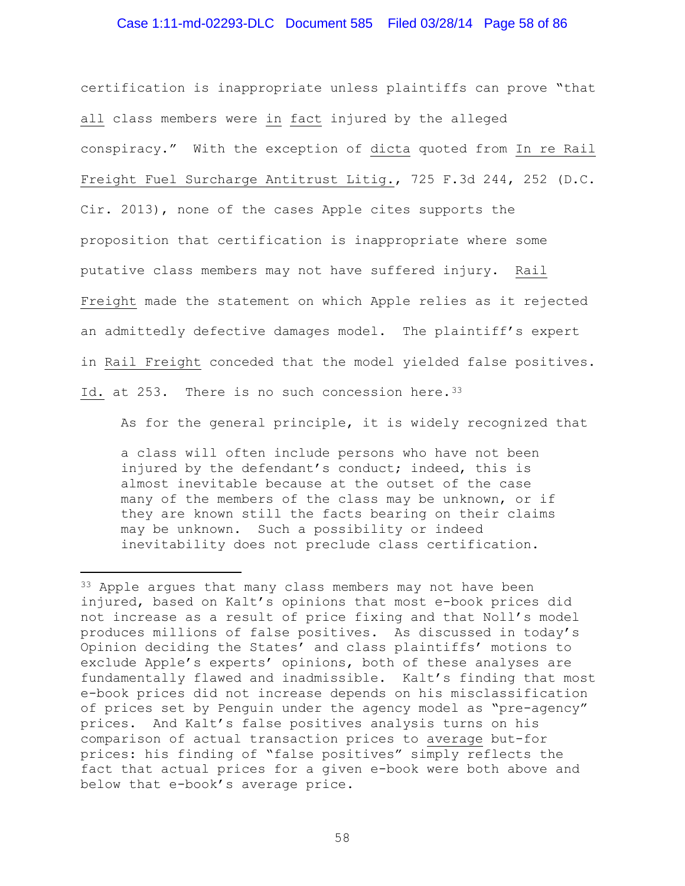certification is inappropriate unless plaintiffs can prove "that all class members were in fact injured by the alleged conspiracy." With the exception of dicta quoted from In re Rail Freight Fuel Surcharge Antitrust Litig., 725 F.3d 244, 252 (D.C. Cir. 2013), none of the cases Apple cites supports the proposition that certification is inappropriate where some putative class members may not have suffered injury. Rail Freight made the statement on which Apple relies as it rejected an admittedly defective damages model. The plaintiff's expert in Rail Freight conceded that the model yielded false positives. Id. at 253. There is no such concession here.[33]

As for the general principle, it is widely recognized that

> a class will often include persons who have not been injured by the defendant's conduct; indeed, this is almost inevitable because at the outset of the case many of the members of the class may be unknown, or if they are known still the facts bearing on their claims may be unknown. Such a possibility or indeed inevitability does not preclude class certification.

---

[33] Apple argues that many class members may not have been injured, based on Kalt's opinions that most e-book prices did not increase as a result of price fixing and that Noll's model produces millions of false positives. As discussed in today's Opinion deciding the States' and class plaintiffs' motions to exclude Apple's experts' opinions, both of these analyses are fundamentally flawed and inadmissible. Kalt's finding that most e-book prices did not increase depends on his misclassification of prices set by Penguin under the agency model as "pre-agency" prices. And Kalt's false positives analysis turns on his comparison of actual transaction prices to average but-for prices: his finding of "false positives" simply reflects the fact that actual prices for a given e-book were both above and below that e-book's average price.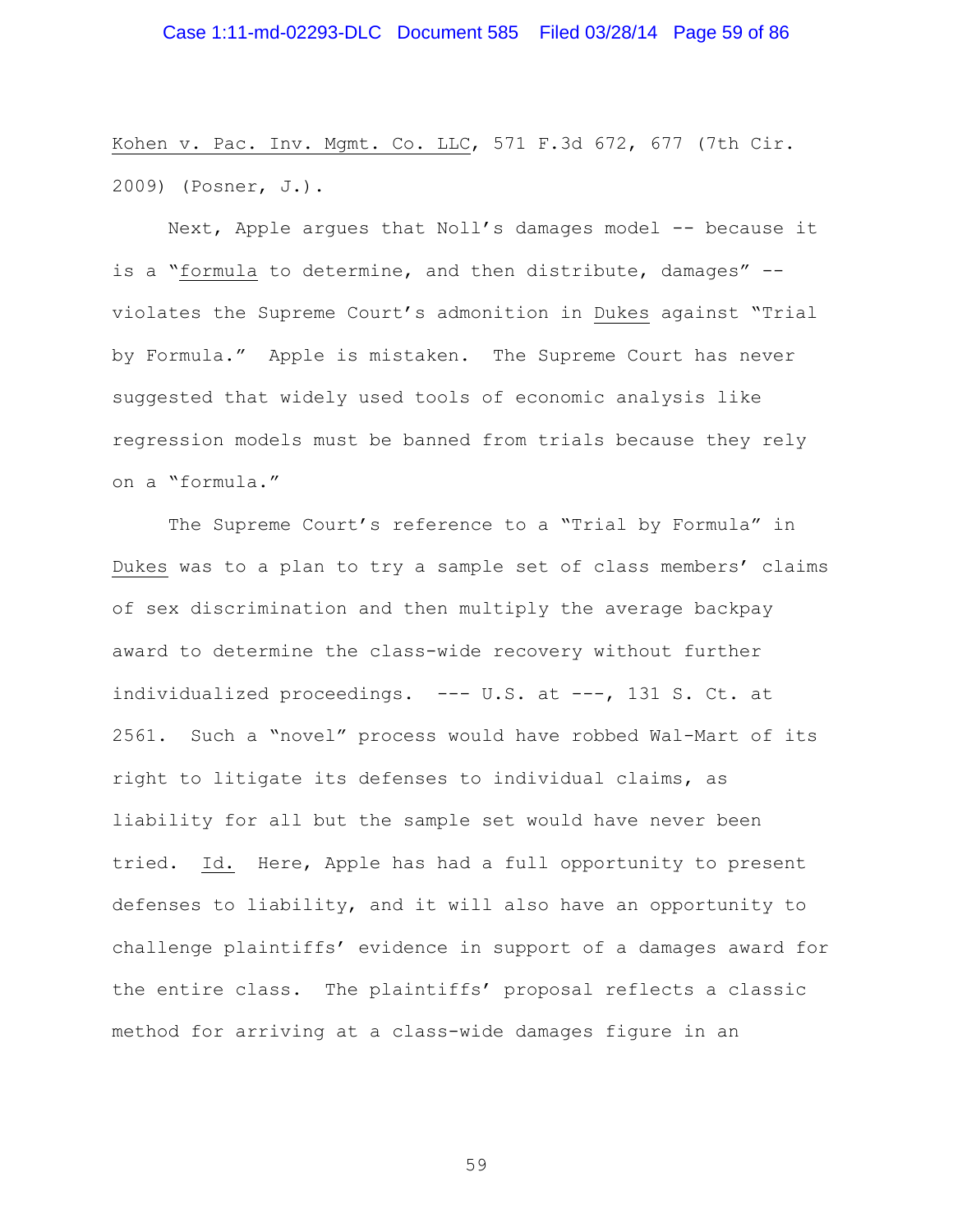Kohen v. Pac. Inv. Mgmt. Co. LLC, 571 F.3d 672, 677 (7th Cir. 2009) (Posner, J.).

Next, Apple argues that Noll's damages model -- because it is a "formula to determine, and then distribute, damages" -- violates the Supreme Court's admonition in Dukes against "Trial by Formula." Apple is mistaken. The Supreme Court has never suggested that widely used tools of economic analysis like regression models must be banned from trials because they rely on a "formula."

The Supreme Court's reference to a "Trial by Formula" in Dukes was to a plan to try a sample set of class members' claims of sex discrimination and then multiply the average backpay award to determine the class-wide recovery without further individualized proceedings. --- U.S. at ---, 131 S. Ct. at 2561. Such a "novel" process would have robbed Wal-Mart of its right to litigate its defenses to individual claims, as liability for all but the sample set would have never been tried. Id. Here, Apple has had a full opportunity to present defenses to liability, and it will also have an opportunity to challenge plaintiffs' evidence in support of a damages award for the entire class. The plaintiffs' proposal reflects a classic method for arriving at a class-wide damages figure in an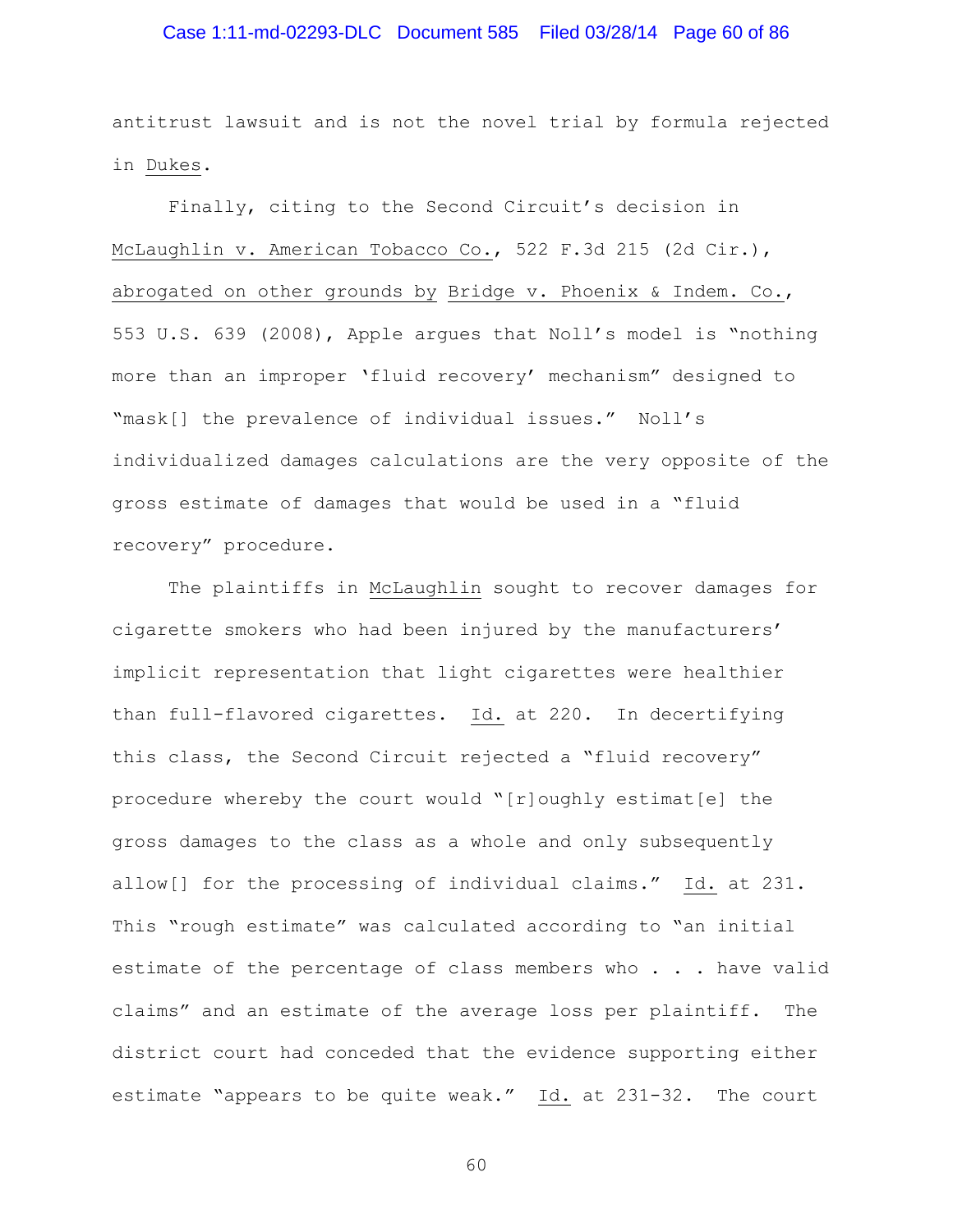antitrust lawsuit and is not the novel trial by formula rejected in Dukes.

Finally, citing to the Second Circuit's decision in McLaughlin v. American Tobacco Co., 522 F.3d 215 (2d Cir.), abrogated on other grounds by Bridge v. Phoenix & Indem. Co., 553 U.S. 639 (2008), Apple argues that Noll's model is "nothing more than an improper 'fluid recovery' mechanism" designed to "mask[] the prevalence of individual issues." Noll's individualized damages calculations are the very opposite of the gross estimate of damages that would be used in a "fluid recovery" procedure.

The plaintiffs in McLaughlin sought to recover damages for cigarette smokers who had been injured by the manufacturers' implicit representation that light cigarettes were healthier than full-flavored cigarettes. Id. at 220. In decertifying this class, the Second Circuit rejected a "fluid recovery" procedure whereby the court would "[r]oughly estimat[e] the gross damages to the class as a whole and only subsequently allow[] for the processing of individual claims." Id. at 231. This "rough estimate" was calculated according to "an initial estimate of the percentage of class members who . . . have valid claims" and an estimate of the average loss per plaintiff. The district court had conceded that the evidence supporting either estimate "appears to be quite weak." Id. at 231-32. The court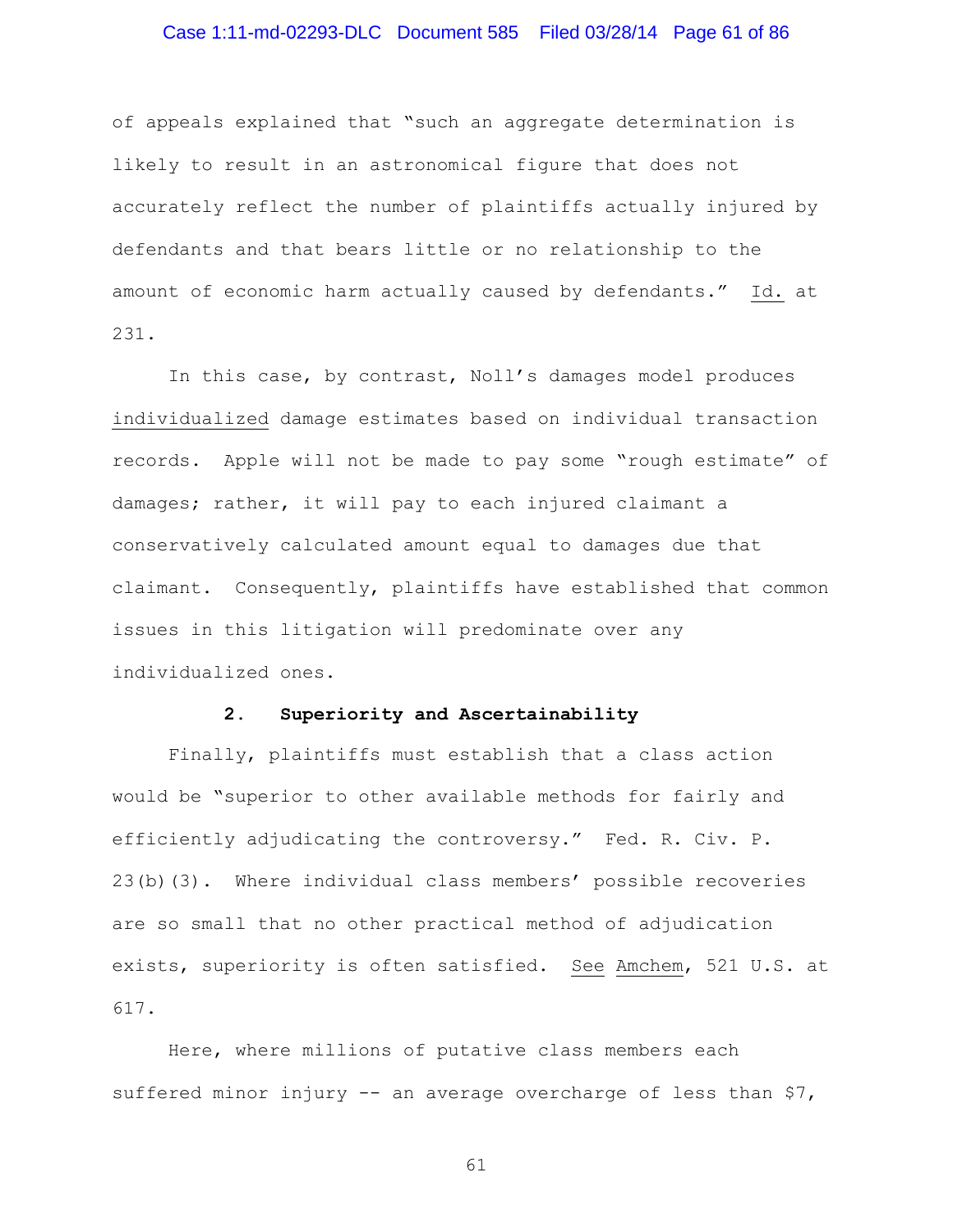of appeals explained that "such an aggregate determination is likely to result in an astronomical figure that does not accurately reflect the number of plaintiffs actually injured by defendants and that bears little or no relationship to the amount of economic harm actually caused by defendants." Id. at 231.

In this case, by contrast, Noll's damages model produces individualized damage estimates based on individual transaction records. Apple will not be made to pay some "rough estimate" of damages; rather, it will pay to each injured claimant a conservatively calculated amount equal to damages due that claimant. Consequently, plaintiffs have established that common issues in this litigation will predominate over any individualized ones.

### 2. Superiority and Ascertainability

Finally, plaintiffs must establish that a class action would be "superior to other available methods for fairly and efficiently adjudicating the controversy." Fed. R. Civ. P. 23(b)(3). Where individual class members' possible recoveries are so small that no other practical method of adjudication exists, superiority is often satisfied. See Amchem, 521 U.S. at 617.

Here, where millions of putative class members each suffered minor injury -- an average overcharge of less than $7,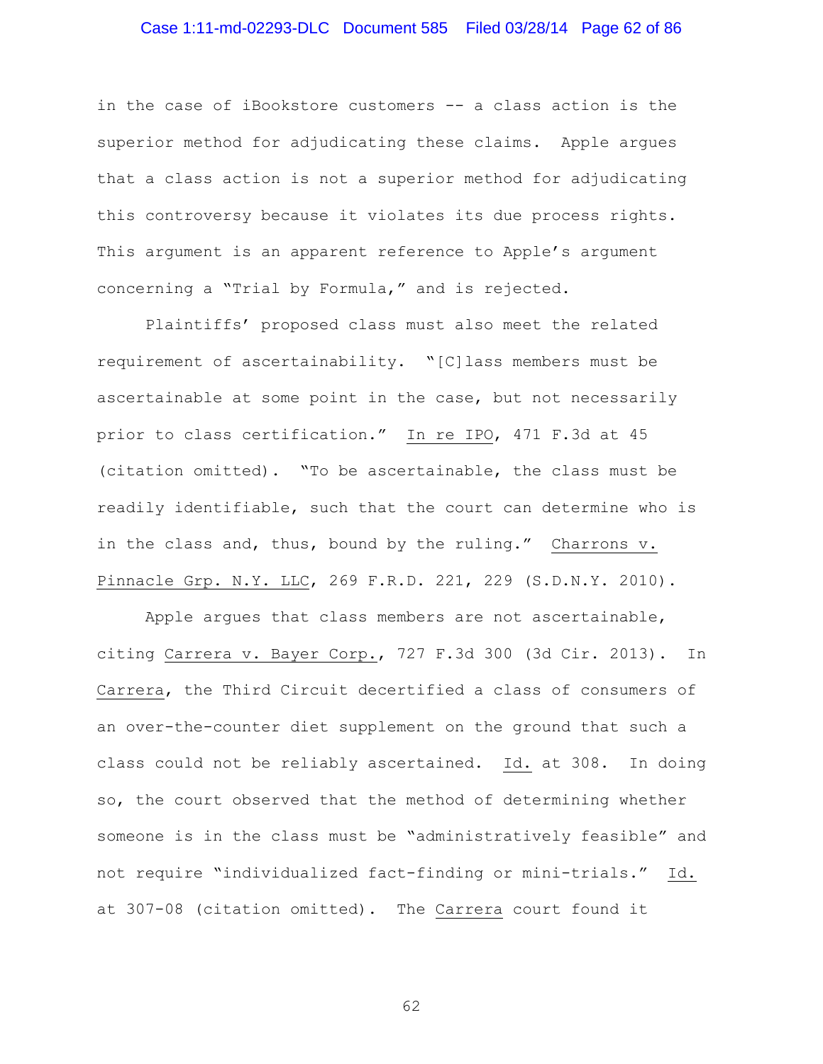in the case of iBookstore customers -- a class action is the superior method for adjudicating these claims. Apple argues that a class action is not a superior method for adjudicating this controversy because it violates its due process rights. This argument is an apparent reference to Apple's argument concerning a "Trial by Formula," and is rejected.

Plaintiffs' proposed class must also meet the related requirement of ascertainability. "[C]lass members must be ascertainable at some point in the case, but not necessarily prior to class certification." In re IPO, 471 F.3d at 45 (citation omitted). "To be ascertainable, the class must be readily identifiable, such that the court can determine who is in the class and, thus, bound by the ruling." Charrons v. Pinnacle Grp. N.Y. LLC, 269 F.R.D. 221, 229 (S.D.N.Y. 2010).

Apple argues that class members are not ascertainable, citing Carrera v. Bayer Corp., 727 F.3d 300 (3d Cir. 2013). In Carrera, the Third Circuit decertified a class of consumers of an over-the-counter diet supplement on the ground that such a class could not be reliably ascertained. Id. at 308. In doing so, the court observed that the method of determining whether someone is in the class must be "administratively feasible" and not require "individualized fact-finding or mini-trials." Id. at 307-08 (citation omitted). The Carrera court found it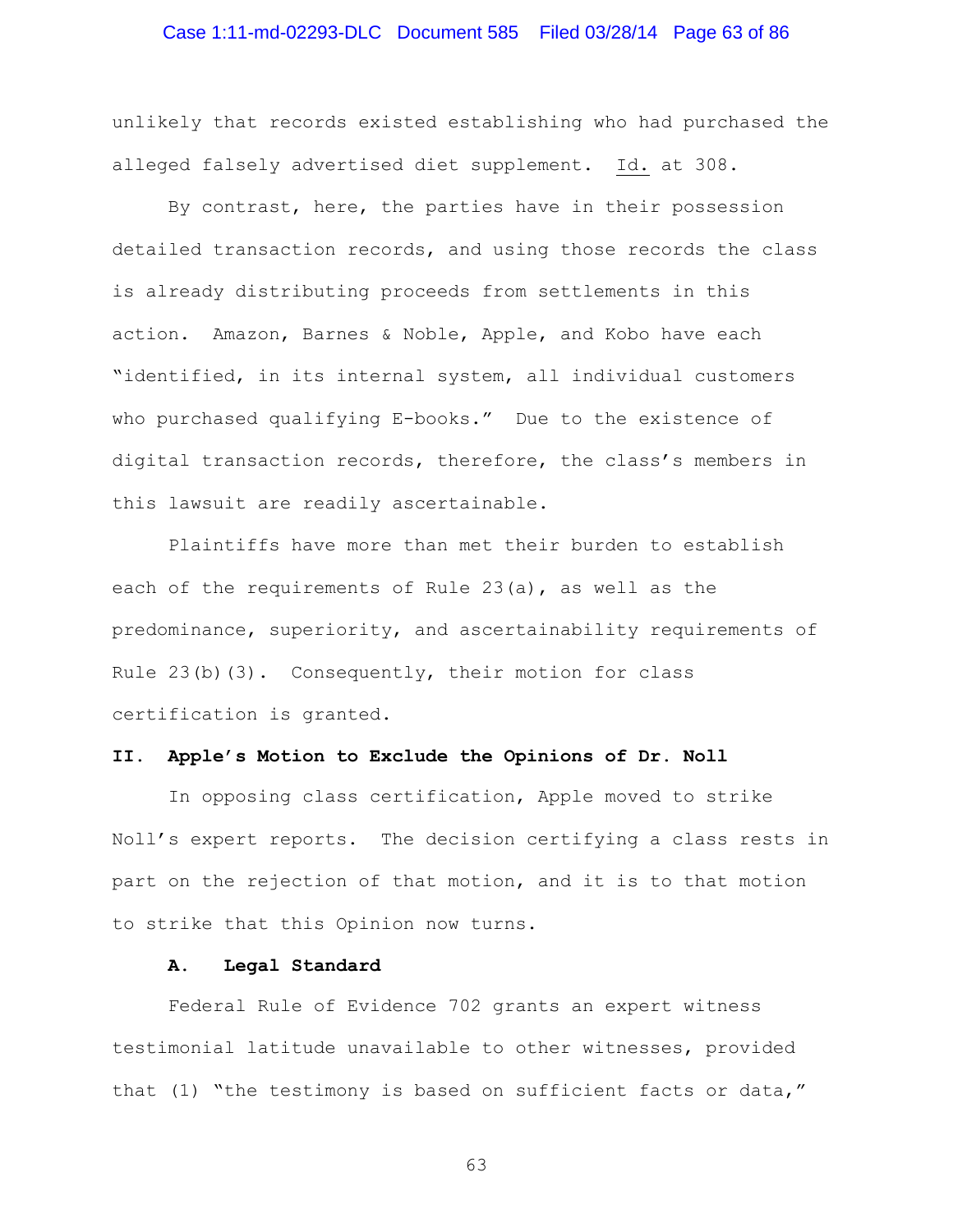unlikely that records existed establishing who had purchased the alleged falsely advertised diet supplement. Id. at 308.

By contrast, here, the parties have in their possession detailed transaction records, and using those records the class is already distributing proceeds from settlements in this action. Amazon, Barnes & Noble, Apple, and Kobo have each "identified, in its internal system, all individual customers who purchased qualifying E-books." Due to the existence of digital transaction records, therefore, the class's members in this lawsuit are readily ascertainable.

Plaintiffs have more than met their burden to establish each of the requirements of Rule 23(a), as well as the predominance, superiority, and ascertainability requirements of Rule 23(b)(3). Consequently, their motion for class certification is granted.

## II. Apple's Motion to Exclude the Opinions of Dr. Noll

In opposing class certification, Apple moved to strike Noll's expert reports. The decision certifying a class rests in part on the rejection of that motion, and it is to that motion to strike that this Opinion now turns.

### A. Legal Standard

Federal Rule of Evidence 702 grants an expert witness testimonial latitude unavailable to other witnesses, provided that (1) "the testimony is based on sufficient facts or data,"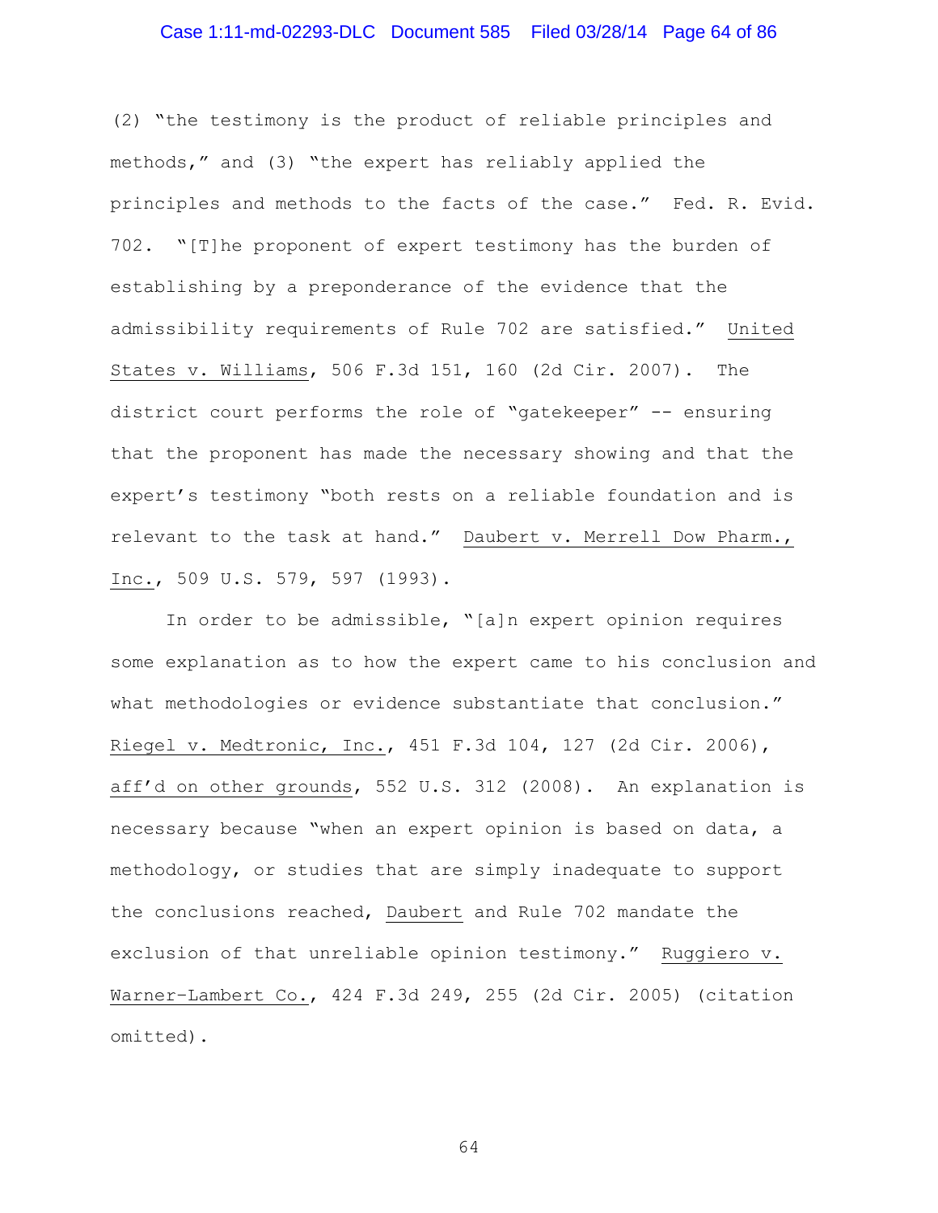(2) "the testimony is the product of reliable principles and methods," and (3) "the expert has reliably applied the principles and methods to the facts of the case." Fed. R. Evid. 702. "[T]he proponent of expert testimony has the burden of establishing by a preponderance of the evidence that the admissibility requirements of Rule 702 are satisfied." _United States v. Williams_, 506 F.3d 151, 160 (2d Cir. 2007). The district court performs the role of "gatekeeper" -- ensuring that the proponent has made the necessary showing and that the expert's testimony "both rests on a reliable foundation and is relevant to the task at hand." _Daubert v. Merrell Dow Pharm., Inc._, 509 U.S. 579, 597 (1993).

In order to be admissible, "[a]n expert opinion requires some explanation as to how the expert came to his conclusion and what methodologies or evidence substantiate that conclusion." _Riegel v. Medtronic, Inc._, 451 F.3d 104, 127 (2d Cir. 2006), _aff'd on other grounds_, 552 U.S. 312 (2008). An explanation is necessary because "when an expert opinion is based on data, a methodology, or studies that are simply inadequate to support the conclusions reached, _Daubert_ and Rule 702 mandate the exclusion of that unreliable opinion testimony." _Ruggiero v. Warner-Lambert Co._, 424 F.3d 249, 255 (2d Cir. 2005) (citation omitted).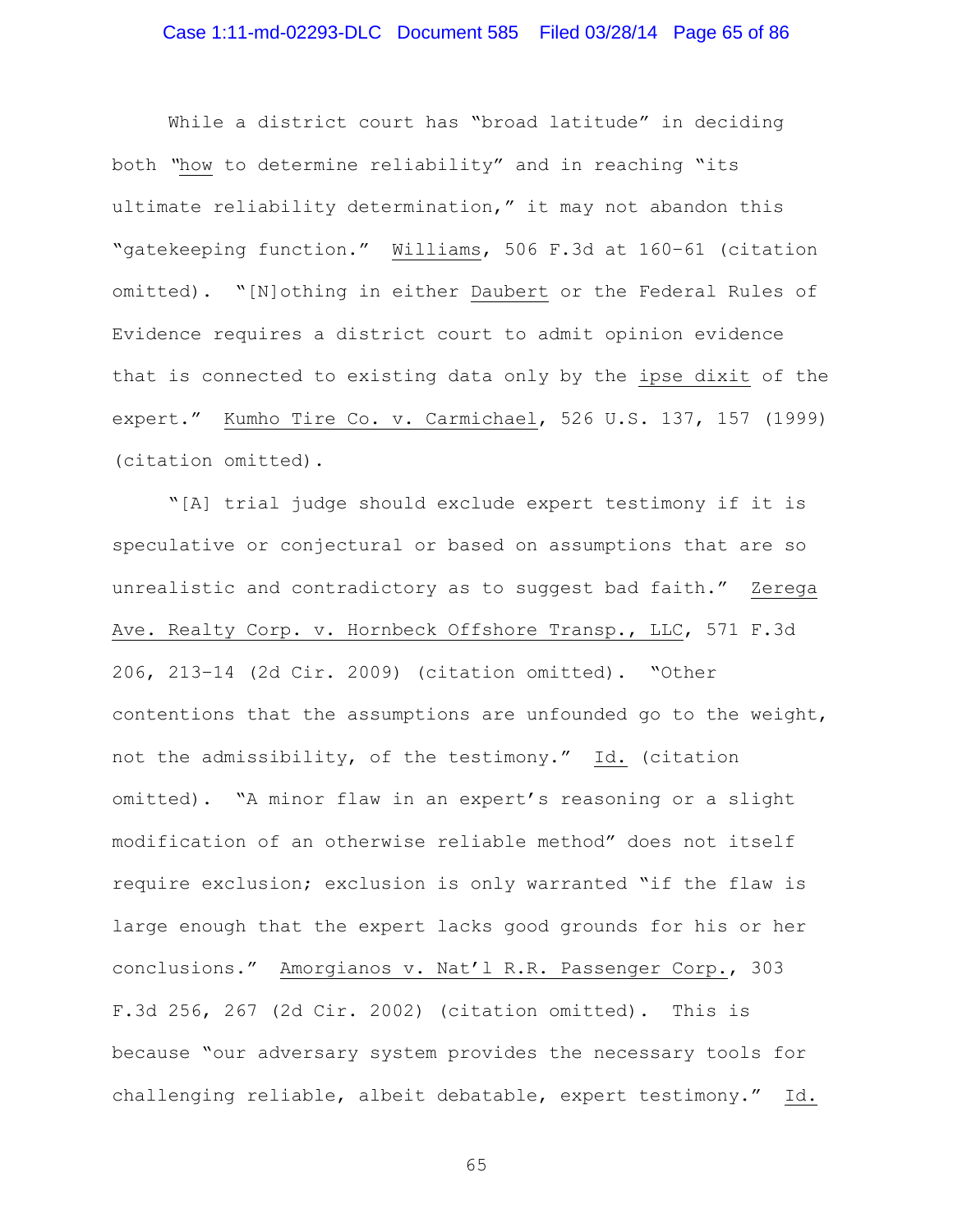While a district court has "broad latitude" in deciding both "*how* to determine reliability" and in reaching "its ultimate reliability determination," it may not abandon this "gatekeeping function." *Williams*, 506 F.3d at 160–61 (citation omitted). "[N]othing in either *Daubert* or the Federal Rules of Evidence requires a district court to admit opinion evidence that is connected to existing data only by the *ipse dixit* of the expert." *Kumho Tire Co. v. Carmichael*, 526 U.S. 137, 157 (1999) (citation omitted).

"[A] trial judge should exclude expert testimony if it is speculative or conjectural or based on assumptions that are so unrealistic and contradictory as to suggest bad faith." *Zerega Ave. Realty Corp. v. Hornbeck Offshore Transp., LLC*, 571 F.3d 206, 213–14 (2d Cir. 2009) (citation omitted). "Other contentions that the assumptions are unfounded go to the weight, not the admissibility, of the testimony." *Id.* (citation omitted). "A minor flaw in an expert's reasoning or a slight modification of an otherwise reliable method" does not itself require exclusion; exclusion is only warranted "if the flaw is large enough that the expert lacks good grounds for his or her conclusions." *Amorgianos v. Nat'l R.R. Passenger Corp.*, 303 F.3d 256, 267 (2d Cir. 2002) (citation omitted). This is because "our adversary system provides the necessary tools for challenging reliable, albeit debatable, expert testimony." *Id.*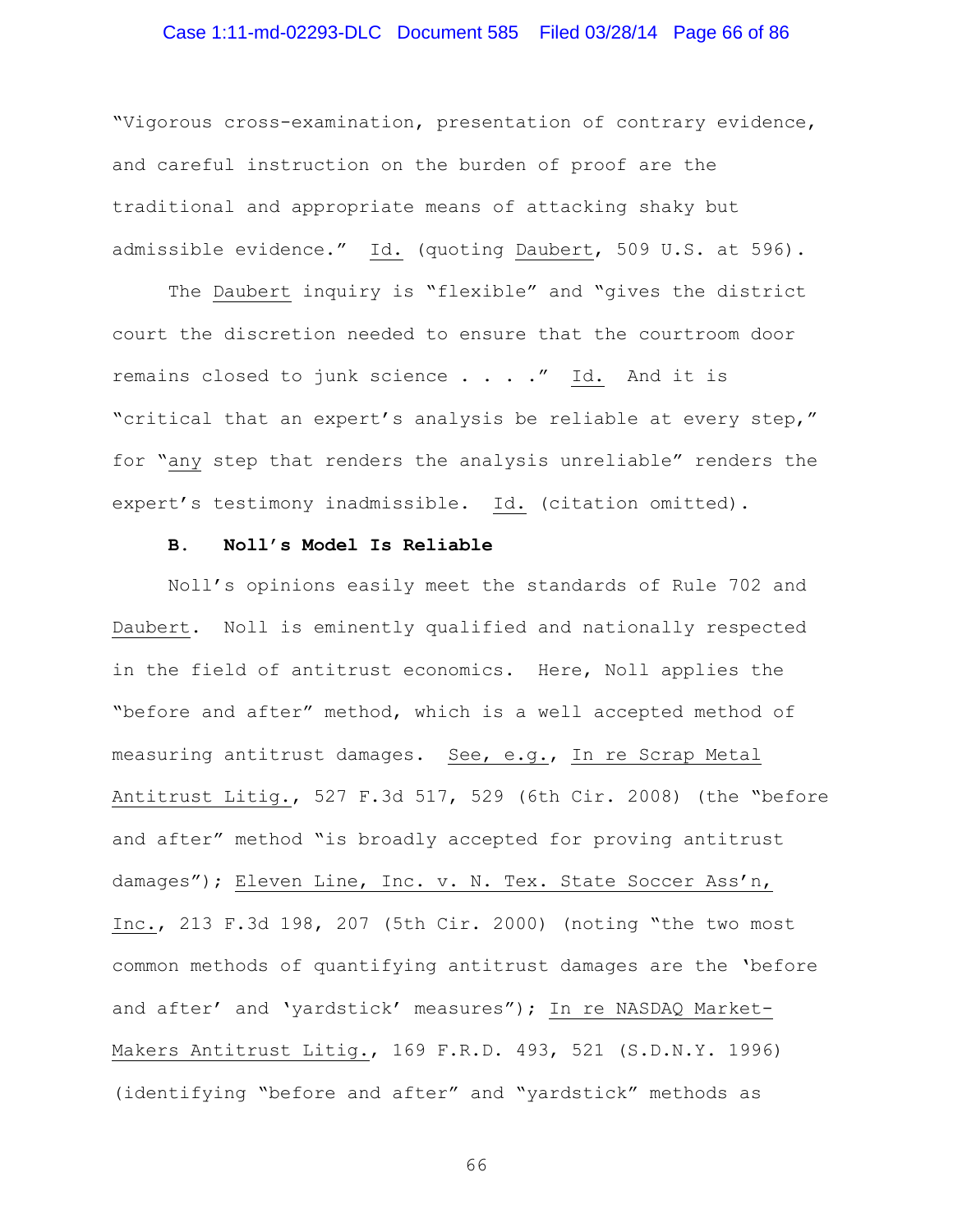"Vigorous cross-examination, presentation of contrary evidence, and careful instruction on the burden of proof are the traditional and appropriate means of attacking shaky but admissible evidence." Id. (quoting Daubert, 509 U.S. at 596).

The Daubert inquiry is "flexible" and "gives the district court the discretion needed to ensure that the courtroom door remains closed to junk science . . . ." Id. And it is "critical that an expert's analysis be reliable at every step," for "any step that renders the analysis unreliable" renders the expert's testimony inadmissible. Id. (citation omitted).

**B. Noll's Model Is Reliable**

Noll's opinions easily meet the standards of Rule 702 and Daubert. Noll is eminently qualified and nationally respected in the field of antitrust economics. Here, Noll applies the "before and after" method, which is a well accepted method of measuring antitrust damages. See, e.g., In re Scrap Metal Antitrust Litig., 527 F.3d 517, 529 (6th Cir. 2008) (the "before and after" method "is broadly accepted for proving antitrust damages"); Eleven Line, Inc. v. N. Tex. State Soccer Ass'n, Inc., 213 F.3d 198, 207 (5th Cir. 2000) (noting "the two most common methods of quantifying antitrust damages are the 'before and after' and 'yardstick' measures"); In re NASDAQ Market-Makers Antitrust Litig., 169 F.R.D. 493, 521 (S.D.N.Y. 1996) (identifying "before and after" and "yardstick" methods as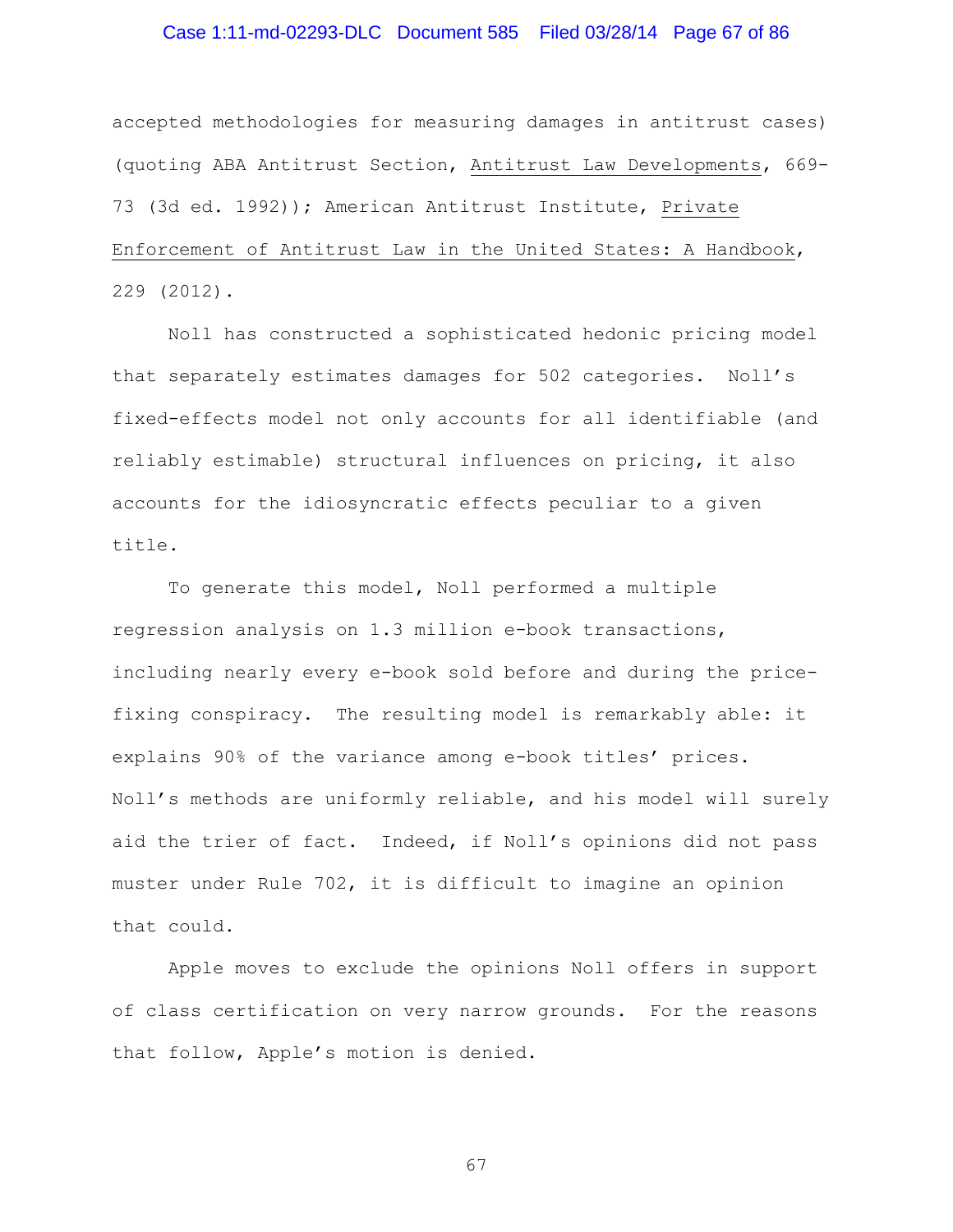accepted methodologies for measuring damages in antitrust cases) (quoting ABA Antitrust Section, Antitrust Law Developments, 669-73 (3d ed. 1992)); American Antitrust Institute, Private Enforcement of Antitrust Law in the United States: A Handbook, 229 (2012).

Noll has constructed a sophisticated hedonic pricing model that separately estimates damages for 502 categories. Noll's fixed-effects model not only accounts for all identifiable (and reliably estimable) structural influences on pricing, it also accounts for the idiosyncratic effects peculiar to a given title.

To generate this model, Noll performed a multiple regression analysis on 1.3 million e-book transactions, including nearly every e-book sold before and during the price-fixing conspiracy. The resulting model is remarkably able: it explains 90% of the variance among e-book titles' prices. Noll's methods are uniformly reliable, and his model will surely aid the trier of fact. Indeed, if Noll's opinions did not pass muster under Rule 702, it is difficult to imagine an opinion that could.

Apple moves to exclude the opinions Noll offers in support of class certification on very narrow grounds. For the reasons that follow, Apple's motion is denied.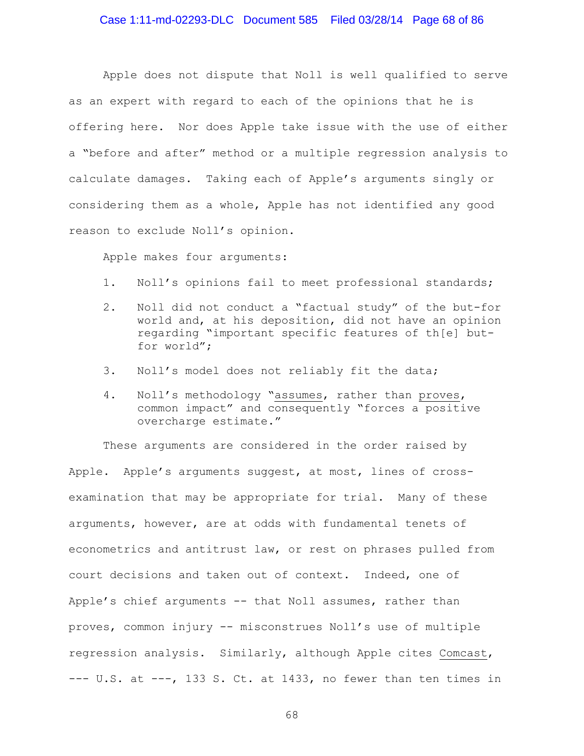Apple does not dispute that Noll is well qualified to serve as an expert with regard to each of the opinions that he is offering here. Nor does Apple take issue with the use of either a "before and after" method or a multiple regression analysis to calculate damages. Taking each of Apple's arguments singly or considering them as a whole, Apple has not identified any good reason to exclude Noll's opinion.

Apple makes four arguments:

1. Noll's opinions fail to meet professional standards;
2. Noll did not conduct a "factual study" of the but-for world and, at his deposition, did not have an opinion regarding "important specific features of th[e] but-for world";
3. Noll's model does not reliably fit the data;
4. Noll's methodology "assumes, rather than proves, common impact" and consequently "forces a positive overcharge estimate."

These arguments are considered in the order raised by Apple. Apple's arguments suggest, at most, lines of cross-examination that may be appropriate for trial. Many of these arguments, however, are at odds with fundamental tenets of econometrics and antitrust law, or rest on phrases pulled from court decisions and taken out of context. Indeed, one of Apple's chief arguments -- that Noll assumes, rather than proves, common injury -- misconstrues Noll's use of multiple regression analysis. Similarly, although Apple cites Comcast, --- U.S. at ---, 133 S. Ct. at 1433, no fewer than ten times in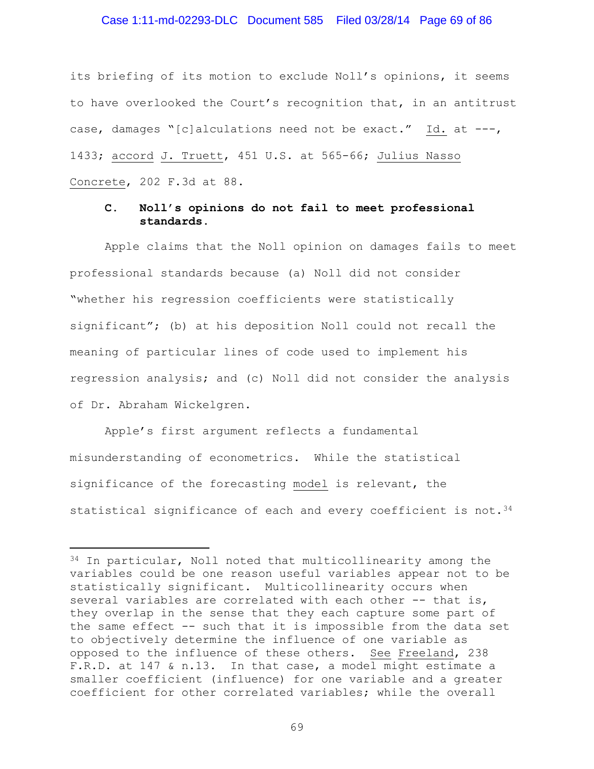its briefing of its motion to exclude Noll's opinions, it seems to have overlooked the Court's recognition that, in an antitrust case, damages "[c]alculations need not be exact." Id. at ---, 1433; accord J. Truett, 451 U.S. at 565-66; Julius Nasso Concrete, 202 F.3d at 88.

### C. Noll's opinions do not fail to meet professional standards.

Apple claims that the Noll opinion on damages fails to meet professional standards because (a) Noll did not consider "whether his regression coefficients were statistically significant"; (b) at his deposition Noll could not recall the meaning of particular lines of code used to implement his regression analysis; and (c) Noll did not consider the analysis of Dr. Abraham Wickelgren.

Apple's first argument reflects a fundamental misunderstanding of econometrics. While the statistical significance of the forecasting model is relevant, the statistical significance of each and every coefficient is not.[34]

---

[34] In particular, Noll noted that multicollinearity among the variables could be one reason useful variables appear not to be statistically significant. Multicollinearity occurs when several variables are correlated with each other -- that is, they overlap in the sense that they each capture some part of the same effect -- such that it is impossible from the data set to objectively determine the influence of one variable as opposed to the influence of these others. See Freeland, 238 F.R.D. at 147 & n.13. In that case, a model might estimate a smaller coefficient (influence) for one variable and a greater coefficient for other correlated variables; while the overall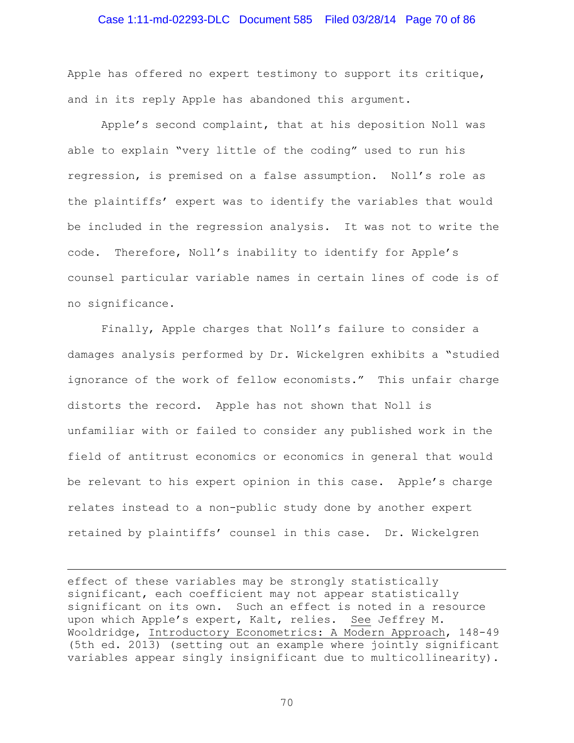Apple has offered no expert testimony to support its critique, and in its reply Apple has abandoned this argument.

Apple's second complaint, that at his deposition Noll was able to explain "very little of the coding" used to run his regression, is premised on a false assumption. Noll's role as the plaintiffs' expert was to identify the variables that would be included in the regression analysis. It was not to write the code. Therefore, Noll's inability to identify for Apple's counsel particular variable names in certain lines of code is of no significance.

Finally, Apple charges that Noll's failure to consider a damages analysis performed by Dr. Wickelgren exhibits a "studied ignorance of the work of fellow economists." This unfair charge distorts the record. Apple has not shown that Noll is unfamiliar with or failed to consider any published work in the field of antitrust economics or economics in general that would be relevant to his expert opinion in this case. Apple's charge relates instead to a non-public study done by another expert retained by plaintiffs' counsel in this case. Dr. Wickelgren

---

effect of these variables may be strongly statistically significant, each coefficient may not appear statistically significant on its own. Such an effect is noted in a resource upon which Apple's expert, Kalt, relies. See Jeffrey M. Wooldridge, Introductory Econometrics: A Modern Approach, 148-49 (5th ed. 2013) (setting out an example where jointly significant variables appear singly insignificant due to multicollinearity).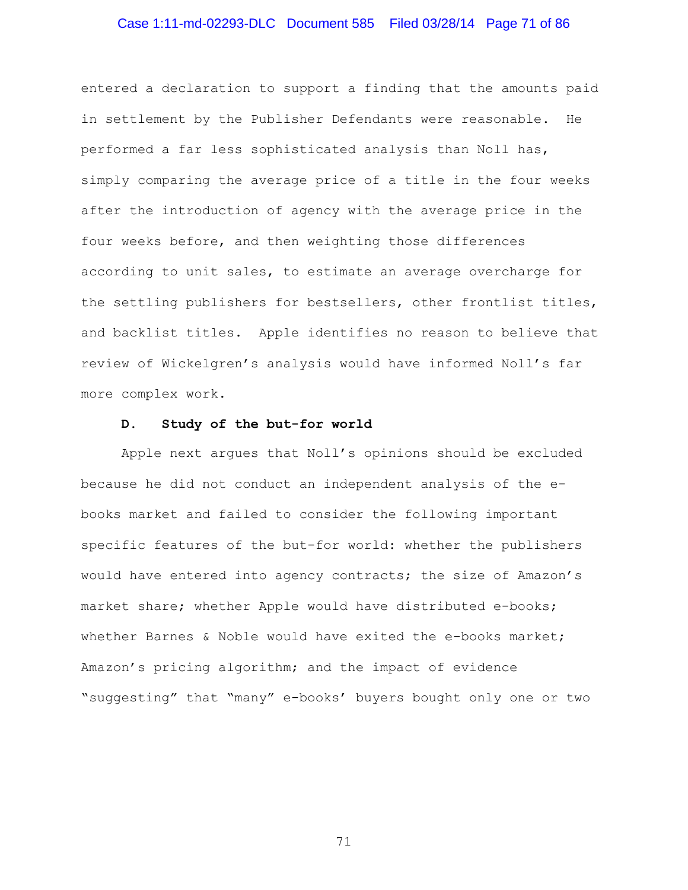entered a declaration to support a finding that the amounts paid in settlement by the Publisher Defendants were reasonable. He performed a far less sophisticated analysis than Noll has, simply comparing the average price of a title in the four weeks after the introduction of agency with the average price in the four weeks before, and then weighting those differences according to unit sales, to estimate an average overcharge for the settling publishers for bestsellers, other frontlist titles, and backlist titles. Apple identifies no reason to believe that review of Wickelgren's analysis would have informed Noll's far more complex work.

**D. Study of the but-for world**

Apple next argues that Noll's opinions should be excluded because he did not conduct an independent analysis of the e-books market and failed to consider the following important specific features of the but-for world: whether the publishers would have entered into agency contracts; the size of Amazon's market share; whether Apple would have distributed e-books; whether Barnes & Noble would have exited the e-books market; Amazon's pricing algorithm; and the impact of evidence "suggesting" that "many" e-books' buyers bought only one or two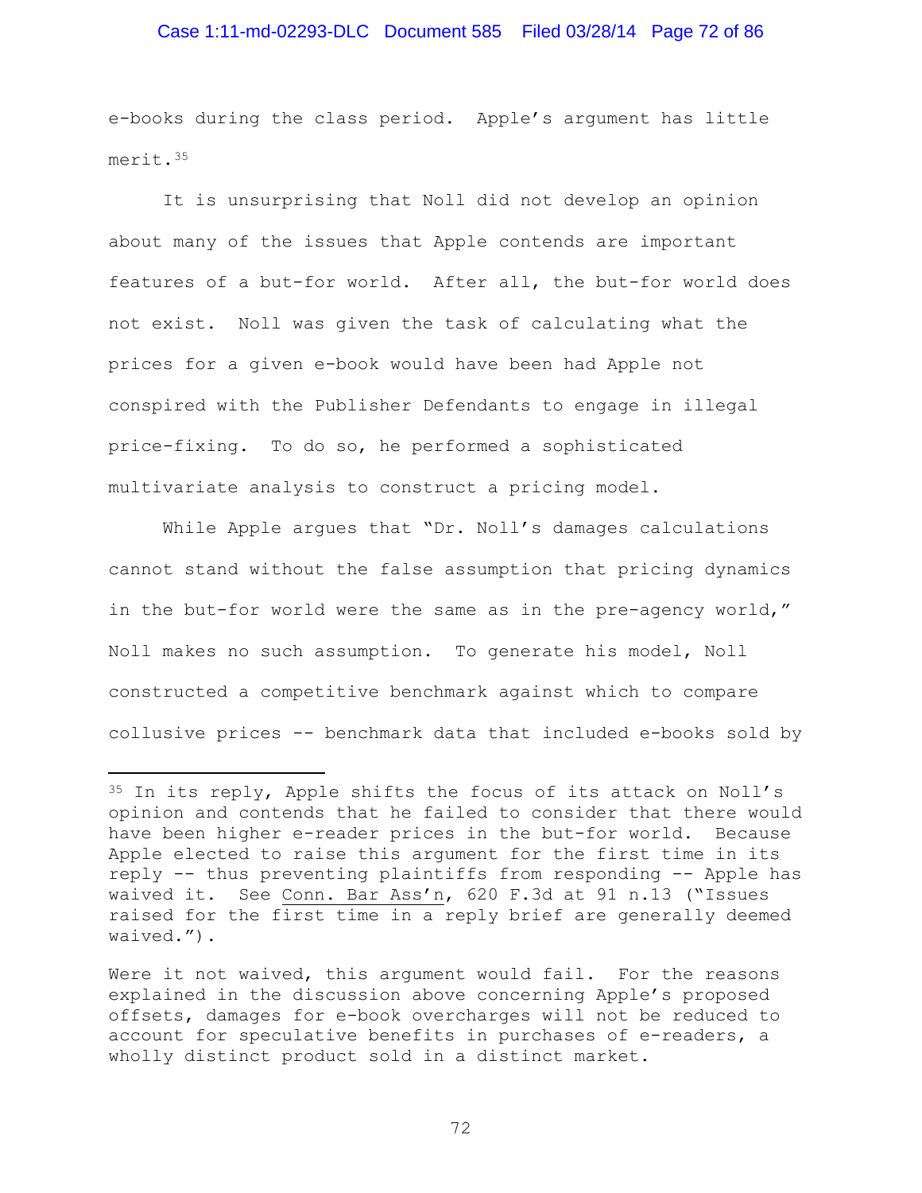e-books during the class period. Apple's argument has little merit.[35]

It is unsurprising that Noll did not develop an opinion about many of the issues that Apple contends are important features of a but-for world. After all, the but-for world does not exist. Noll was given the task of calculating what the prices for a given e-book would have been had Apple not conspired with the Publisher Defendants to engage in illegal price-fixing. To do so, he performed a sophisticated multivariate analysis to construct a pricing model.

While Apple argues that "Dr. Noll's damages calculations cannot stand without the false assumption that pricing dynamics in the but-for world were the same as in the pre-agency world," Noll makes no such assumption. To generate his model, Noll constructed a competitive benchmark against which to compare collusive prices -- benchmark data that included e-books sold by

---

[35] In its reply, Apple shifts the focus of its attack on Noll's opinion and contends that he failed to consider that there would have been higher e-reader prices in the but-for world. Because Apple elected to raise this argument for the first time in its reply -- thus preventing plaintiffs from responding -- Apple has waived it. See Conn. Bar Ass'n, 620 F.3d at 91 n.13 ("Issues raised for the first time in a reply brief are generally deemed waived.").

Were it not waived, this argument would fail. For the reasons explained in the discussion above concerning Apple's proposed offsets, damages for e-book overcharges will not be reduced to account for speculative benefits in purchases of e-readers, a wholly distinct product sold in a distinct market.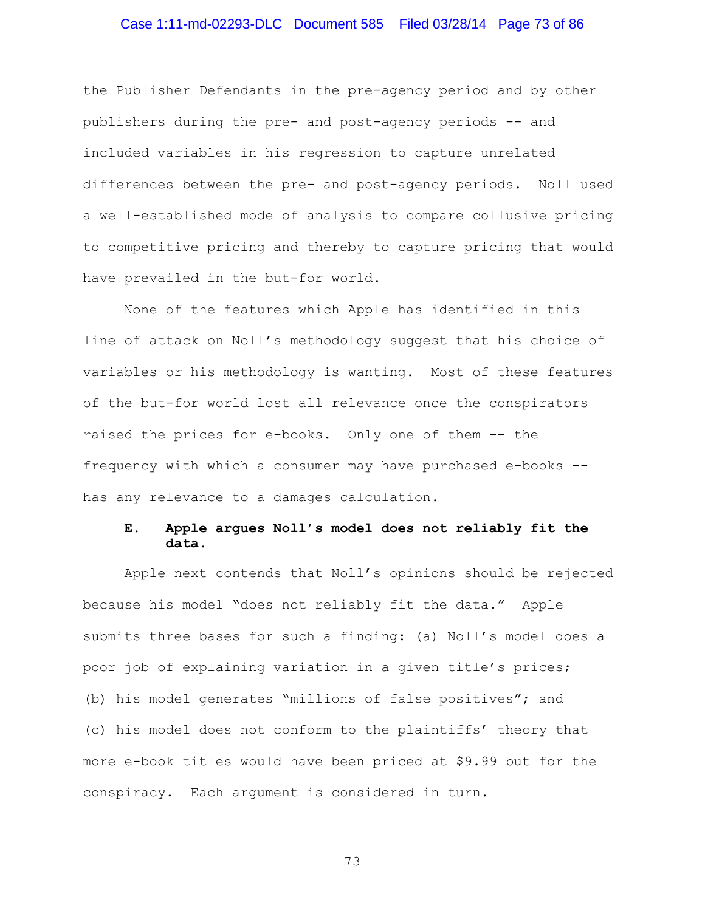the Publisher Defendants in the pre-agency period and by other publishers during the pre- and post-agency periods -- and included variables in his regression to capture unrelated differences between the pre- and post-agency periods. Noll used a well-established mode of analysis to compare collusive pricing to competitive pricing and thereby to capture pricing that would have prevailed in the but-for world.

None of the features which Apple has identified in this line of attack on Noll's methodology suggest that his choice of variables or his methodology is wanting. Most of these features of the but-for world lost all relevance once the conspirators raised the prices for e-books. Only one of them -- the frequency with which a consumer may have purchased e-books -- has any relevance to a damages calculation.

### E. Apple argues Noll's model does not reliably fit the data.

Apple next contends that Noll's opinions should be rejected because his model "does not reliably fit the data." Apple submits three bases for such a finding: (a) Noll's model does a poor job of explaining variation in a given title's prices; (b) his model generates "millions of false positives"; and (c) his model does not conform to the plaintiffs' theory that more e-book titles would have been priced at $9.99 but for the conspiracy. Each argument is considered in turn.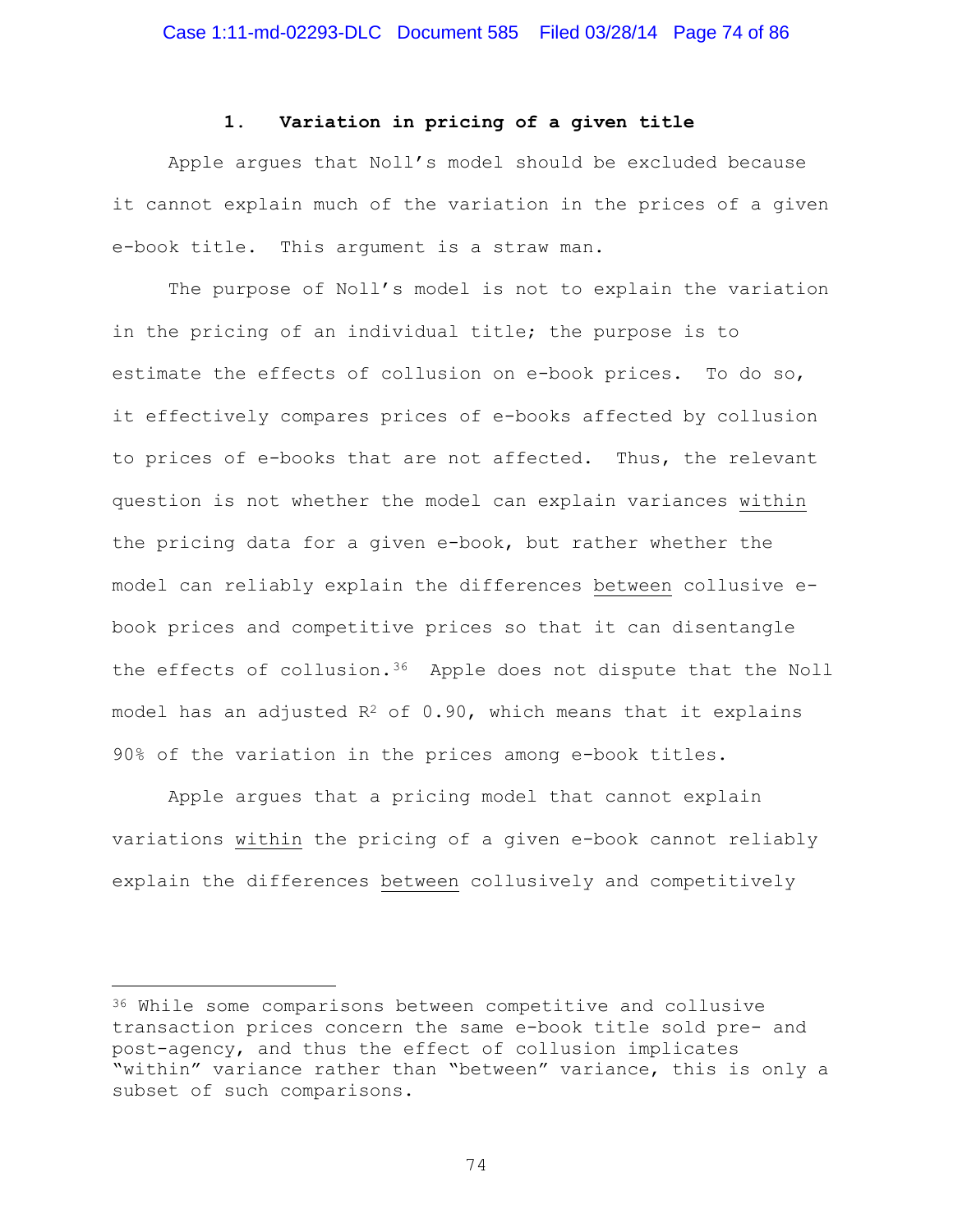### 1. Variation in pricing of a given title

Apple argues that Noll's model should be excluded because it cannot explain much of the variation in the prices of a given e-book title. This argument is a straw man.

The purpose of Noll's model is not to explain the variation in the pricing of an individual title; the purpose is to estimate the effects of collusion on e-book prices. To do so, it effectively compares prices of e-books affected by collusion to prices of e-books that are not affected. Thus, the relevant question is not whether the model can explain variances within the pricing data for a given e-book, but rather whether the model can reliably explain the differences between collusive e-book prices and competitive prices so that it can disentangle the effects of collusion.[36] Apple does not dispute that the Noll model has an adjusted $R^2$ of 0.90, which means that it explains 90% of the variation in the prices among e-book titles.

Apple argues that a pricing model that cannot explain variations within the pricing of a given e-book cannot reliably explain the differences between collusively and competitively

[36] While some comparisons between competitive and collusive transaction prices concern the same e-book title sold pre- and post-agency, and thus the effect of collusion implicates "within" variance rather than "between" variance, this is only a subset of such comparisons.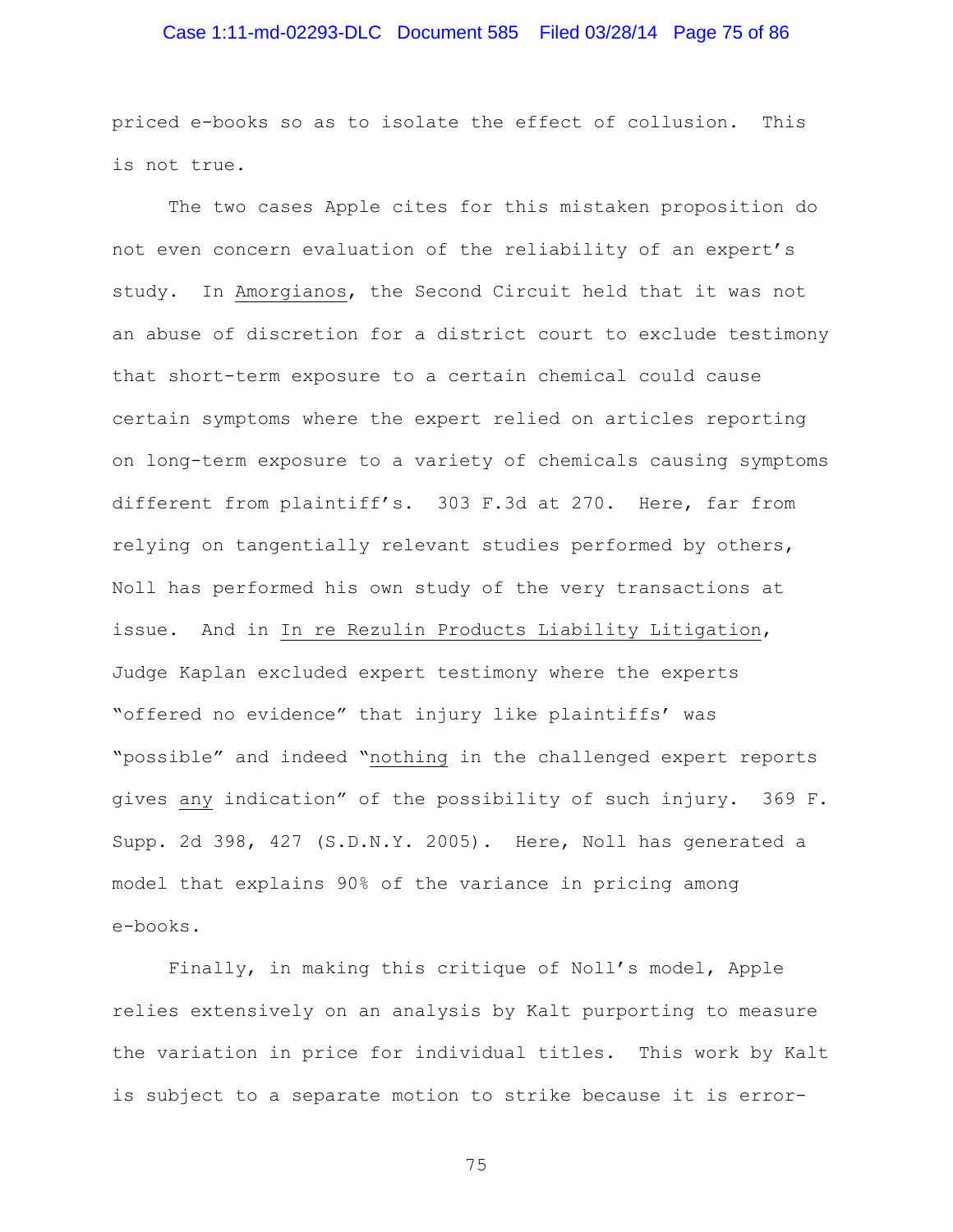priced e-books so as to isolate the effect of collusion. This is not true.

The two cases Apple cites for this mistaken proposition do not even concern evaluation of the reliability of an expert's study. In Amorgianos, the Second Circuit held that it was not an abuse of discretion for a district court to exclude testimony that short-term exposure to a certain chemical could cause certain symptoms where the expert relied on articles reporting on long-term exposure to a variety of chemicals causing symptoms different from plaintiff's. 303 F.3d at 270. Here, far from relying on tangentially relevant studies performed by others, Noll has performed his own study of the very transactions at issue. And in In re Rezulin Products Liability Litigation, Judge Kaplan excluded expert testimony where the experts "offered no evidence" that injury like plaintiffs' was "possible" and indeed "nothing in the challenged expert reports gives any indication" of the possibility of such injury. 369 F. Supp. 2d 398, 427 (S.D.N.Y. 2005). Here, Noll has generated a model that explains 90% of the variance in pricing among e-books.

Finally, in making this critique of Noll's model, Apple relies extensively on an analysis by Kalt purporting to measure the variation in price for individual titles. This work by Kalt is subject to a separate motion to strike because it is error-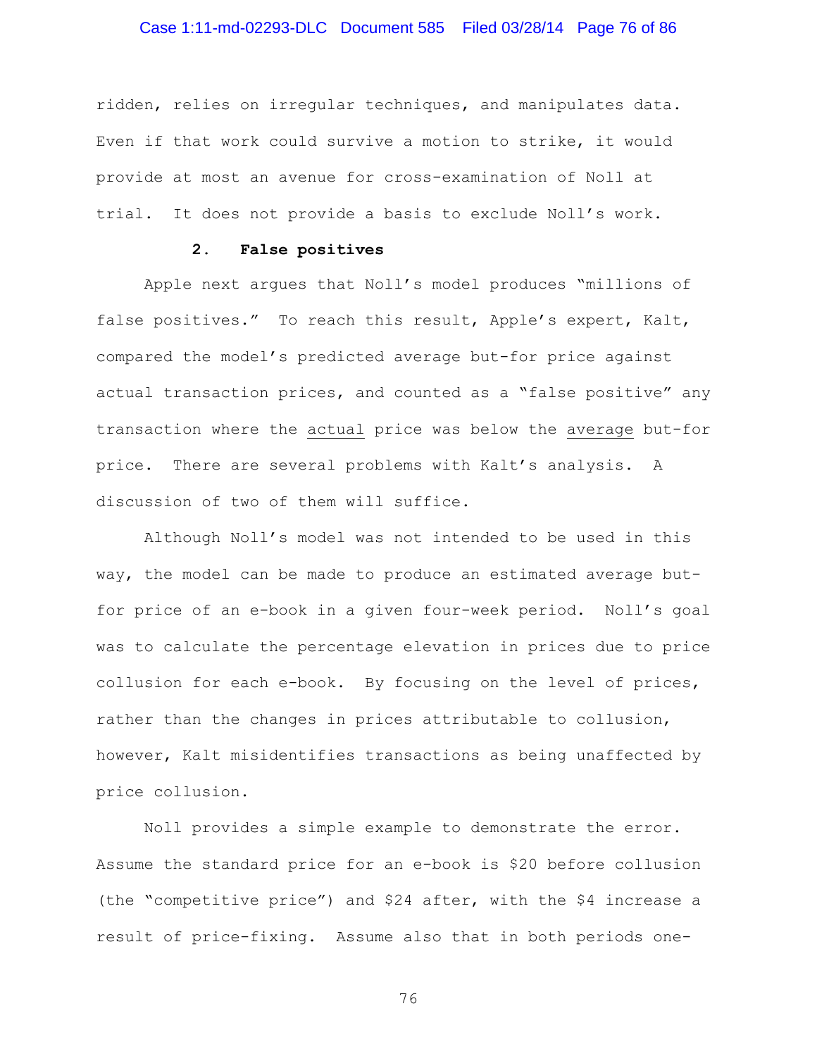ridden, relies on irregular techniques, and manipulates data. Even if that work could survive a motion to strike, it would provide at most an avenue for cross-examination of Noll at trial. It does not provide a basis to exclude Noll's work.

### 2. False positives

Apple next argues that Noll's model produces "millions of false positives." To reach this result, Apple's expert, Kalt, compared the model's predicted average but-for price against actual transaction prices, and counted as a "false positive" any transaction where the <u>actual</u> price was below the <u>average</u> but-for price. There are several problems with Kalt's analysis. A discussion of two of them will suffice.

Although Noll's model was not intended to be used in this way, the model can be made to produce an estimated average but-for price of an e-book in a given four-week period. Noll's goal was to calculate the percentage elevation in prices due to price collusion for each e-book. By focusing on the level of prices, rather than the changes in prices attributable to collusion, however, Kalt misidentifies transactions as being unaffected by price collusion.

Noll provides a simple example to demonstrate the error. Assume the standard price for an e-book is $20 before collusion (the "competitive price") and $24 after, with the $4 increase a result of price-fixing. Assume also that in both periods one-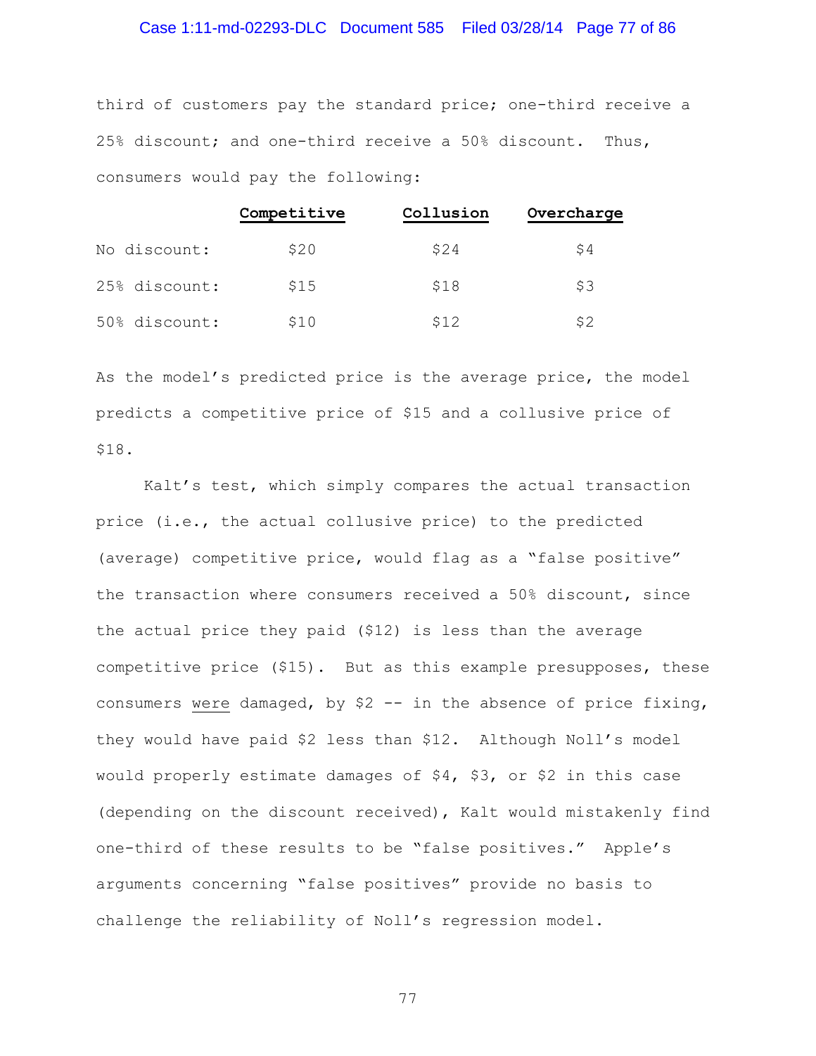third of customers pay the standard price; one-third receive a 25% discount; and one-third receive a 50% discount. Thus, consumers would pay the following:

| | **Competitive** | **Collusion** | **Overcharge** |
|---|---|---|---|
| No discount: | $20 | $24 | $4 |
| 25% discount: | $15 | $18 | $3 |
| 50% discount: | $10 | $12 | $2 |

As the model's predicted price is the average price, the model predicts a competitive price of $15 and a collusive price of $18.

Kalt's test, which simply compares the actual transaction price (i.e., the actual collusive price) to the predicted (average) competitive price, would flag as a "false positive" the transaction where consumers received a 50% discount, since the actual price they paid ($12) is less than the average competitive price ($15). But as this example presupposes, these consumers <u>were</u> damaged, by $2 -- in the absence of price fixing, they would have paid $2 less than $12. Although Noll's model would properly estimate damages of $4, $3, or $2 in this case (depending on the discount received), Kalt would mistakenly find one-third of these results to be "false positives." Apple's arguments concerning "false positives" provide no basis to challenge the reliability of Noll's regression model.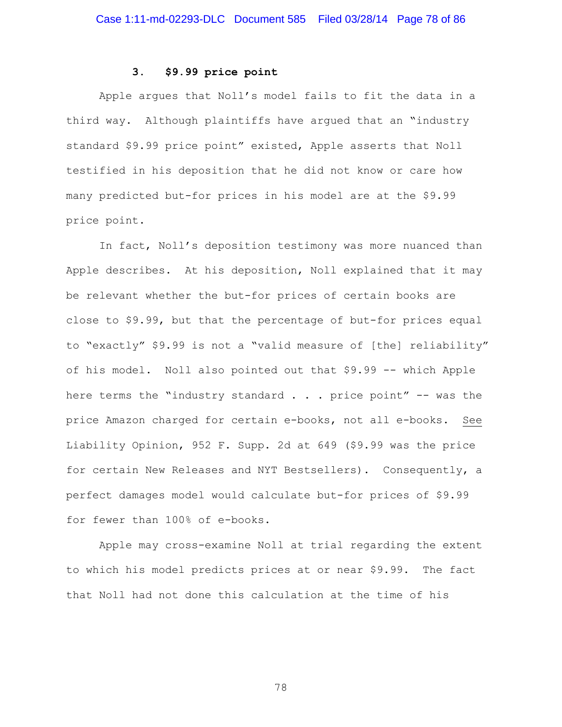### 3. $9.99 price point

Apple argues that Noll's model fails to fit the data in a third way. Although plaintiffs have argued that an "industry standard $9.99 price point" existed, Apple asserts that Noll testified in his deposition that he did not know or care how many predicted but-for prices in his model are at the $9.99 price point.

In fact, Noll's deposition testimony was more nuanced than Apple describes. At his deposition, Noll explained that it may be relevant whether the but-for prices of certain books are close to $9.99, but that the percentage of but-for prices equal to "exactly" $9.99 is not a "valid measure of [the] reliability" of his model. Noll also pointed out that $9.99 -- which Apple here terms the "industry standard . . . price point" -- was the price Amazon charged for certain e-books, not all e-books. See Liability Opinion, 952 F. Supp. 2d at 649 ($9.99 was the price for certain New Releases and NYT Bestsellers). Consequently, a perfect damages model would calculate but-for prices of $9.99 for fewer than 100% of e-books.

Apple may cross-examine Noll at trial regarding the extent to which his model predicts prices at or near $9.99. The fact that Noll had not done this calculation at the time of his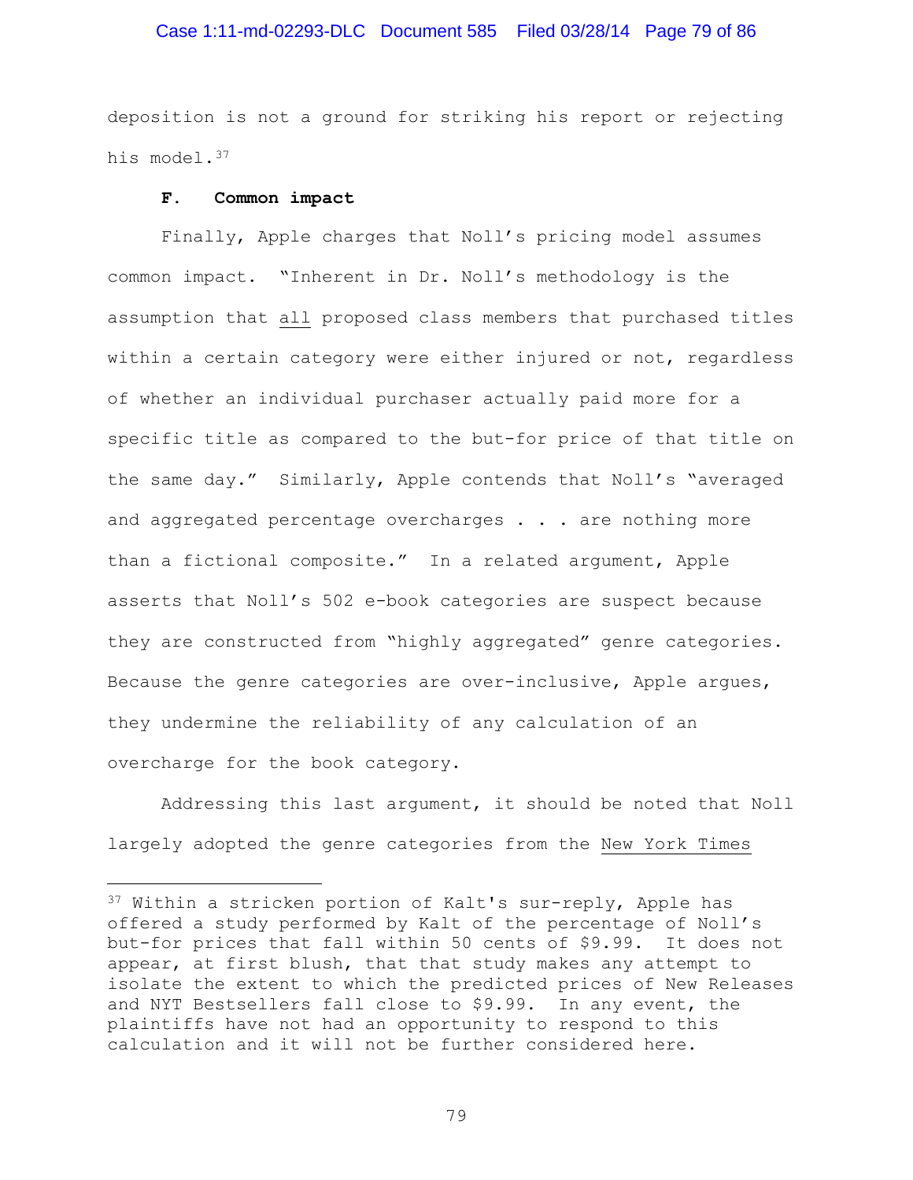deposition is not a ground for striking his report or rejecting his model.[37]

### F. Common impact

Finally, Apple charges that Noll's pricing model assumes common impact. "Inherent in Dr. Noll's methodology is the assumption that <u>all</u> proposed class members that purchased titles within a certain category were either injured or not, regardless of whether an individual purchaser actually paid more for a specific title as compared to the but-for price of that title on the same day." Similarly, Apple contends that Noll's "averaged and aggregated percentage overcharges . . . are nothing more than a fictional composite." In a related argument, Apple asserts that Noll's 502 e-book categories are suspect because they are constructed from "highly aggregated" genre categories. Because the genre categories are over-inclusive, Apple argues, they undermine the reliability of any calculation of an overcharge for the book category.

Addressing this last argument, it should be noted that Noll largely adopted the genre categories from the <u>New York Times</u>

---

[37] Within a stricken portion of Kalt's sur-reply, Apple has offered a study performed by Kalt of the percentage of Noll's but-for prices that fall within 50 cents of $9.99. It does not appear, at first blush, that that study makes any attempt to isolate the extent to which the predicted prices of New Releases and NYT Bestsellers fall close to $9.99. In any event, the plaintiffs have not had an opportunity to respond to this calculation and it will not be further considered here.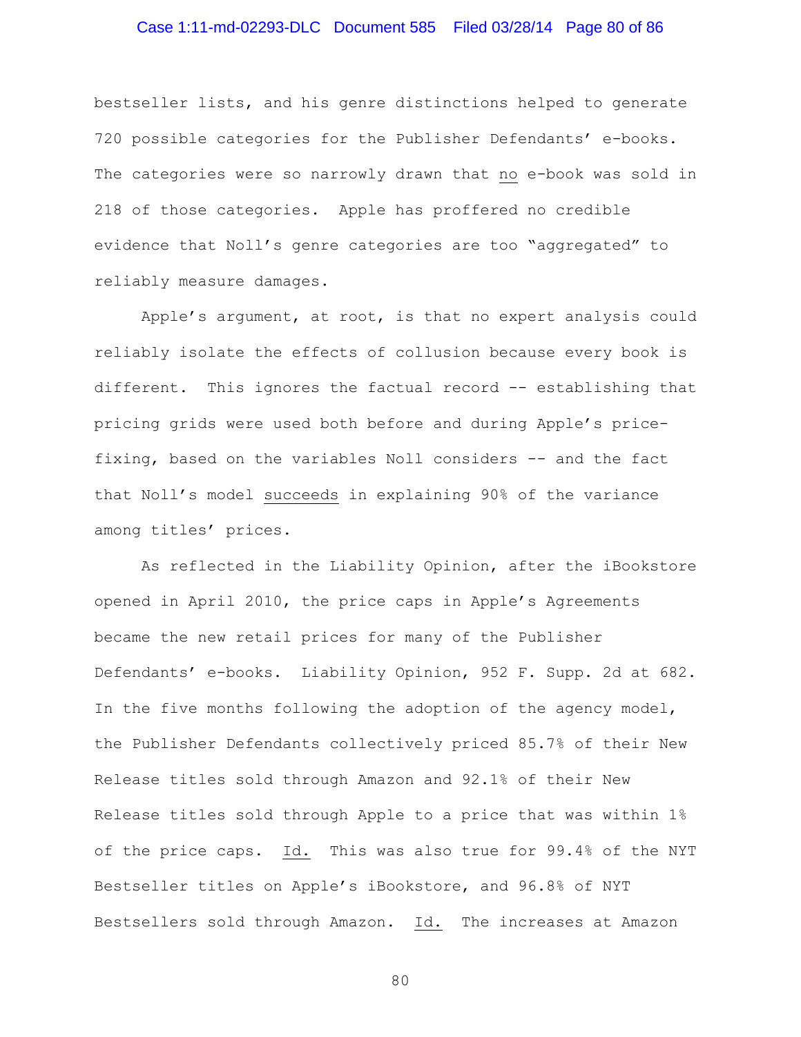bestseller lists, and his genre distinctions helped to generate 720 possible categories for the Publisher Defendants' e-books. The categories were so narrowly drawn that no e-book was sold in 218 of those categories. Apple has proffered no credible evidence that Noll's genre categories are too "aggregated" to reliably measure damages.

Apple's argument, at root, is that no expert analysis could reliably isolate the effects of collusion because every book is different. This ignores the factual record -- establishing that pricing grids were used both before and during Apple's price-fixing, based on the variables Noll considers -- and the fact that Noll's model succeeds in explaining 90% of the variance among titles' prices.

As reflected in the Liability Opinion, after the iBookstore opened in April 2010, the price caps in Apple's Agreements became the new retail prices for many of the Publisher Defendants' e-books. Liability Opinion, 952 F. Supp. 2d at 682. In the five months following the adoption of the agency model, the Publisher Defendants collectively priced 85.7% of their New Release titles sold through Amazon and 92.1% of their New Release titles sold through Apple to a price that was within 1% of the price caps. Id. This was also true for 99.4% of the NYT Bestseller titles on Apple's iBookstore, and 96.8% of NYT Bestsellers sold through Amazon. Id. The increases at Amazon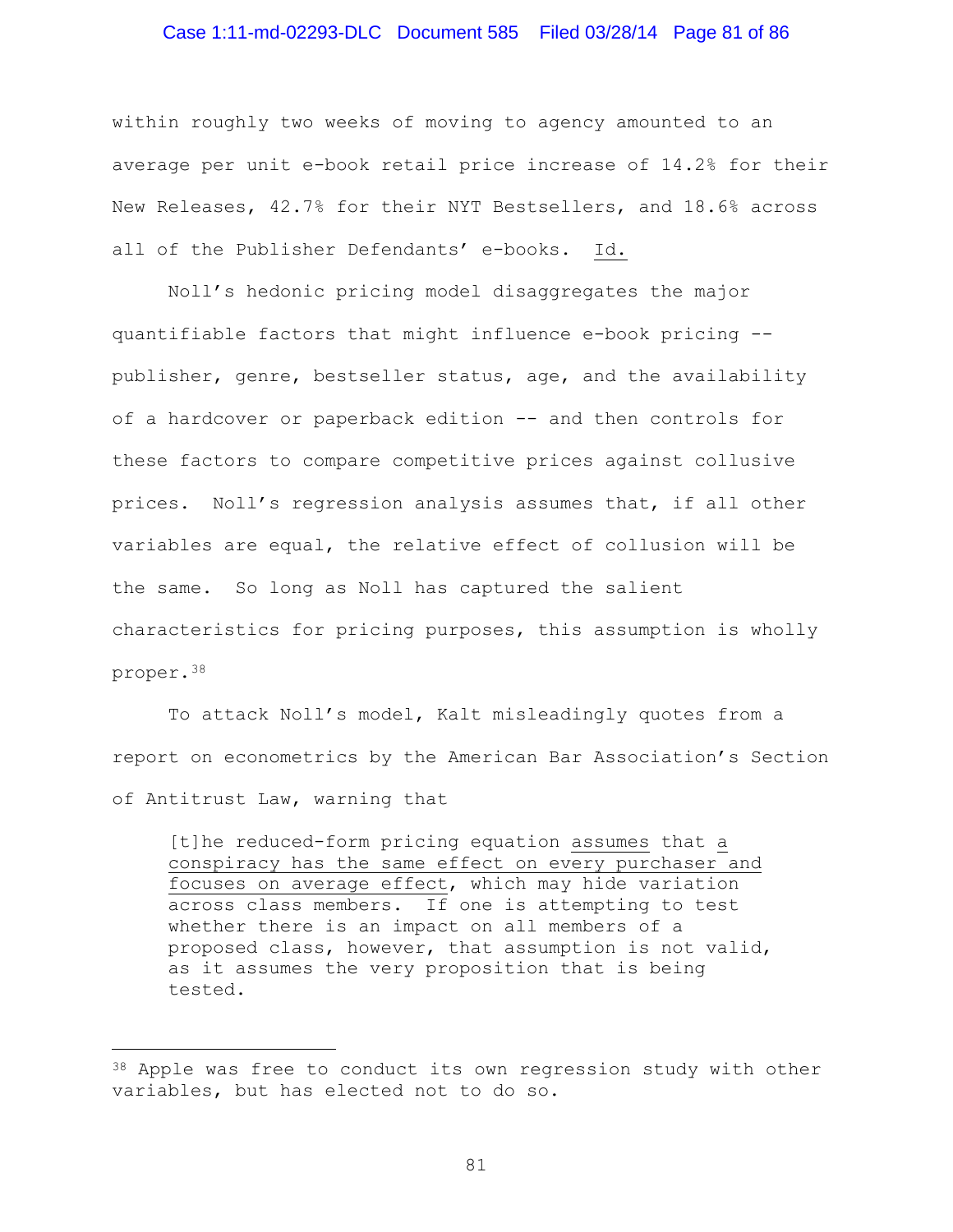within roughly two weeks of moving to agency amounted to an average per unit e-book retail price increase of 14.2% for their New Releases, 42.7% for their NYT Bestsellers, and 18.6% across all of the Publisher Defendants' e-books. Id.

Noll's hedonic pricing model disaggregates the major quantifiable factors that might influence e-book pricing -- publisher, genre, bestseller status, age, and the availability of a hardcover or paperback edition -- and then controls for these factors to compare competitive prices against collusive prices. Noll's regression analysis assumes that, if all other variables are equal, the relative effect of collusion will be the same. So long as Noll has captured the salient characteristics for pricing purposes, this assumption is wholly proper.[38]

To attack Noll's model, Kalt misleadingly quotes from a report on econometrics by the American Bar Association's Section of Antitrust Law, warning that

> [t]he reduced-form pricing equation assumes that a conspiracy has the same effect on every purchaser and focuses on average effect, which may hide variation across class members. If one is attempting to test whether there is an impact on all members of a proposed class, however, that assumption is not valid, as it assumes the very proposition that is being tested.

---

[38] Apple was free to conduct its own regression study with other variables, but has elected not to do so.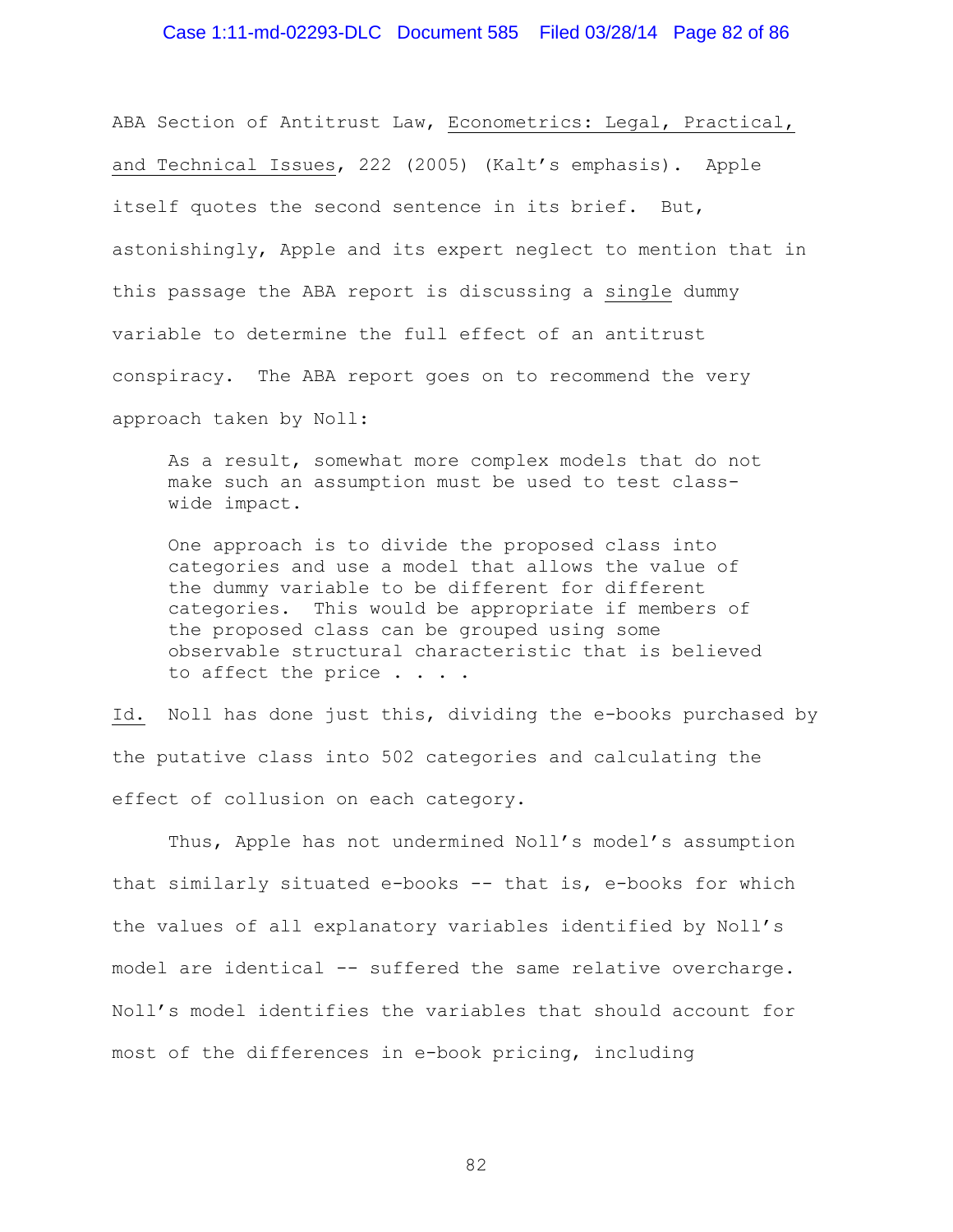ABA Section of Antitrust Law, Econometrics: Legal, Practical, and Technical Issues, 222 (2005) (Kalt's emphasis). Apple itself quotes the second sentence in its brief. But, astonishingly, Apple and its expert neglect to mention that in this passage the ABA report is discussing a single dummy variable to determine the full effect of an antitrust conspiracy. The ABA report goes on to recommend the very approach taken by Noll:

> As a result, somewhat more complex models that do not make such an assumption must be used to test class-wide impact.
>
> One approach is to divide the proposed class into categories and use a model that allows the value of the dummy variable to be different for different categories. This would be appropriate if members of the proposed class can be grouped using some observable structural characteristic that is believed to affect the price . . . .

Id. Noll has done just this, dividing the e-books purchased by the putative class into 502 categories and calculating the effect of collusion on each category.

Thus, Apple has not undermined Noll's model's assumption that similarly situated e-books -- that is, e-books for which the values of all explanatory variables identified by Noll's model are identical -- suffered the same relative overcharge. Noll's model identifies the variables that should account for most of the differences in e-book pricing, including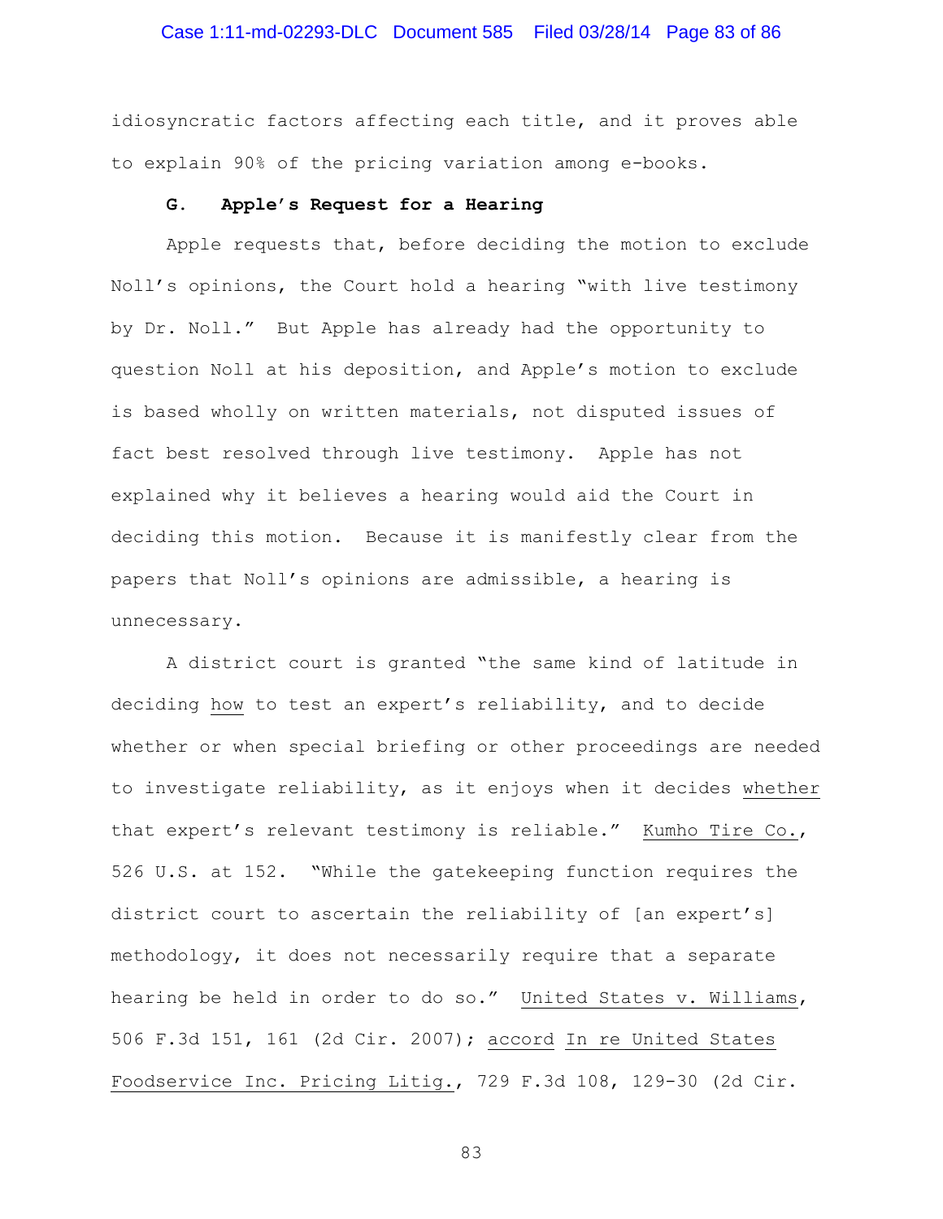idiosyncratic factors affecting each title, and it proves able to explain 90% of the pricing variation among e-books.

### G. Apple's Request for a Hearing

Apple requests that, before deciding the motion to exclude Noll's opinions, the Court hold a hearing "with live testimony by Dr. Noll." But Apple has already had the opportunity to question Noll at his deposition, and Apple's motion to exclude is based wholly on written materials, not disputed issues of fact best resolved through live testimony. Apple has not explained why it believes a hearing would aid the Court in deciding this motion. Because it is manifestly clear from the papers that Noll's opinions are admissible, a hearing is unnecessary.

A district court is granted "the same kind of latitude in deciding <u>how</u> to test an expert's reliability, and to decide whether or when special briefing or other proceedings are needed to investigate reliability, as it enjoys when it decides <u>whether</u> that expert's relevant testimony is reliable." <u>Kumho Tire Co.</u>, 526 U.S. at 152. "While the gatekeeping function requires the district court to ascertain the reliability of [an expert's] methodology, it does not necessarily require that a separate hearing be held in order to do so." <u>United States v. Williams</u>, 506 F.3d 151, 161 (2d Cir. 2007); <u>accord</u> <u>In re United States Foodservice Inc. Pricing Litig.</u>, 729 F.3d 108, 129-30 (2d Cir.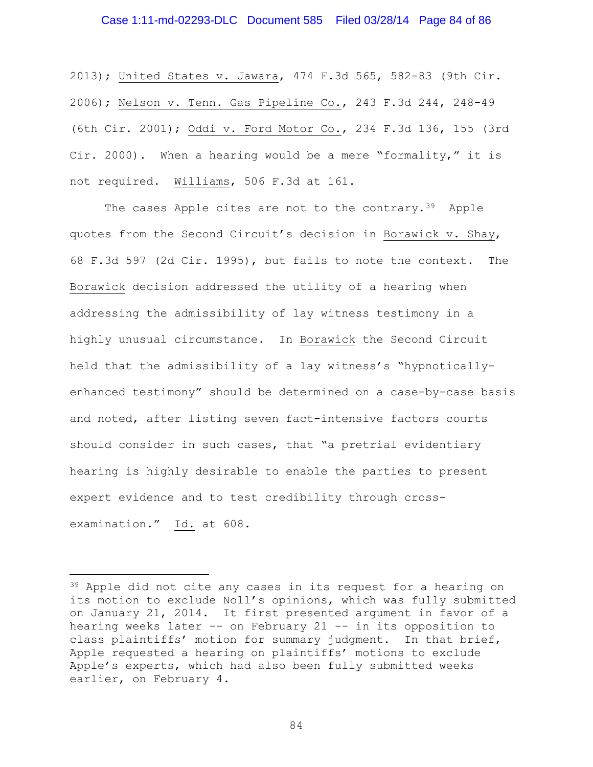2013); United States v. Jawara, 474 F.3d 565, 582-83 (9th Cir. 2006); Nelson v. Tenn. Gas Pipeline Co., 243 F.3d 244, 248-49 (6th Cir. 2001); Oddi v. Ford Motor Co., 234 F.3d 136, 155 (3rd Cir. 2000). When a hearing would be a mere "formality," it is not required. Williams, 506 F.3d at 161.

The cases Apple cites are not to the contrary.[39] Apple quotes from the Second Circuit's decision in Borawick v. Shay, 68 F.3d 597 (2d Cir. 1995), but fails to note the context. The Borawick decision addressed the utility of a hearing when addressing the admissibility of lay witness testimony in a highly unusual circumstance. In Borawick the Second Circuit held that the admissibility of a lay witness's "hypnotically-enhanced testimony" should be determined on a case-by-case basis and noted, after listing seven fact-intensive factors courts should consider in such cases, that "a pretrial evidentiary hearing is highly desirable to enable the parties to present expert evidence and to test credibility through cross-examination." Id. at 608.

---

[39] Apple did not cite any cases in its request for a hearing on its motion to exclude Noll's opinions, which was fully submitted on January 21, 2014. It first presented argument in favor of a hearing weeks later -- on February 21 -- in its opposition to class plaintiffs' motion for summary judgment. In that brief, Apple requested a hearing on plaintiffs' motions to exclude Apple's experts, which had also been fully submitted weeks earlier, on February 4.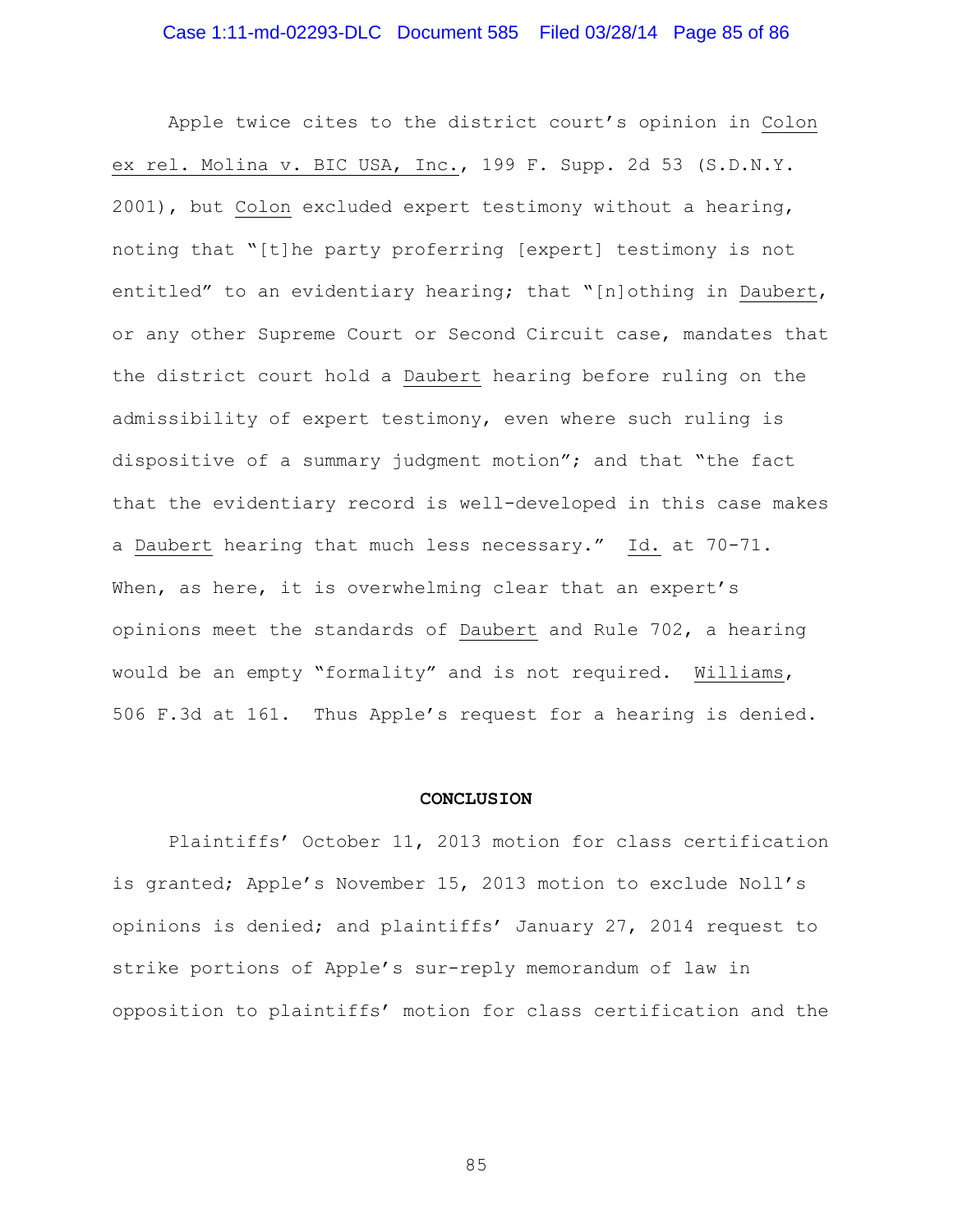Apple twice cites to the district court's opinion in Colon ex rel. Molina v. BIC USA, Inc., 199 F. Supp. 2d 53 (S.D.N.Y. 2001), but Colon excluded expert testimony without a hearing, noting that "[t]he party proferring [expert] testimony is not entitled" to an evidentiary hearing; that "[n]othing in Daubert, or any other Supreme Court or Second Circuit case, mandates that the district court hold a Daubert hearing before ruling on the admissibility of expert testimony, even where such ruling is dispositive of a summary judgment motion"; and that "the fact that the evidentiary record is well-developed in this case makes a Daubert hearing that much less necessary." Id. at 70-71. When, as here, it is overwhelming clear that an expert's opinions meet the standards of Daubert and Rule 702, a hearing would be an empty "formality" and is not required. Williams, 506 F.3d at 161. Thus Apple's request for a hearing is denied.

## CONCLUSION

Plaintiffs' October 11, 2013 motion for class certification is granted; Apple's November 15, 2013 motion to exclude Noll's opinions is denied; and plaintiffs' January 27, 2014 request to strike portions of Apple's sur-reply memorandum of law in opposition to plaintiffs' motion for class certification and the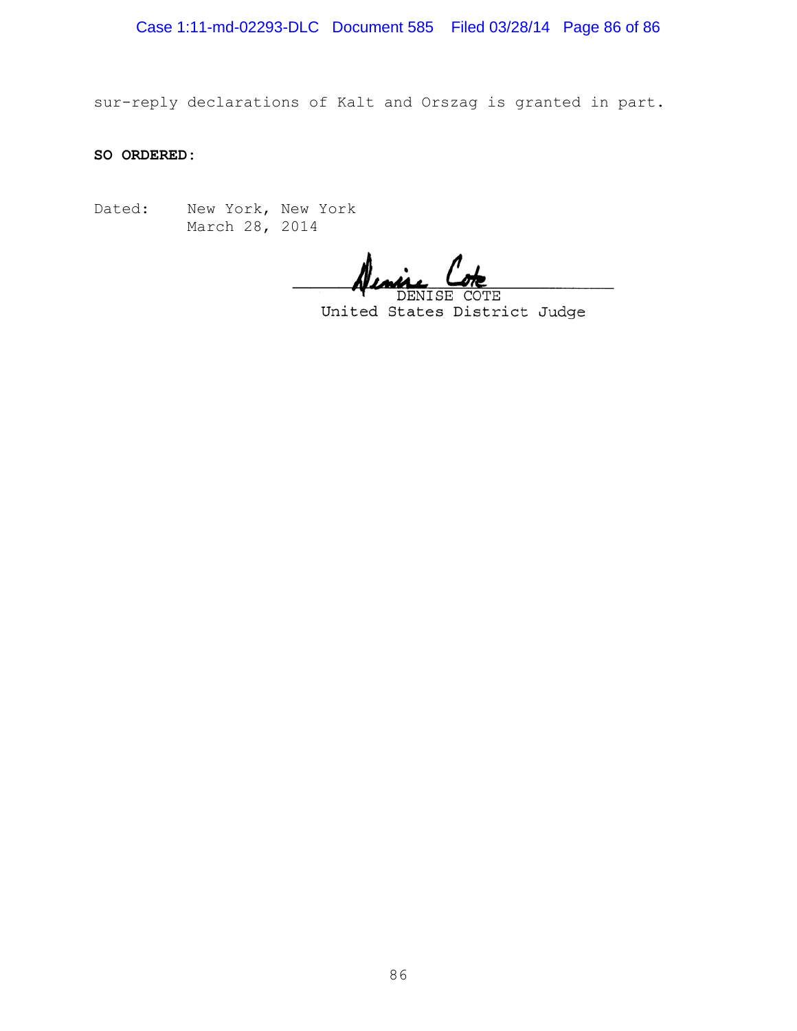sur-reply declarations of Kalt and Orszag is granted in part.

**SO ORDERED:**

Dated: New York, New York
March 28, 2014

DENISE COTE
United States District Judge